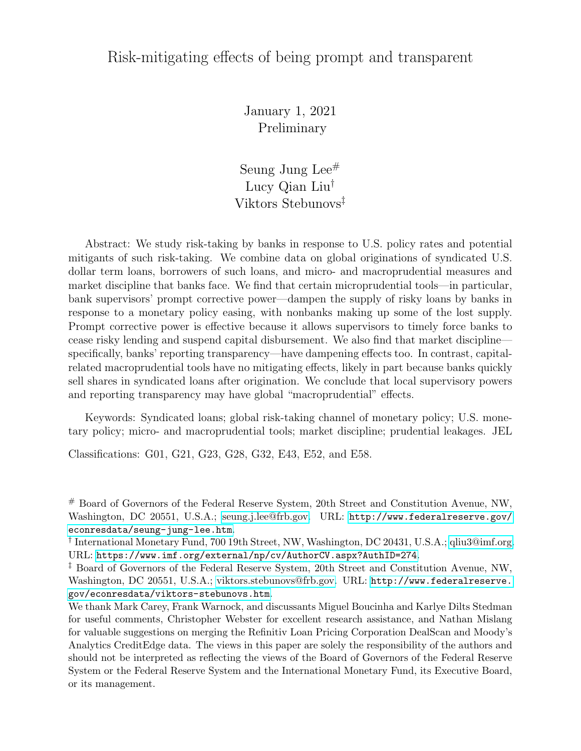# Risk-mitigating effects of being prompt and transparent

January 1, 2021
Preliminary

Seung Jung Lee[#]
Lucy Qian Liu[†]
Viktors Stebunovs[‡]

Abstract: We study risk-taking by banks in response to U.S. policy rates and potential mitigants of such risk-taking. We combine data on global originations of syndicated U.S. dollar term loans, borrowers of such loans, and micro- and macroprudential measures and market discipline that banks face. We find that certain microprudential tools—in particular, bank supervisors' prompt corrective power—dampen the supply of risky loans by banks in response to a monetary policy easing, with nonbanks making up some of the lost supply. Prompt corrective power is effective because it allows supervisors to timely force banks to cease risky lending and suspend capital disbursement. We also find that market discipline—specifically, banks' reporting transparency—have dampening effects too. In contrast, capital-related macroprudential tools have no mitigating effects, likely in part because banks quickly sell shares in syndicated loans after origination. We conclude that local supervisory powers and reporting transparency may have global "macroprudential" effects.

Keywords: Syndicated loans; global risk-taking channel of monetary policy; U.S. monetary policy; micro- and macroprudential tools; market discipline; prudential leakages. JEL

Classifications: G01, G21, G23, G28, G32, E43, E52, and E58.

[#] Board of Governors of the Federal Reserve System, 20th Street and Constitution Avenue, NW, Washington, DC 20551, U.S.A.; seung.j.lee@frb.gov. URL: http://www.federalreserve.gov/econresdata/seung-jung-lee.htm.

[†] International Monetary Fund, 700 19th Street, NW, Washington, DC 20431, U.S.A.; qliu3@imf.org. URL: https://www.imf.org/external/np/cv/AuthorCV.aspx?AuthID=274.

[‡] Board of Governors of the Federal Reserve System, 20th Street and Constitution Avenue, NW, Washington, DC 20551, U.S.A.; viktors.stebunovs@frb.gov. URL: http://www.federalreserve.gov/econresdata/viktors-stebunovs.htm.

We thank Mark Carey, Frank Warnock, and discussants Miguel Boucinha and Karlye Dilts Stedman for useful comments, Christopher Webster for excellent research assistance, and Nathan Mislang for valuable suggestions on merging the Refinitiv Loan Pricing Corporation DealScan and Moody's Analytics CreditEdge data. The views in this paper are solely the responsibility of the authors and should not be interpreted as reflecting the views of the Board of Governors of the Federal Reserve System or the Federal Reserve System and the International Monetary Fund, its Executive Board, or its management.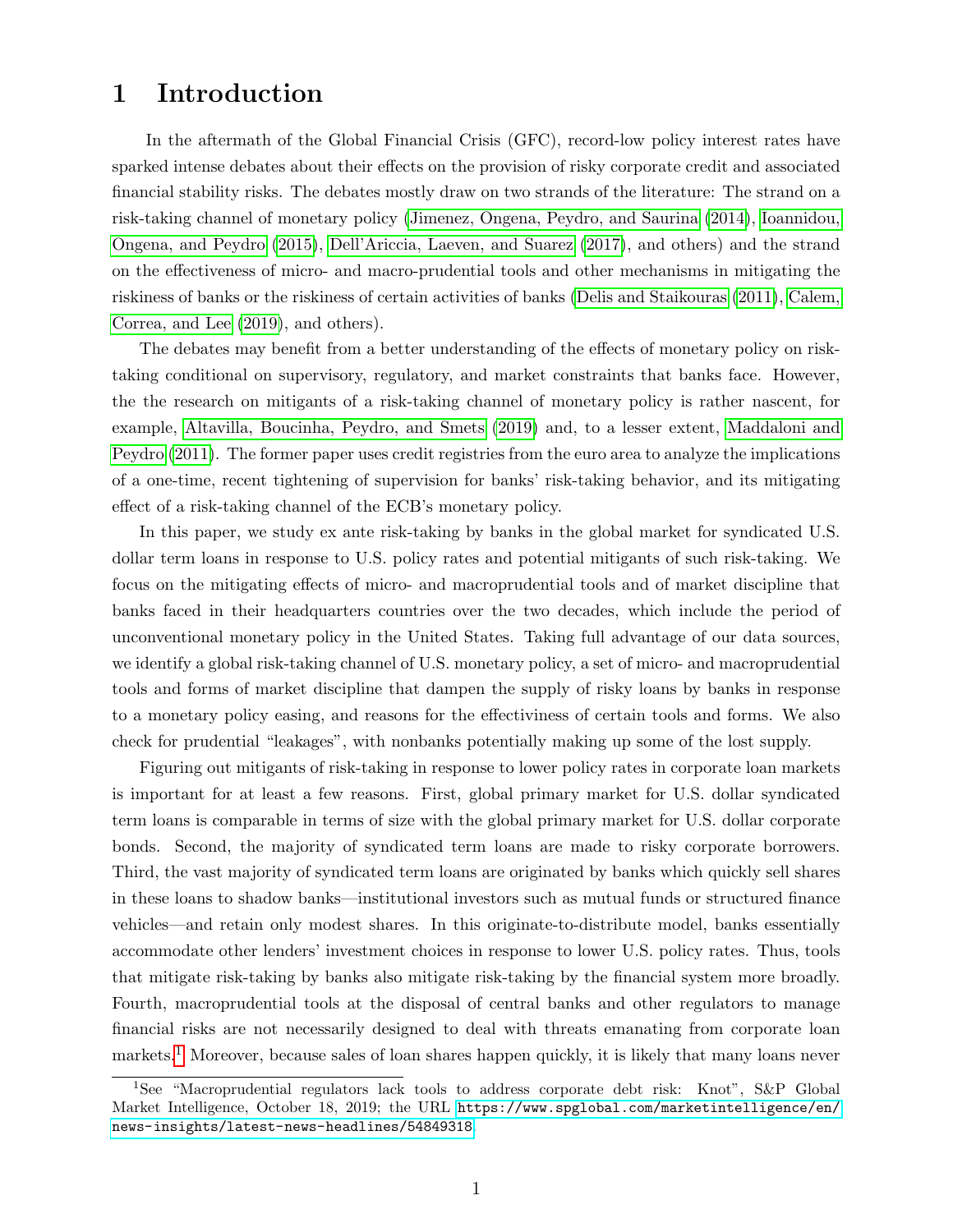# 1 Introduction

In the aftermath of the Global Financial Crisis (GFC), record-low policy interest rates have sparked intense debates about their effects on the provision of risky corporate credit and associated financial stability risks. The debates mostly draw on two strands of the literature: The strand on a risk-taking channel of monetary policy (Jimenez, Ongena, Peydro, and Saurina (2014), Ioannidou, Ongena, and Peydro (2015), Dell'Ariccia, Laeven, and Suarez (2017), and others) and the strand on the effectiveness of micro- and macro-prudential tools and other mechanisms in mitigating the riskiness of banks or the riskiness of certain activities of banks (Delis and Staikouras (2011), Calem, Correa, and Lee (2019), and others).

The debates may benefit from a better understanding of the effects of monetary policy on risk-taking conditional on supervisory, regulatory, and market constraints that banks face. However, the the research on mitigants of a risk-taking channel of monetary policy is rather nascent, for example, Altavilla, Boucinha, Peydro, and Smets (2019) and, to a lesser extent, Maddaloni and Peydro (2011). The former paper uses credit registries from the euro area to analyze the implications of a one-time, recent tightening of supervision for banks' risk-taking behavior, and its mitigating effect of a risk-taking channel of the ECB's monetary policy.

In this paper, we study ex ante risk-taking by banks in the global market for syndicated U.S. dollar term loans in response to U.S. policy rates and potential mitigants of such risk-taking. We focus on the mitigating effects of micro- and macroprudential tools and of market discipline that banks faced in their headquarters countries over the two decades, which include the period of unconventional monetary policy in the United States. Taking full advantage of our data sources, we identify a global risk-taking channel of U.S. monetary policy, a set of micro- and macroprudential tools and forms of market discipline that dampen the supply of risky loans by banks in response to a monetary policy easing, and reasons for the effectiviness of certain tools and forms. We also check for prudential "leakages", with nonbanks potentially making up some of the lost supply.

Figuring out mitigants of risk-taking in response to lower policy rates in corporate loan markets is important for at least a few reasons. First, global primary market for U.S. dollar syndicated term loans is comparable in terms of size with the global primary market for U.S. dollar corporate bonds. Second, the majority of syndicated term loans are made to risky corporate borrowers. Third, the vast majority of syndicated term loans are originated by banks which quickly sell shares in these loans to shadow banks—institutional investors such as mutual funds or structured finance vehicles—and retain only modest shares. In this originate-to-distribute model, banks essentially accommodate other lenders' investment choices in response to lower U.S. policy rates. Thus, tools that mitigate risk-taking by banks also mitigate risk-taking by the financial system more broadly. Fourth, macroprudential tools at the disposal of central banks and other regulators to manage financial risks are not necessarily designed to deal with threats emanating from corporate loan markets.[1] Moreover, because sales of loan shares happen quickly, it is likely that many loans never

[1] See "Macroprudential regulators lack tools to address corporate debt risk: Knot", S&P Global Market Intelligence, October 18, 2019; the URL https://www.spglobal.com/marketintelligence/en/news-insights/latest-news-headlines/54849318.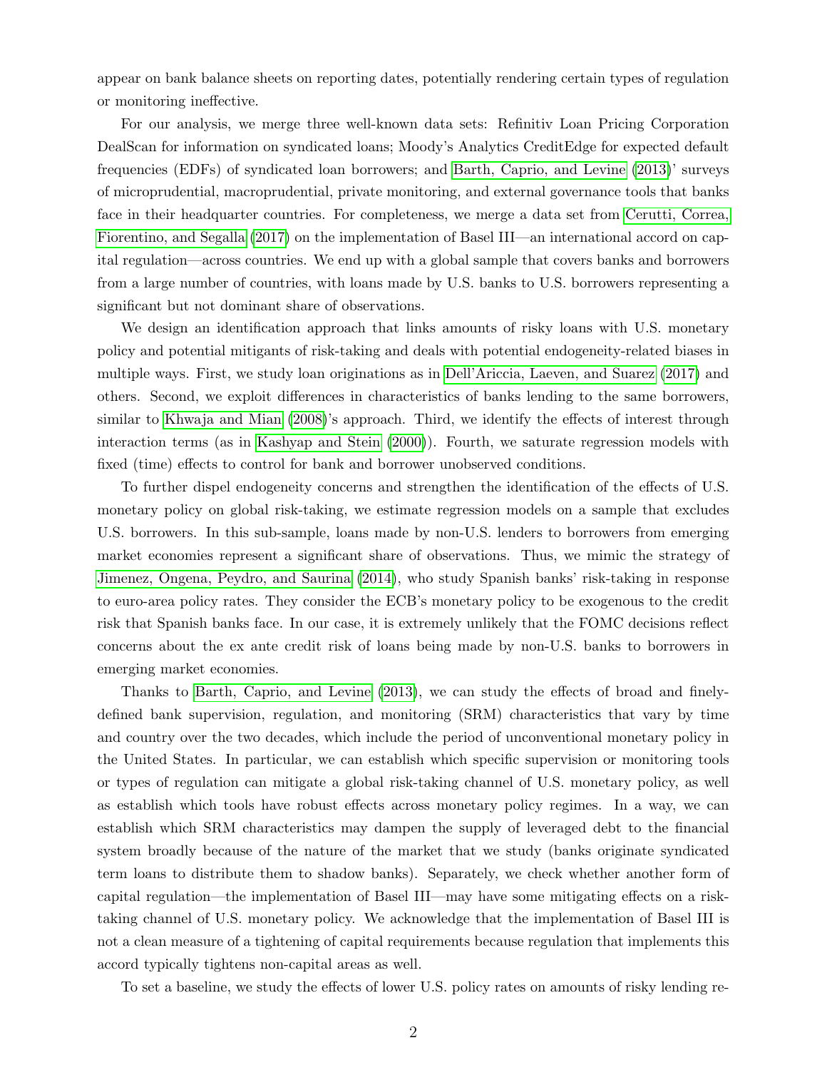appear on bank balance sheets on reporting dates, potentially rendering certain types of regulation or monitoring ineffective.

For our analysis, we merge three well-known data sets: Refinitiv Loan Pricing Corporation DealScan for information on syndicated loans; Moody's Analytics CreditEdge for expected default frequencies (EDFs) of syndicated loan borrowers; and Barth, Caprio, and Levine (2013)' surveys of microprudential, macroprudential, private monitoring, and external governance tools that banks face in their headquarter countries. For completeness, we merge a data set from Cerutti, Correa, Fiorentino, and Segalla (2017) on the implementation of Basel III—an international accord on capital regulation—across countries. We end up with a global sample that covers banks and borrowers from a large number of countries, with loans made by U.S. banks to U.S. borrowers representing a significant but not dominant share of observations.

We design an identification approach that links amounts of risky loans with U.S. monetary policy and potential mitigants of risk-taking and deals with potential endogeneity-related biases in multiple ways. First, we study loan originations as in Dell'Ariccia, Laeven, and Suarez (2017) and others. Second, we exploit differences in characteristics of banks lending to the same borrowers, similar to Khwaja and Mian (2008)'s approach. Third, we identify the effects of interest through interaction terms (as in Kashyap and Stein (2000)). Fourth, we saturate regression models with fixed (time) effects to control for bank and borrower unobserved conditions.

To further dispel endogeneity concerns and strengthen the identification of the effects of U.S. monetary policy on global risk-taking, we estimate regression models on a sample that excludes U.S. borrowers. In this sub-sample, loans made by non-U.S. lenders to borrowers from emerging market economies represent a significant share of observations. Thus, we mimic the strategy of Jimenez, Ongena, Peydro, and Saurina (2014), who study Spanish banks' risk-taking in response to euro-area policy rates. They consider the ECB's monetary policy to be exogenous to the credit risk that Spanish banks face. In our case, it is extremely unlikely that the FOMC decisions reflect concerns about the ex ante credit risk of loans being made by non-U.S. banks to borrowers in emerging market economies.

Thanks to Barth, Caprio, and Levine (2013), we can study the effects of broad and finely-defined bank supervision, regulation, and monitoring (SRM) characteristics that vary by time and country over the two decades, which include the period of unconventional monetary policy in the United States. In particular, we can establish which specific supervision or monitoring tools or types of regulation can mitigate a global risk-taking channel of U.S. monetary policy, as well as establish which tools have robust effects across monetary policy regimes. In a way, we can establish which SRM characteristics may dampen the supply of leveraged debt to the financial system broadly because of the nature of the market that we study (banks originate syndicated term loans to distribute them to shadow banks). Separately, we check whether another form of capital regulation—the implementation of Basel III—may have some mitigating effects on a risk-taking channel of U.S. monetary policy. We acknowledge that the implementation of Basel III is not a clean measure of a tightening of capital requirements because regulation that implements this accord typically tightens non-capital areas as well.

To set a baseline, we study the effects of lower U.S. policy rates on amounts of risky lending re-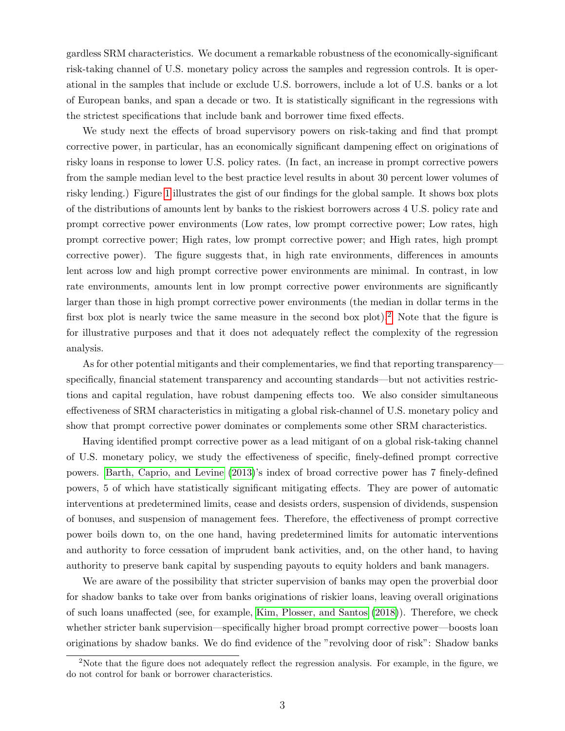gardless SRM characteristics. We document a remarkable robustness of the economically-significant risk-taking channel of U.S. monetary policy across the samples and regression controls. It is operational in the samples that include or exclude U.S. borrowers, include a lot of U.S. banks or a lot of European banks, and span a decade or two. It is statistically significant in the regressions with the strictest specifications that include bank and borrower time fixed effects.

We study next the effects of broad supervisory powers on risk-taking and find that prompt corrective power, in particular, has an economically significant dampening effect on originations of risky loans in response to lower U.S. policy rates. (In fact, an increase in prompt corrective powers from the sample median level to the best practice level results in about 30 percent lower volumes of risky lending.) Figure 1 illustrates the gist of our findings for the global sample. It shows box plots of the distributions of amounts lent by banks to the riskiest borrowers across 4 U.S. policy rate and prompt corrective power environments (Low rates, low prompt corrective power; Low rates, high prompt corrective power; High rates, low prompt corrective power; and High rates, high prompt corrective power). The figure suggests that, in high rate environments, differences in amounts lent across low and high prompt corrective power environments are minimal. In contrast, in low rate environments, amounts lent in low prompt corrective power environments are significantly larger than those in high prompt corrective power environments (the median in dollar terms in the first box plot is nearly twice the same measure in the second box plot).[2] Note that the figure is for illustrative purposes and that it does not adequately reflect the complexity of the regression analysis.

As for other potential mitigants and their complementaries, we find that reporting transparency—specifically, financial statement transparency and accounting standards—but not activities restrictions and capital regulation, have robust dampening effects too. We also consider simultaneous effectiveness of SRM characteristics in mitigating a global risk-channel of U.S. monetary policy and show that prompt corrective power dominates or complements some other SRM characteristics.

Having identified prompt corrective power as a lead mitigant of on a global risk-taking channel of U.S. monetary policy, we study the effectiveness of specific, finely-defined prompt corrective powers. Barth, Caprio, and Levine (2013)'s index of broad corrective power has 7 finely-defined powers, 5 of which have statistically significant mitigating effects. They are power of automatic interventions at predetermined limits, cease and desists orders, suspension of dividends, suspension of bonuses, and suspension of management fees. Therefore, the effectiveness of prompt corrective power boils down to, on the one hand, having predetermined limits for automatic interventions and authority to force cessation of imprudent bank activities, and, on the other hand, to having authority to preserve bank capital by suspending payouts to equity holders and bank managers.

We are aware of the possibility that stricter supervision of banks may open the proverbial door for shadow banks to take over from banks originations of riskier loans, leaving overall originations of such loans unaffected (see, for example, Kim, Plosser, and Santos (2018)). Therefore, we check whether stricter bank supervision—specifically higher broad prompt corrective power—boosts loan originations by shadow banks. We do find evidence of the "revolving door of risk": Shadow banks

[2] Note that the figure does not adequately reflect the regression analysis. For example, in the figure, we do not control for bank or borrower characteristics.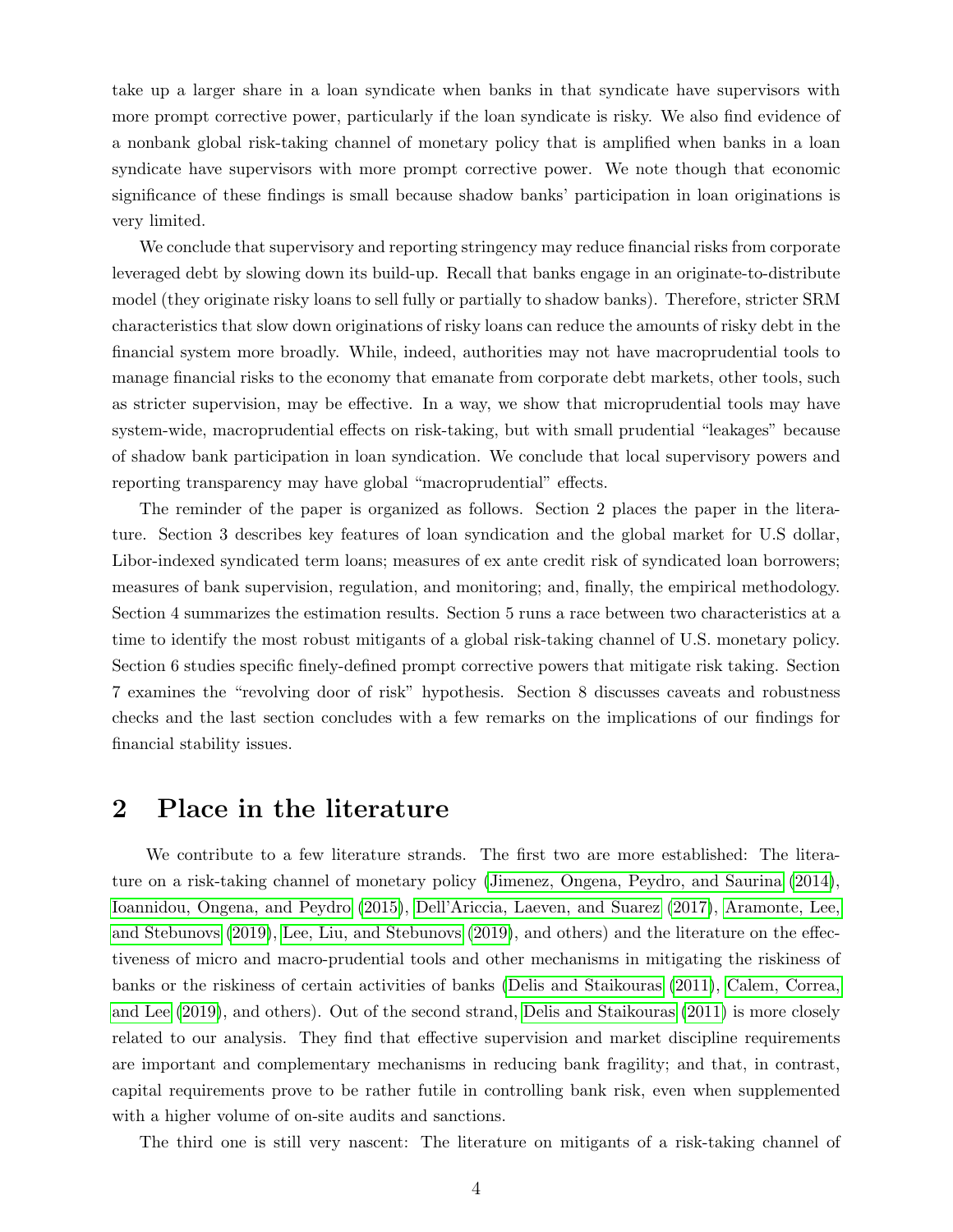take up a larger share in a loan syndicate when banks in that syndicate have supervisors with more prompt corrective power, particularly if the loan syndicate is risky. We also find evidence of a nonbank global risk-taking channel of monetary policy that is amplified when banks in a loan syndicate have supervisors with more prompt corrective power. We note though that economic significance of these findings is small because shadow banks' participation in loan originations is very limited.

We conclude that supervisory and reporting stringency may reduce financial risks from corporate leveraged debt by slowing down its build-up. Recall that banks engage in an originate-to-distribute model (they originate risky loans to sell fully or partially to shadow banks). Therefore, stricter SRM characteristics that slow down originations of risky loans can reduce the amounts of risky debt in the financial system more broadly. While, indeed, authorities may not have macroprudential tools to manage financial risks to the economy that emanate from corporate debt markets, other tools, such as stricter supervision, may be effective. In a way, we show that microprudential tools may have system-wide, macroprudential effects on risk-taking, but with small prudential "leakages" because of shadow bank participation in loan syndication. We conclude that local supervisory powers and reporting transparency may have global "macroprudential" effects.

The reminder of the paper is organized as follows. Section 2 places the paper in the literature. Section 3 describes key features of loan syndication and the global market for U.S dollar, Libor-indexed syndicated term loans; measures of ex ante credit risk of syndicated loan borrowers; measures of bank supervision, regulation, and monitoring; and, finally, the empirical methodology. Section 4 summarizes the estimation results. Section 5 runs a race between two characteristics at a time to identify the most robust mitigants of a global risk-taking channel of U.S. monetary policy. Section 6 studies specific finely-defined prompt corrective powers that mitigate risk taking. Section 7 examines the "revolving door of risk" hypothesis. Section 8 discusses caveats and robustness checks and the last section concludes with a few remarks on the implications of our findings for financial stability issues.

# 2 Place in the literature

We contribute to a few literature strands. The first two are more established: The literature on a risk-taking channel of monetary policy (Jimenez, Ongena, Peydro, and Saurina (2014), Ioannidou, Ongena, and Peydro (2015), Dell'Ariccia, Laeven, and Suarez (2017), Aramonte, Lee, and Stebunovs (2019), Lee, Liu, and Stebunovs (2019), and others) and the literature on the effectiveness of micro and macro-prudential tools and other mechanisms in mitigating the riskiness of banks or the riskiness of certain activities of banks (Delis and Staikouras (2011), Calem, Correa, and Lee (2019), and others). Out of the second strand, Delis and Staikouras (2011) is more closely related to our analysis. They find that effective supervision and market discipline requirements are important and complementary mechanisms in reducing bank fragility; and that, in contrast, capital requirements prove to be rather futile in controlling bank risk, even when supplemented with a higher volume of on-site audits and sanctions.

The third one is still very nascent: The literature on mitigants of a risk-taking channel of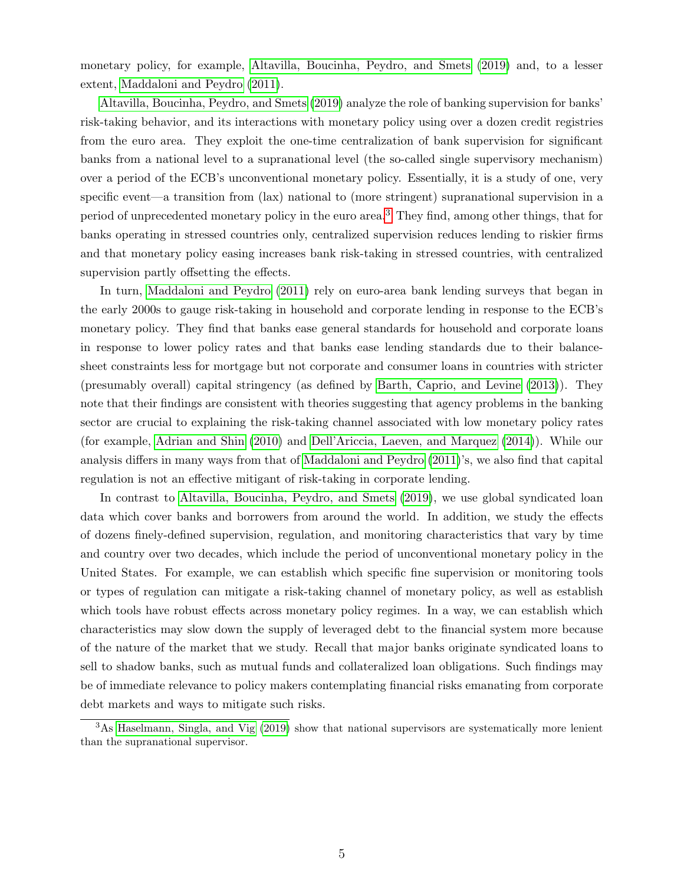monetary policy, for example, Altavilla, Boucinha, Peydro, and Smets (2019) and, to a lesser extent, Maddaloni and Peydro (2011).

Altavilla, Boucinha, Peydro, and Smets (2019) analyze the role of banking supervision for banks' risk-taking behavior, and its interactions with monetary policy using over a dozen credit registries from the euro area. They exploit the one-time centralization of bank supervision for significant banks from a national level to a supranational level (the so-called single supervisory mechanism) over a period of the ECB's unconventional monetary policy. Essentially, it is a study of one, very specific event—a transition from (lax) national to (more stringent) supranational supervision in a period of unprecedented monetary policy in the euro area.[3] They find, among other things, that for banks operating in stressed countries only, centralized supervision reduces lending to riskier firms and that monetary policy easing increases bank risk-taking in stressed countries, with centralized supervision partly offsetting the effects.

In turn, Maddaloni and Peydro (2011) rely on euro-area bank lending surveys that began in the early 2000s to gauge risk-taking in household and corporate lending in response to the ECB's monetary policy. They find that banks ease general standards for household and corporate loans in response to lower policy rates and that banks ease lending standards due to their balance-sheet constraints less for mortgage but not corporate and consumer loans in countries with stricter (presumably overall) capital stringency (as defined by Barth, Caprio, and Levine (2013)). They note that their findings are consistent with theories suggesting that agency problems in the banking sector are crucial to explaining the risk-taking channel associated with low monetary policy rates (for example, Adrian and Shin (2010) and Dell'Ariccia, Laeven, and Marquez (2014)). While our analysis differs in many ways from that of Maddaloni and Peydro (2011)'s, we also find that capital regulation is not an effective mitigant of risk-taking in corporate lending.

In contrast to Altavilla, Boucinha, Peydro, and Smets (2019), we use global syndicated loan data which cover banks and borrowers from around the world. In addition, we study the effects of dozens finely-defined supervision, regulation, and monitoring characteristics that vary by time and country over two decades, which include the period of unconventional monetary policy in the United States. For example, we can establish which specific fine supervision or monitoring tools or types of regulation can mitigate a risk-taking channel of monetary policy, as well as establish which tools have robust effects across monetary policy regimes. In a way, we can establish which characteristics may slow down the supply of leveraged debt to the financial system more because of the nature of the market that we study. Recall that major banks originate syndicated loans to sell to shadow banks, such as mutual funds and collateralized loan obligations. Such findings may be of immediate relevance to policy makers contemplating financial risks emanating from corporate debt markets and ways to mitigate such risks.

[3] As Haselmann, Singla, and Vig (2019) show that national supervisors are systematically more lenient than the supranational supervisor.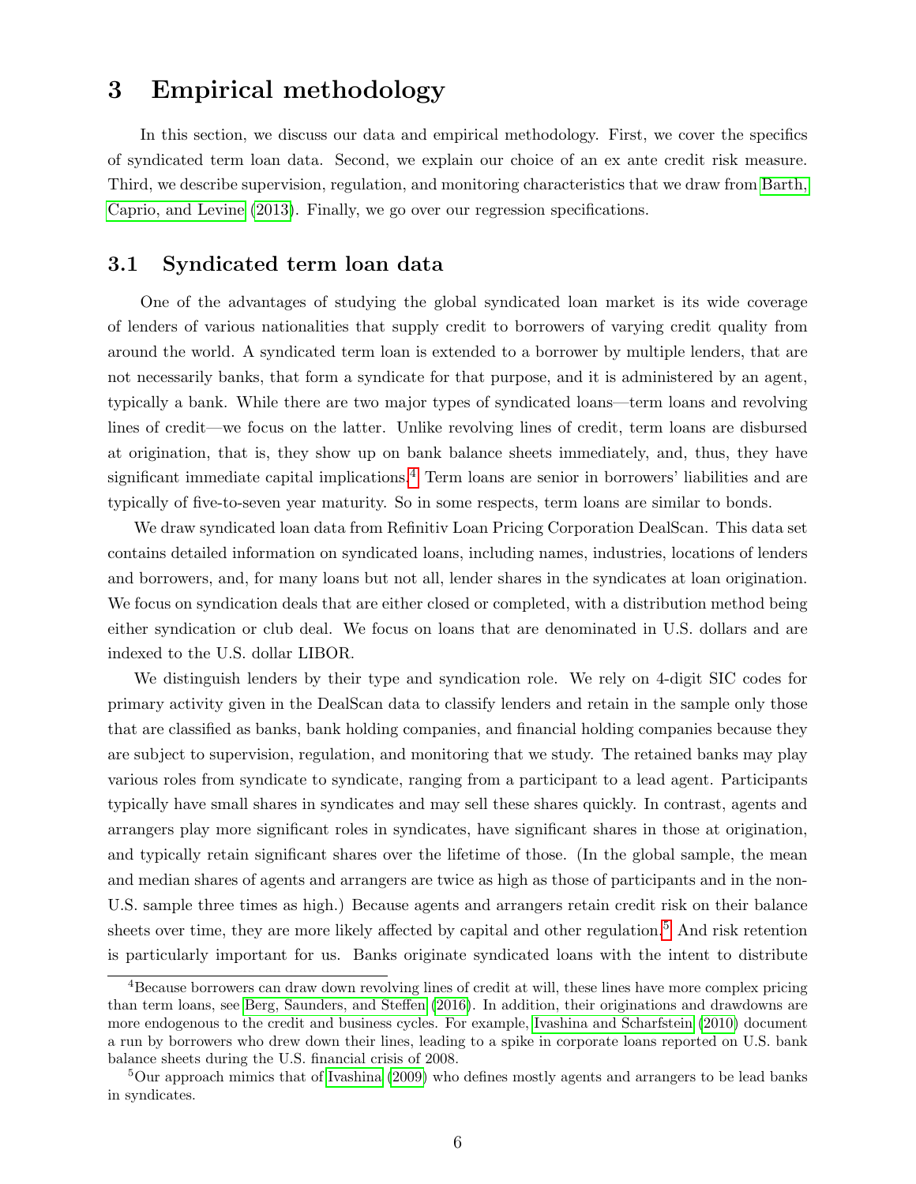# 3 Empirical methodology

In this section, we discuss our data and empirical methodology. First, we cover the specifics of syndicated term loan data. Second, we explain our choice of an ex ante credit risk measure. Third, we describe supervision, regulation, and monitoring characteristics that we draw from Barth, Caprio, and Levine (2013). Finally, we go over our regression specifications.

## 3.1 Syndicated term loan data

One of the advantages of studying the global syndicated loan market is its wide coverage of lenders of various nationalities that supply credit to borrowers of varying credit quality from around the world. A syndicated term loan is extended to a borrower by multiple lenders, that are not necessarily banks, that form a syndicate for that purpose, and it is administered by an agent, typically a bank. While there are two major types of syndicated loans—term loans and revolving lines of credit—we focus on the latter. Unlike revolving lines of credit, term loans are disbursed at origination, that is, they show up on bank balance sheets immediately, and, thus, they have significant immediate capital implications.[4] Term loans are senior in borrowers' liabilities and are typically of five-to-seven year maturity. So in some respects, term loans are similar to bonds.

We draw syndicated loan data from Refinitiv Loan Pricing Corporation DealScan. This data set contains detailed information on syndicated loans, including names, industries, locations of lenders and borrowers, and, for many loans but not all, lender shares in the syndicates at loan origination. We focus on syndication deals that are either closed or completed, with a distribution method being either syndication or club deal. We focus on loans that are denominated in U.S. dollars and are indexed to the U.S. dollar LIBOR.

We distinguish lenders by their type and syndication role. We rely on 4-digit SIC codes for primary activity given in the DealScan data to classify lenders and retain in the sample only those that are classified as banks, bank holding companies, and financial holding companies because they are subject to supervision, regulation, and monitoring that we study. The retained banks may play various roles from syndicate to syndicate, ranging from a participant to a lead agent. Participants typically have small shares in syndicates and may sell these shares quickly. In contrast, agents and arrangers play more significant roles in syndicates, have significant shares in those at origination, and typically retain significant shares over the lifetime of those. (In the global sample, the mean and median shares of agents and arrangers are twice as high as those of participants and in the non-U.S. sample three times as high.) Because agents and arrangers retain credit risk on their balance sheets over time, they are more likely affected by capital and other regulation.[5] And risk retention is particularly important for us. Banks originate syndicated loans with the intent to distribute

[4] Because borrowers can draw down revolving lines of credit at will, these lines have more complex pricing than term loans, see Berg, Saunders, and Steffen (2016). In addition, their originations and drawdowns are more endogenous to the credit and business cycles. For example, Ivashina and Scharfstein (2010) document a run by borrowers who drew down their lines, leading to a spike in corporate loans reported on U.S. bank balance sheets during the U.S. financial crisis of 2008.

[5] Our approach mimics that of Ivashina (2009) who defines mostly agents and arrangers to be lead banks in syndicates.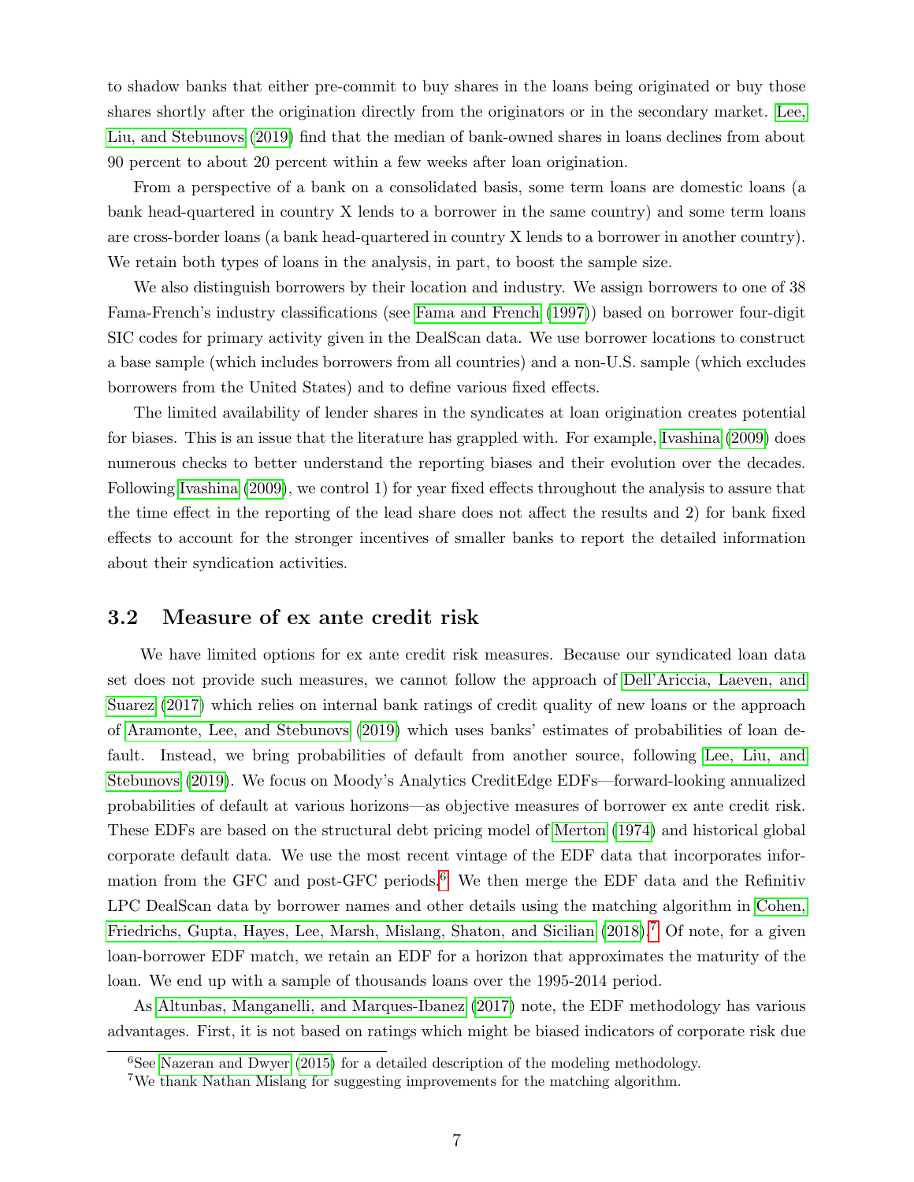to shadow banks that either pre-commit to buy shares in the loans being originated or buy those shares shortly after the origination directly from the originators or in the secondary market. Lee, Liu, and Stebunovs (2019) find that the median of bank-owned shares in loans declines from about 90 percent to about 20 percent within a few weeks after loan origination.

From a perspective of a bank on a consolidated basis, some term loans are domestic loans (a bank head-quartered in country X lends to a borrower in the same country) and some term loans are cross-border loans (a bank head-quartered in country X lends to a borrower in another country). We retain both types of loans in the analysis, in part, to boost the sample size.

We also distinguish borrowers by their location and industry. We assign borrowers to one of 38 Fama-French's industry classifications (see Fama and French (1997)) based on borrower four-digit SIC codes for primary activity given in the DealScan data. We use borrower locations to construct a base sample (which includes borrowers from all countries) and a non-U.S. sample (which excludes borrowers from the United States) and to define various fixed effects.

The limited availability of lender shares in the syndicates at loan origination creates potential for biases. This is an issue that the literature has grappled with. For example, Ivashina (2009) does numerous checks to better understand the reporting biases and their evolution over the decades. Following Ivashina (2009), we control 1) for year fixed effects throughout the analysis to assure that the time effect in the reporting of the lead share does not affect the results and 2) for bank fixed effects to account for the stronger incentives of smaller banks to report the detailed information about their syndication activities.

## 3.2 Measure of ex ante credit risk

We have limited options for ex ante credit risk measures. Because our syndicated loan data set does not provide such measures, we cannot follow the approach of Dell'Ariccia, Laeven, and Suarez (2017) which relies on internal bank ratings of credit quality of new loans or the approach of Aramonte, Lee, and Stebunovs (2019) which uses banks' estimates of probabilities of loan default. Instead, we bring probabilities of default from another source, following Lee, Liu, and Stebunovs (2019). We focus on Moody's Analytics CreditEdge EDFs—forward-looking annualized probabilities of default at various horizons—as objective measures of borrower ex ante credit risk. These EDFs are based on the structural debt pricing model of Merton (1974) and historical global corporate default data. We use the most recent vintage of the EDF data that incorporates information from the GFC and post-GFC periods.[6] We then merge the EDF data and the Refinitiv LPC DealScan data by borrower names and other details using the matching algorithm in Cohen, Friedrichs, Gupta, Hayes, Lee, Marsh, Mislang, Shaton, and Sicilian (2018).[7] Of note, for a given loan-borrower EDF match, we retain an EDF for a horizon that approximates the maturity of the loan. We end up with a sample of thousands loans over the 1995-2014 period.

As Altunbas, Manganelli, and Marques-Ibanez (2017) note, the EDF methodology has various advantages. First, it is not based on ratings which might be biased indicators of corporate risk due

[6] See Nazeran and Dwyer (2015) for a detailed description of the modeling methodology.

[7] We thank Nathan Mislang for suggesting improvements for the matching algorithm.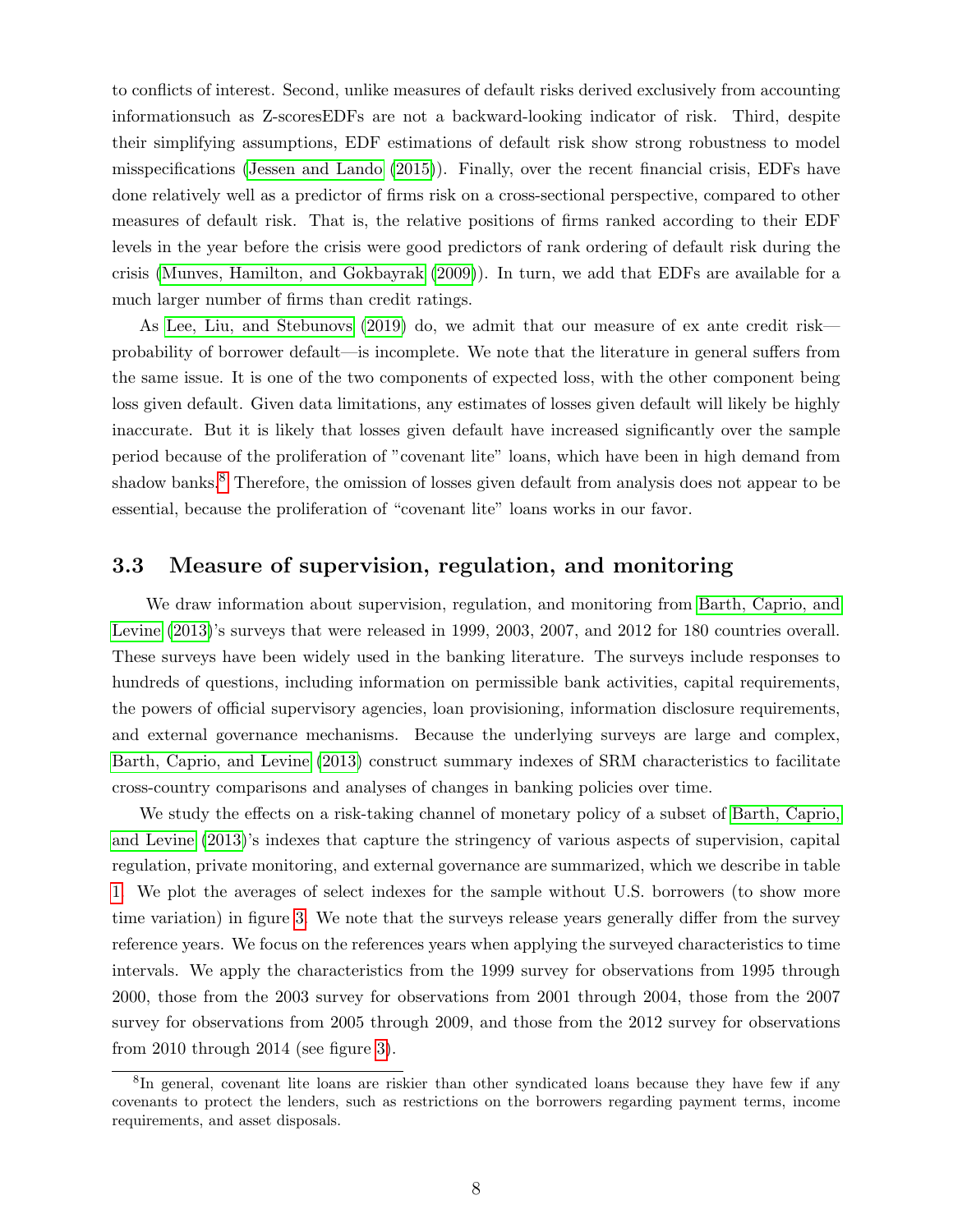to conflicts of interest. Second, unlike measures of default risks derived exclusively from accounting informationsuch as Z-scoresEDFs are not a backward-looking indicator of risk. Third, despite their simplifying assumptions, EDF estimations of default risk show strong robustness to model misspecifications (Jessen and Lando (2015)). Finally, over the recent financial crisis, EDFs have done relatively well as a predictor of firms risk on a cross-sectional perspective, compared to other measures of default risk. That is, the relative positions of firms ranked according to their EDF levels in the year before the crisis were good predictors of rank ordering of default risk during the crisis (Munves, Hamilton, and Gokbayrak (2009)). In turn, we add that EDFs are available for a much larger number of firms than credit ratings.

As Lee, Liu, and Stebunovs (2019) do, we admit that our measure of ex ante credit risk—probability of borrower default—is incomplete. We note that the literature in general suffers from the same issue. It is one of the two components of expected loss, with the other component being loss given default. Given data limitations, any estimates of losses given default will likely be highly inaccurate. But it is likely that losses given default have increased significantly over the sample period because of the proliferation of "covenant lite" loans, which have been in high demand from shadow banks.[8] Therefore, the omission of losses given default from analysis does not appear to be essential, because the proliferation of "covenant lite" loans works in our favor.

## 3.3 Measure of supervision, regulation, and monitoring

We draw information about supervision, regulation, and monitoring from Barth, Caprio, and Levine (2013)'s surveys that were released in 1999, 2003, 2007, and 2012 for 180 countries overall. These surveys have been widely used in the banking literature. The surveys include responses to hundreds of questions, including information on permissible bank activities, capital requirements, the powers of official supervisory agencies, loan provisioning, information disclosure requirements, and external governance mechanisms. Because the underlying surveys are large and complex, Barth, Caprio, and Levine (2013) construct summary indexes of SRM characteristics to facilitate cross-country comparisons and analyses of changes in banking policies over time.

We study the effects on a risk-taking channel of monetary policy of a subset of Barth, Caprio, and Levine (2013)'s indexes that capture the stringency of various aspects of supervision, capital regulation, private monitoring, and external governance are summarized, which we describe in table 1. We plot the averages of select indexes for the sample without U.S. borrowers (to show more time variation) in figure 3. We note that the surveys release years generally differ from the survey reference years. We focus on the references years when applying the surveyed characteristics to time intervals. We apply the characteristics from the 1999 survey for observations from 1995 through 2000, those from the 2003 survey for observations from 2001 through 2004, those from the 2007 survey for observations from 2005 through 2009, and those from the 2012 survey for observations from 2010 through 2014 (see figure 3).

[8] In general, covenant lite loans are riskier than other syndicated loans because they have few if any covenants to protect the lenders, such as restrictions on the borrowers regarding payment terms, income requirements, and asset disposals.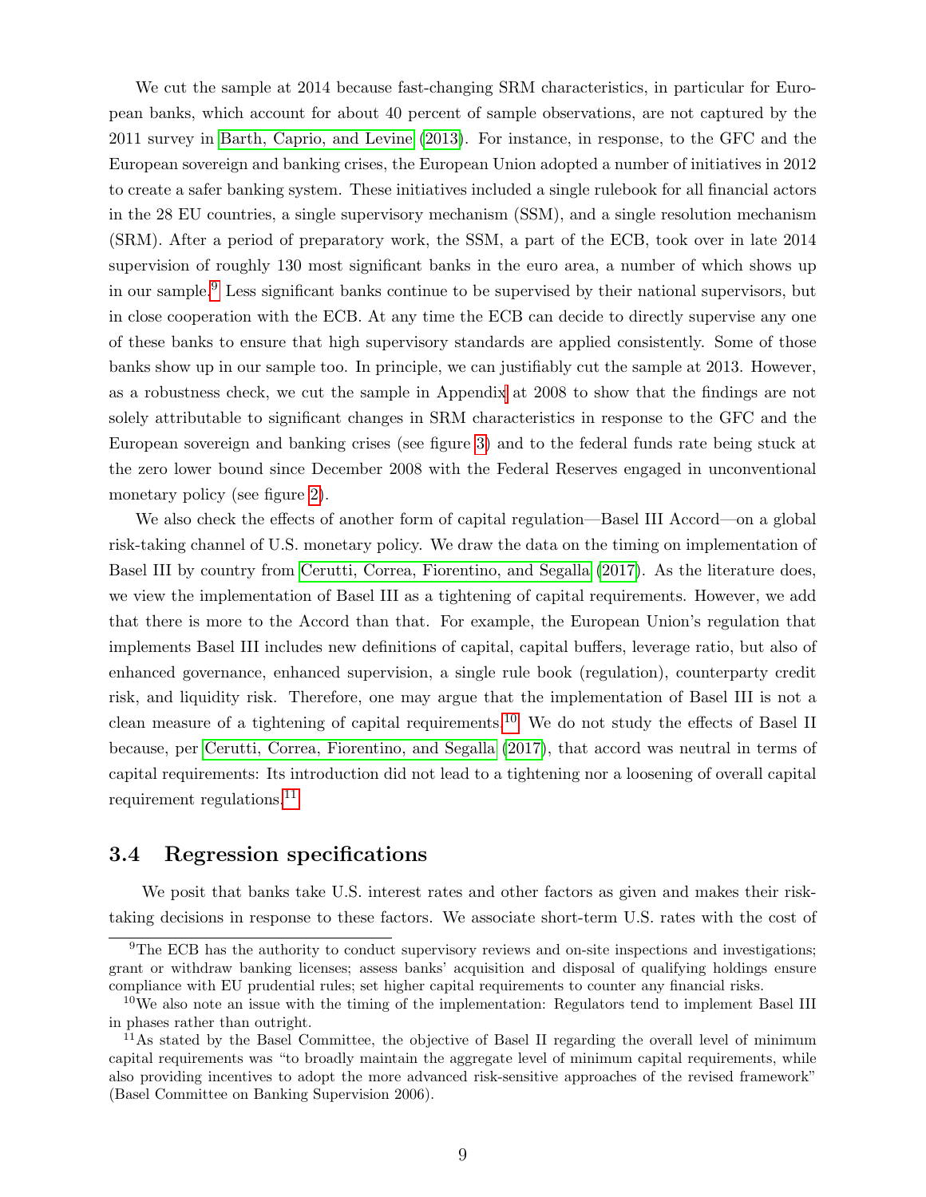We cut the sample at 2014 because fast-changing SRM characteristics, in particular for European banks, which account for about 40 percent of sample observations, are not captured by the 2011 survey in Barth, Caprio, and Levine (2013). For instance, in response, to the GFC and the European sovereign and banking crises, the European Union adopted a number of initiatives in 2012 to create a safer banking system. These initiatives included a single rulebook for all financial actors in the 28 EU countries, a single supervisory mechanism (SSM), and a single resolution mechanism (SRM). After a period of preparatory work, the SSM, a part of the ECB, took over in late 2014 supervision of roughly 130 most significant banks in the euro area, a number of which shows up in our sample.[9] Less significant banks continue to be supervised by their national supervisors, but in close cooperation with the ECB. At any time the ECB can decide to directly supervise any one of these banks to ensure that high supervisory standards are applied consistently. Some of those banks show up in our sample too. In principle, we can justifiably cut the sample at 2013. However, as a robustness check, we cut the sample in Appendix at 2008 to show that the findings are not solely attributable to significant changes in SRM characteristics in response to the GFC and the European sovereign and banking crises (see figure 3) and to the federal funds rate being stuck at the zero lower bound since December 2008 with the Federal Reserves engaged in unconventional monetary policy (see figure 2).

We also check the effects of another form of capital regulation—Basel III Accord—on a global risk-taking channel of U.S. monetary policy. We draw the data on the timing on implementation of Basel III by country from Cerutti, Correa, Fiorentino, and Segalla (2017). As the literature does, we view the implementation of Basel III as a tightening of capital requirements. However, we add that there is more to the Accord than that. For example, the European Union's regulation that implements Basel III includes new definitions of capital, capital buffers, leverage ratio, but also of enhanced governance, enhanced supervision, a single rule book (regulation), counterparty credit risk, and liquidity risk. Therefore, one may argue that the implementation of Basel III is not a clean measure of a tightening of capital requirements.[10] We do not study the effects of Basel II because, per Cerutti, Correa, Fiorentino, and Segalla (2017), that accord was neutral in terms of capital requirements: Its introduction did not lead to a tightening nor a loosening of overall capital requirement regulations.[11]

## 3.4 Regression specifications

We posit that banks take U.S. interest rates and other factors as given and makes their risk-taking decisions in response to these factors. We associate short-term U.S. rates with the cost of

---

[9] The ECB has the authority to conduct supervisory reviews and on-site inspections and investigations; grant or withdraw banking licenses; assess banks' acquisition and disposal of qualifying holdings ensure compliance with EU prudential rules; set higher capital requirements to counter any financial risks.

[10] We also note an issue with the timing of the implementation: Regulators tend to implement Basel III in phases rather than outright.

[11] As stated by the Basel Committee, the objective of Basel II regarding the overall level of minimum capital requirements was "to broadly maintain the aggregate level of minimum capital requirements, while also providing incentives to adopt the more advanced risk-sensitive approaches of the revised framework" (Basel Committee on Banking Supervision 2006).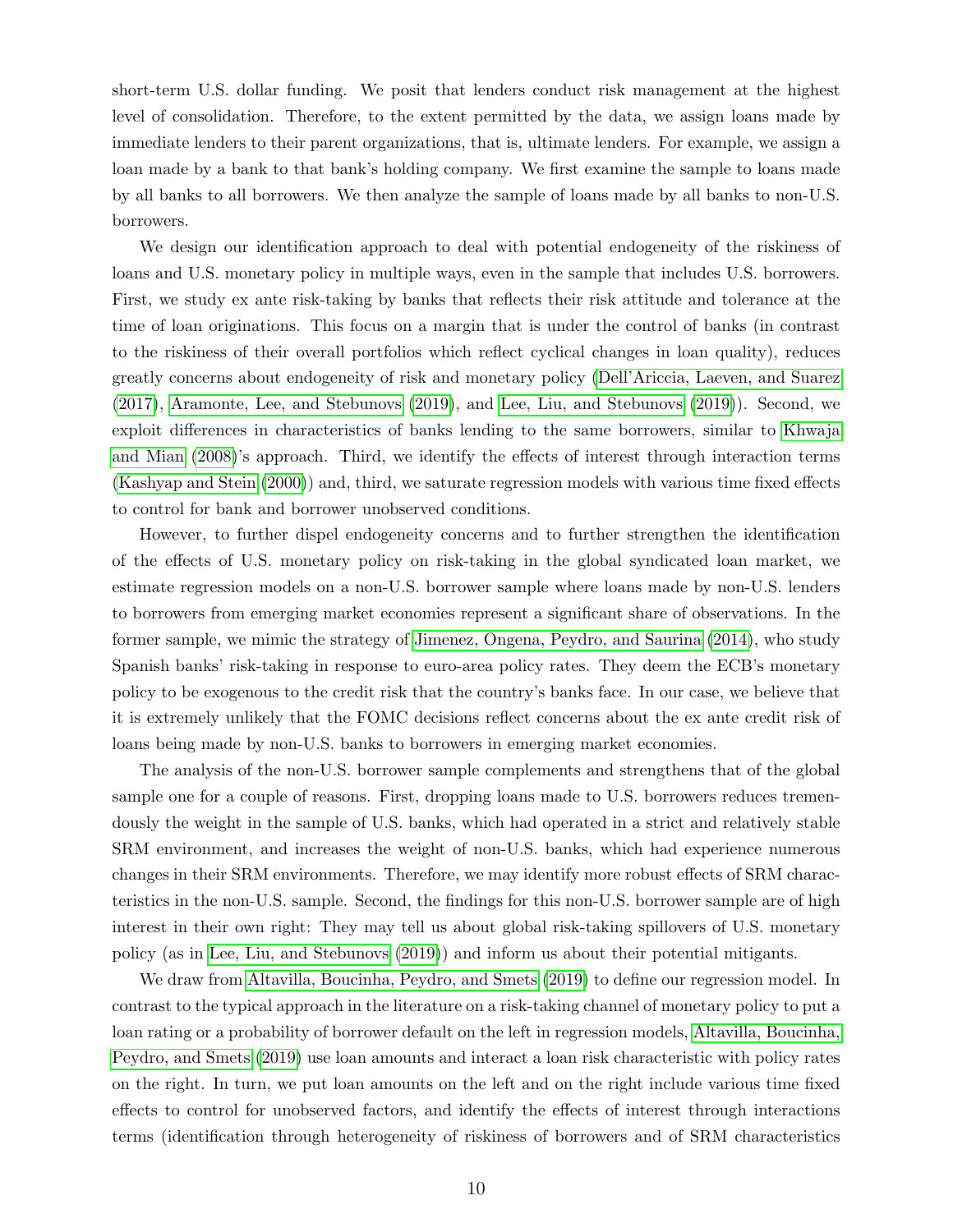short-term U.S. dollar funding. We posit that lenders conduct risk management at the highest level of consolidation. Therefore, to the extent permitted by the data, we assign loans made by immediate lenders to their parent organizations, that is, ultimate lenders. For example, we assign a loan made by a bank to that bank's holding company. We first examine the sample to loans made by all banks to all borrowers. We then analyze the sample of loans made by all banks to non-U.S. borrowers.

We design our identification approach to deal with potential endogeneity of the riskiness of loans and U.S. monetary policy in multiple ways, even in the sample that includes U.S. borrowers. First, we study ex ante risk-taking by banks that reflects their risk attitude and tolerance at the time of loan originations. This focus on a margin that is under the control of banks (in contrast to the riskiness of their overall portfolios which reflect cyclical changes in loan quality), reduces greatly concerns about endogeneity of risk and monetary policy (Dell'Ariccia, Laeven, and Suarez (2017), Aramonte, Lee, and Stebunovs (2019), and Lee, Liu, and Stebunovs (2019)). Second, we exploit differences in characteristics of banks lending to the same borrowers, similar to Khwaja and Mian (2008)'s approach. Third, we identify the effects of interest through interaction terms (Kashyap and Stein (2000)) and, third, we saturate regression models with various time fixed effects to control for bank and borrower unobserved conditions.

However, to further dispel endogeneity concerns and to further strengthen the identification of the effects of U.S. monetary policy on risk-taking in the global syndicated loan market, we estimate regression models on a non-U.S. borrower sample where loans made by non-U.S. lenders to borrowers from emerging market economies represent a significant share of observations. In the former sample, we mimic the strategy of Jimenez, Ongena, Peydro, and Saurina (2014), who study Spanish banks' risk-taking in response to euro-area policy rates. They deem the ECB's monetary policy to be exogenous to the credit risk that the country's banks face. In our case, we believe that it is extremely unlikely that the FOMC decisions reflect concerns about the ex ante credit risk of loans being made by non-U.S. banks to borrowers in emerging market economies.

The analysis of the non-U.S. borrower sample complements and strengthens that of the global sample one for a couple of reasons. First, dropping loans made to U.S. borrowers reduces tremendously the weight in the sample of U.S. banks, which had operated in a strict and relatively stable SRM environment, and increases the weight of non-U.S. banks, which had experience numerous changes in their SRM environments. Therefore, we may identify more robust effects of SRM characteristics in the non-U.S. sample. Second, the findings for this non-U.S. borrower sample are of high interest in their own right: They may tell us about global risk-taking spillovers of U.S. monetary policy (as in Lee, Liu, and Stebunovs (2019)) and inform us about their potential mitigants.

We draw from Altavilla, Boucinha, Peydro, and Smets (2019) to define our regression model. In contrast to the typical approach in the literature on a risk-taking channel of monetary policy to put a loan rating or a probability of borrower default on the left in regression models, Altavilla, Boucinha, Peydro, and Smets (2019) use loan amounts and interact a loan risk characteristic with policy rates on the right. In turn, we put loan amounts on the left and on the right include various time fixed effects to control for unobserved factors, and identify the effects of interest through interactions terms (identification through heterogeneity of riskiness of borrowers and of SRM characteristics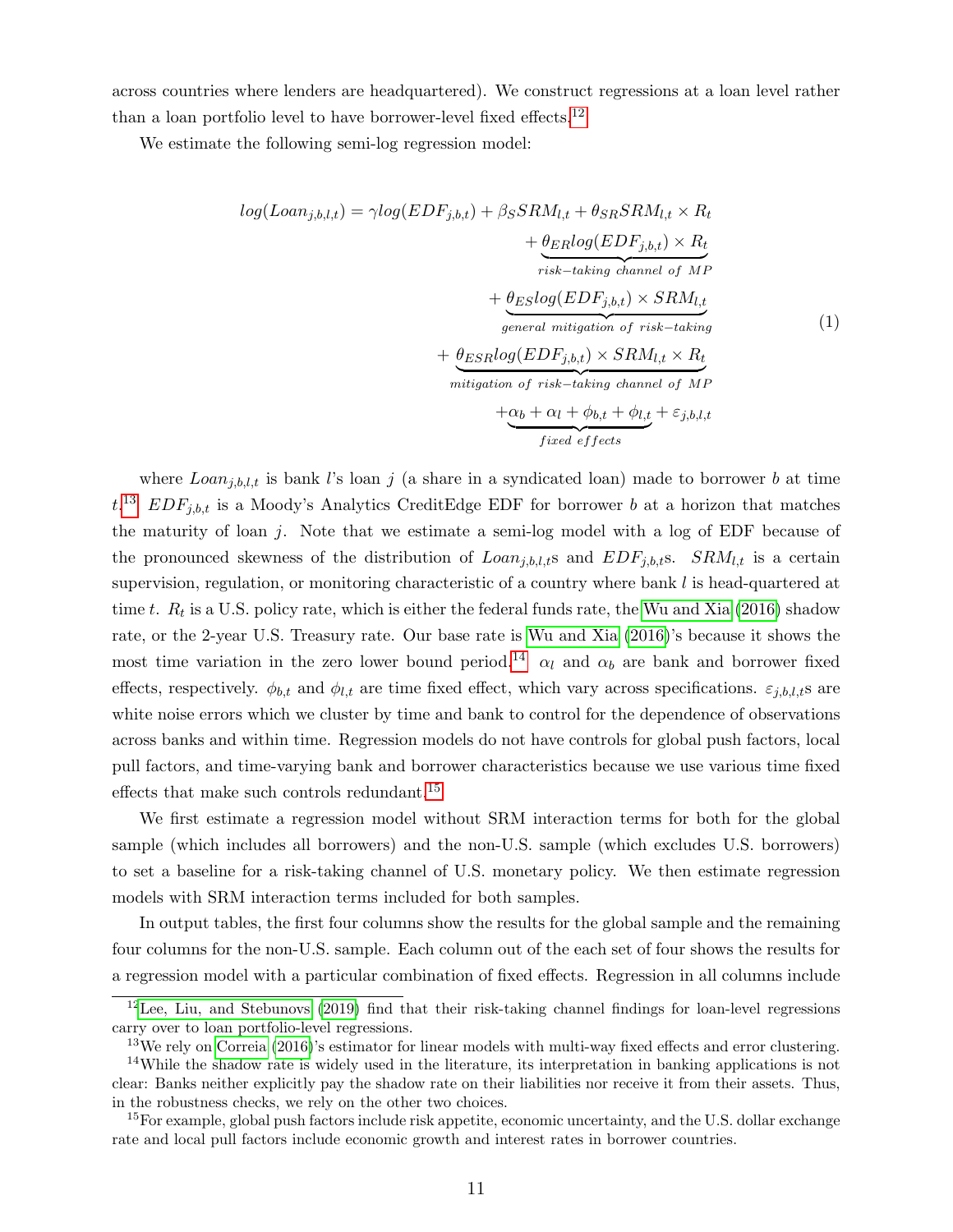across countries where lenders are headquartered). We construct regressions at a loan level rather than a loan portfolio level to have borrower-level fixed effects.[12]

We estimate the following semi-log regression model:

$$
\begin{aligned}
log(Loan_{j,b,l,t}) = \gamma log(EDF_{j,b,t}) + \beta_S SRM_{l,t} + \theta_{SR} SRM_{l,t} \times R_t \\
+ \underbrace{\theta_{ER} log(EDF_{j,b,t}) \times R_t}_{risk-taking\ channel\ of\ MP} \\
+ \underbrace{\theta_{ES} log(EDF_{j,b,t}) \times SRM_{l,t}}_{general\ mitigation\ of\ risk-taking} \\
+ \underbrace{\theta_{ESR} log(EDF_{j,b,t}) \times SRM_{l,t} \times R_t}_{mitigation\ of\ risk-taking\ channel\ of\ MP} \\
+ \underbrace{\alpha_b + \alpha_l + \phi_{b,t} + \phi_{l,t}}_{fixed\ effects} + \varepsilon_{j,b,l,t}
\end{aligned}
\tag{1}
$$

where $Loan_{j,b,l,t}$ is bank $l$'s loan $j$ (a share in a syndicated loan) made to borrower $b$ at time $t$.[13] $EDF_{j,b,t}$ is a Moody's Analytics CreditEdge EDF for borrower $b$ at a horizon that matches the maturity of loan $j$. Note that we estimate a semi-log model with a log of EDF because of the pronounced skewness of the distribution of $Loan_{j,b,l,t}$s and $EDF_{j,b,t}$s. $SRM_{l,t}$ is a certain supervision, regulation, or monitoring characteristic of a country where bank $l$ is head-quartered at time $t$. $R_t$ is a U.S. policy rate, which is either the federal funds rate, the Wu and Xia (2016) shadow rate, or the 2-year U.S. Treasury rate. Our base rate is Wu and Xia (2016)'s because it shows the most time variation in the zero lower bound period.[14] $\alpha_l$ and $\alpha_b$ are bank and borrower fixed effects, respectively. $\phi_{b,t}$ and $\phi_{l,t}$ are time fixed effect, which vary across specifications. $\varepsilon_{j,b,l,t}$s are white noise errors which we cluster by time and bank to control for the dependence of observations across banks and within time. Regression models do not have controls for global push factors, local pull factors, and time-varying bank and borrower characteristics because we use various time fixed effects that make such controls redundant.[15]

We first estimate a regression model without SRM interaction terms for both for the global sample (which includes all borrowers) and the non-U.S. sample (which excludes U.S. borrowers) to set a baseline for a risk-taking channel of U.S. monetary policy. We then estimate regression models with SRM interaction terms included for both samples.

In output tables, the first four columns show the results for the global sample and the remaining four columns for the non-U.S. sample. Each column out of the each set of four shows the results for a regression model with a particular combination of fixed effects. Regression in all columns include

---

[12] Lee, Liu, and Stebunovs (2019) find that their risk-taking channel findings for loan-level regressions carry over to loan portfolio-level regressions.

[13] We rely on Correia (2016)'s estimator for linear models with multi-way fixed effects and error clustering.

[14] While the shadow rate is widely used in the literature, its interpretation in banking applications is not clear: Banks neither explicitly pay the shadow rate on their liabilities nor receive it from their assets. Thus, in the robustness checks, we rely on the other two choices.

[15] For example, global push factors include risk appetite, economic uncertainty, and the U.S. dollar exchange rate and local pull factors include economic growth and interest rates in borrower countries.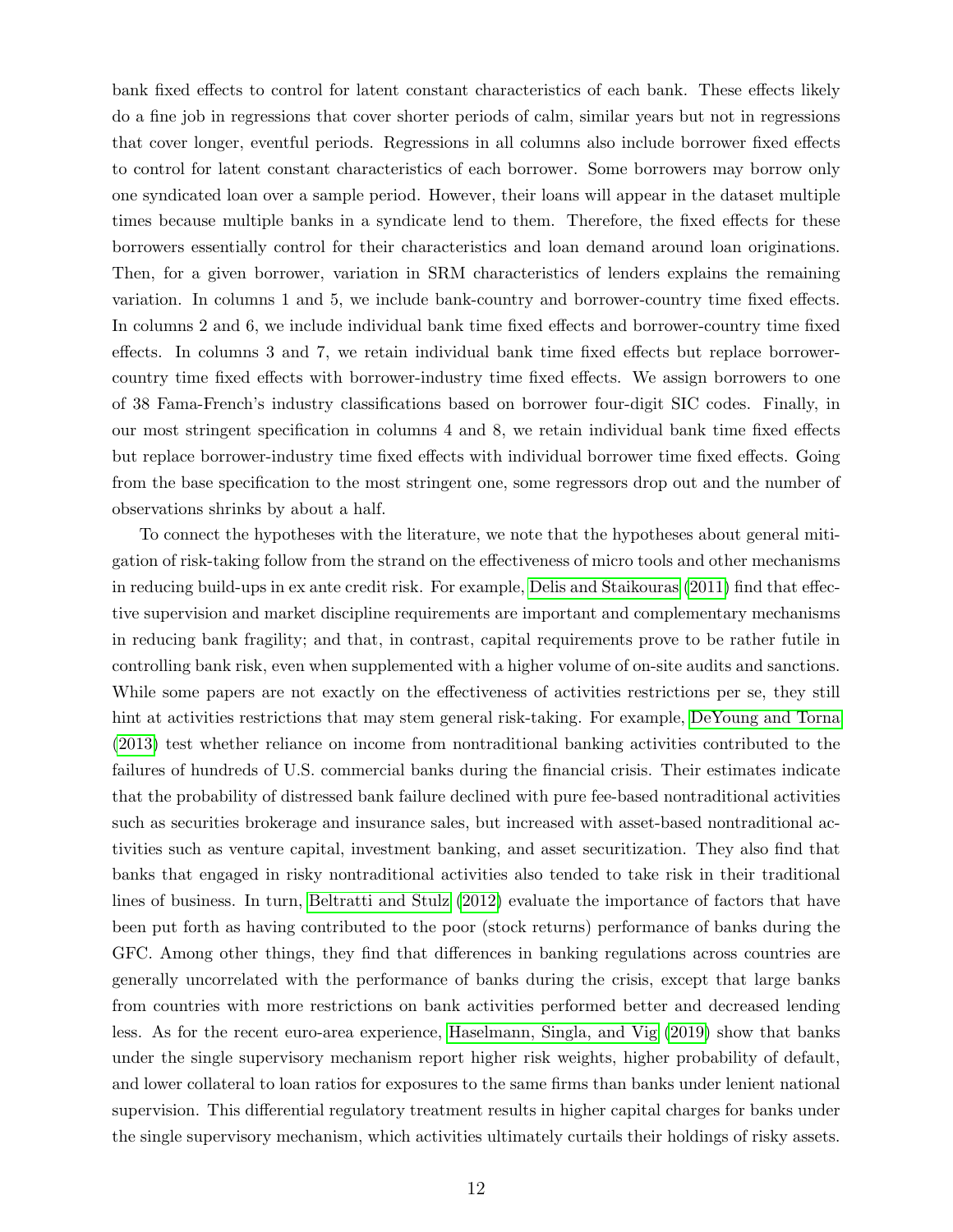bank fixed effects to control for latent constant characteristics of each bank. These effects likely do a fine job in regressions that cover shorter periods of calm, similar years but not in regressions that cover longer, eventful periods. Regressions in all columns also include borrower fixed effects to control for latent constant characteristics of each borrower. Some borrowers may borrow only one syndicated loan over a sample period. However, their loans will appear in the dataset multiple times because multiple banks in a syndicate lend to them. Therefore, the fixed effects for these borrowers essentially control for their characteristics and loan demand around loan originations. Then, for a given borrower, variation in SRM characteristics of lenders explains the remaining variation. In columns 1 and 5, we include bank-country and borrower-country time fixed effects. In columns 2 and 6, we include individual bank time fixed effects and borrower-country time fixed effects. In columns 3 and 7, we retain individual bank time fixed effects but replace borrower-country time fixed effects with borrower-industry time fixed effects. We assign borrowers to one of 38 Fama-French's industry classifications based on borrower four-digit SIC codes. Finally, in our most stringent specification in columns 4 and 8, we retain individual bank time fixed effects but replace borrower-industry time fixed effects with individual borrower time fixed effects. Going from the base specification to the most stringent one, some regressors drop out and the number of observations shrinks by about a half.

To connect the hypotheses with the literature, we note that the hypotheses about general mitigation of risk-taking follow from the strand on the effectiveness of micro tools and other mechanisms in reducing build-ups in ex ante credit risk. For example, Delis and Staikouras (2011) find that effective supervision and market discipline requirements are important and complementary mechanisms in reducing bank fragility; and that, in contrast, capital requirements prove to be rather futile in controlling bank risk, even when supplemented with a higher volume of on-site audits and sanctions. While some papers are not exactly on the effectiveness of activities restrictions per se, they still hint at activities restrictions that may stem general risk-taking. For example, DeYoung and Torna (2013) test whether reliance on income from nontraditional banking activities contributed to the failures of hundreds of U.S. commercial banks during the financial crisis. Their estimates indicate that the probability of distressed bank failure declined with pure fee-based nontraditional activities such as securities brokerage and insurance sales, but increased with asset-based nontraditional activities such as venture capital, investment banking, and asset securitization. They also find that banks that engaged in risky nontraditional activities also tended to take risk in their traditional lines of business. In turn, Beltratti and Stulz (2012) evaluate the importance of factors that have been put forth as having contributed to the poor (stock returns) performance of banks during the GFC. Among other things, they find that differences in banking regulations across countries are generally uncorrelated with the performance of banks during the crisis, except that large banks from countries with more restrictions on bank activities performed better and decreased lending less. As for the recent euro-area experience, Haselmann, Singla, and Vig (2019) show that banks under the single supervisory mechanism report higher risk weights, higher probability of default, and lower collateral to loan ratios for exposures to the same firms than banks under lenient national supervision. This differential regulatory treatment results in higher capital charges for banks under the single supervisory mechanism, which activities ultimately curtails their holdings of risky assets.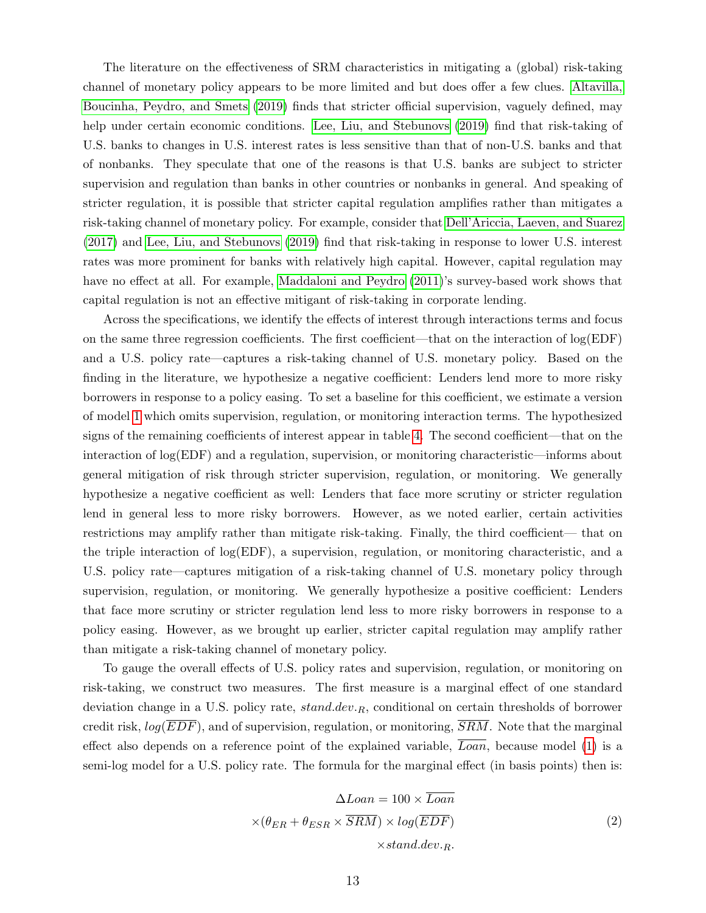The literature on the effectiveness of SRM characteristics in mitigating a (global) risk-taking channel of monetary policy appears to be more limited and but does offer a few clues. Altavilla, Boucinha, Peydro, and Smets (2019) finds that stricter official supervision, vaguely defined, may help under certain economic conditions. Lee, Liu, and Stebunovs (2019) find that risk-taking of U.S. banks to changes in U.S. interest rates is less sensitive than that of non-U.S. banks and that of nonbanks. They speculate that one of the reasons is that U.S. banks are subject to stricter supervision and regulation than banks in other countries or nonbanks in general. And speaking of stricter regulation, it is possible that stricter capital regulation amplifies rather than mitigates a risk-taking channel of monetary policy. For example, consider that Dell'Ariccia, Laeven, and Suarez (2017) and Lee, Liu, and Stebunovs (2019) find that risk-taking in response to lower U.S. interest rates was more prominent for banks with relatively high capital. However, capital regulation may have no effect at all. For example, Maddaloni and Peydro (2011)'s survey-based work shows that capital regulation is not an effective mitigant of risk-taking in corporate lending.

Across the specifications, we identify the effects of interest through interactions terms and focus on the same three regression coefficients. The first coefficient—that on the interaction of log(EDF) and a U.S. policy rate—captures a risk-taking channel of U.S. monetary policy. Based on the finding in the literature, we hypothesize a negative coefficient: Lenders lend more to more risky borrowers in response to a policy easing. To set a baseline for this coefficient, we estimate a version of model 1 which omits supervision, regulation, or monitoring interaction terms. The hypothesized signs of the remaining coefficients of interest appear in table 4. The second coefficient—that on the interaction of log(EDF) and a regulation, supervision, or monitoring characteristic—informs about general mitigation of risk through stricter supervision, regulation, or monitoring. We generally hypothesize a negative coefficient as well: Lenders that face more scrutiny or stricter regulation lend in general less to more risky borrowers. However, as we noted earlier, certain activities restrictions may amplify rather than mitigate risk-taking. Finally, the third coefficient— that on the triple interaction of log(EDF), a supervision, regulation, or monitoring characteristic, and a U.S. policy rate—captures mitigation of a risk-taking channel of U.S. monetary policy through supervision, regulation, or monitoring. We generally hypothesize a positive coefficient: Lenders that face more scrutiny or stricter regulation lend less to more risky borrowers in response to a policy easing. However, as we brought up earlier, stricter capital regulation may amplify rather than mitigate a risk-taking channel of monetary policy.

To gauge the overall effects of U.S. policy rates and supervision, regulation, or monitoring on risk-taking, we construct two measures. The first measure is a marginal effect of one standard deviation change in a U.S. policy rate, $stand.dev._R$, conditional on certain thresholds of borrower credit risk, $log(\overline{EDF})$, and of supervision, regulation, or monitoring, $\overline{SRM}$. Note that the marginal effect also depends on a reference point of the explained variable, $\overline{Loan}$, because model (1) is a semi-log model for a U.S. policy rate. The formula for the marginal effect (in basis points) then is:

$$\Delta Loan = 100 \times \overline{Loan} \times (\theta_{ER} + \theta_{ESR} \times \overline{SRM}) \times log(\overline{EDF}) \times stand.dev._R. \tag{2}$$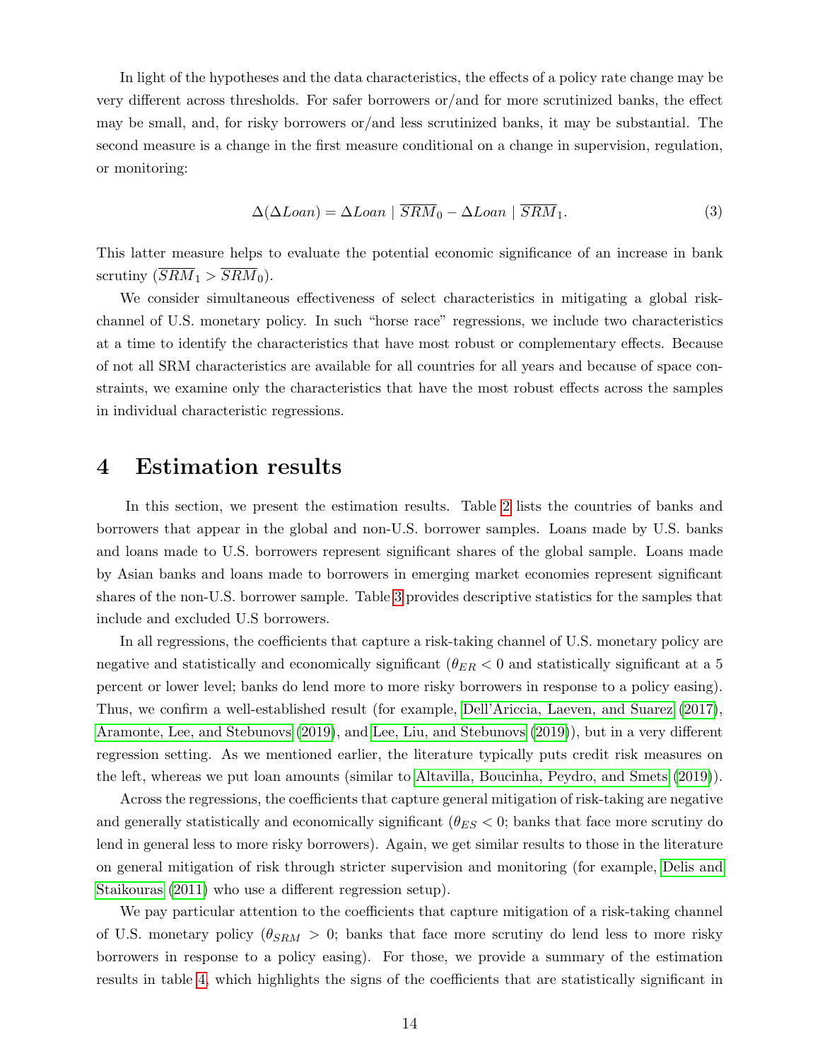In light of the hypotheses and the data characteristics, the effects of a policy rate change may be very different across thresholds. For safer borrowers or/and for more scrutinized banks, the effect may be small, and, for risky borrowers or/and less scrutinized banks, it may be substantial. The second measure is a change in the first measure conditional on a change in supervision, regulation, or monitoring:

$$\Delta(\Delta Loan) = \Delta Loan \mid \overline{SRM}_0 - \Delta Loan \mid \overline{SRM}_1. \tag{3}$$

This latter measure helps to evaluate the potential economic significance of an increase in bank scrutiny ($\overline{SRM}_1 > \overline{SRM}_0$).

We consider simultaneous effectiveness of select characteristics in mitigating a global risk-channel of U.S. monetary policy. In such "horse race" regressions, we include two characteristics at a time to identify the characteristics that have most robust or complementary effects. Because of not all SRM characteristics are available for all countries for all years and because of space constraints, we examine only the characteristics that have the most robust effects across the samples in individual characteristic regressions.

# 4 Estimation results

In this section, we present the estimation results. Table 2 lists the countries of banks and borrowers that appear in the global and non-U.S. borrower samples. Loans made by U.S. banks and loans made to U.S. borrowers represent significant shares of the global sample. Loans made by Asian banks and loans made to borrowers in emerging market economies represent significant shares of the non-U.S. borrower sample. Table 3 provides descriptive statistics for the samples that include and excluded U.S borrowers.

In all regressions, the coefficients that capture a risk-taking channel of U.S. monetary policy are negative and statistically and economically significant ($\theta_{ER} < 0$ and statistically significant at a 5 percent or lower level; banks do lend more to more risky borrowers in response to a policy easing). Thus, we confirm a well-established result (for example, Dell'Ariccia, Laeven, and Suarez (2017), Aramonte, Lee, and Stebunovs (2019), and Lee, Liu, and Stebunovs (2019)), but in a very different regression setting. As we mentioned earlier, the literature typically puts credit risk measures on the left, whereas we put loan amounts (similar to Altavilla, Boucinha, Peydro, and Smets (2019)).

Across the regressions, the coefficients that capture general mitigation of risk-taking are negative and generally statistically and economically significant ($\theta_{ES} < 0$; banks that face more scrutiny do lend in general less to more risky borrowers). Again, we get similar results to those in the literature on general mitigation of risk through stricter supervision and monitoring (for example, Delis and Staikouras (2011) who use a different regression setup).

We pay particular attention to the coefficients that capture mitigation of a risk-taking channel of U.S. monetary policy ($\theta_{SRM} > 0$; banks that face more scrutiny do lend less to more risky borrowers in response to a policy easing). For those, we provide a summary of the estimation results in table 4, which highlights the signs of the coefficients that are statistically significant in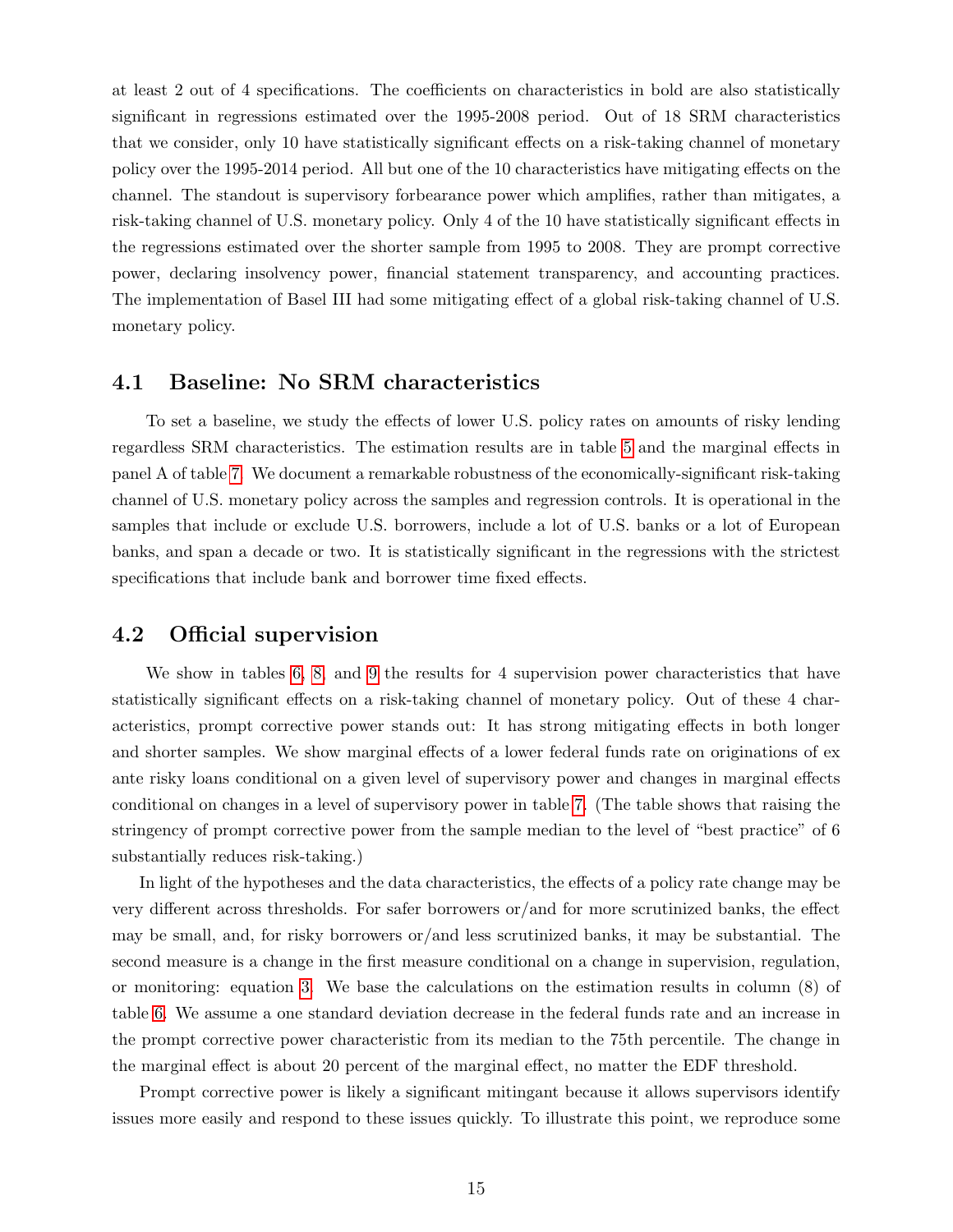at least 2 out of 4 specifications. The coefficients on characteristics in bold are also statistically significant in regressions estimated over the 1995-2008 period. Out of 18 SRM characteristics that we consider, only 10 have statistically significant effects on a risk-taking channel of monetary policy over the 1995-2014 period. All but one of the 10 characteristics have mitigating effects on the channel. The standout is supervisory forbearance power which amplifies, rather than mitigates, a risk-taking channel of U.S. monetary policy. Only 4 of the 10 have statistically significant effects in the regressions estimated over the shorter sample from 1995 to 2008. They are prompt corrective power, declaring insolvency power, financial statement transparency, and accounting practices. The implementation of Basel III had some mitigating effect of a global risk-taking channel of U.S. monetary policy.

## 4.1 Baseline: No SRM characteristics

To set a baseline, we study the effects of lower U.S. policy rates on amounts of risky lending regardless SRM characteristics. The estimation results are in table 5 and the marginal effects in panel A of table 7. We document a remarkable robustness of the economically-significant risk-taking channel of U.S. monetary policy across the samples and regression controls. It is operational in the samples that include or exclude U.S. borrowers, include a lot of U.S. banks or a lot of European banks, and span a decade or two. It is statistically significant in the regressions with the strictest specifications that include bank and borrower time fixed effects.

## 4.2 Official supervision

We show in tables 6, 8, and 9 the results for 4 supervision power characteristics that have statistically significant effects on a risk-taking channel of monetary policy. Out of these 4 characteristics, prompt corrective power stands out: It has strong mitigating effects in both longer and shorter samples. We show marginal effects of a lower federal funds rate on originations of ex ante risky loans conditional on a given level of supervisory power and changes in marginal effects conditional on changes in a level of supervisory power in table 7. (The table shows that raising the stringency of prompt corrective power from the sample median to the level of "best practice" of 6 substantially reduces risk-taking.)

In light of the hypotheses and the data characteristics, the effects of a policy rate change may be very different across thresholds. For safer borrowers or/and for more scrutinized banks, the effect may be small, and, for risky borrowers or/and less scrutinized banks, it may be substantial. The second measure is a change in the first measure conditional on a change in supervision, regulation, or monitoring: equation 3. We base the calculations on the estimation results in column (8) of table 6. We assume a one standard deviation decrease in the federal funds rate and an increase in the prompt corrective power characteristic from its median to the 75th percentile. The change in the marginal effect is about 20 percent of the marginal effect, no matter the EDF threshold.

Prompt corrective power is likely a significant mitingant because it allows supervisors identify issues more easily and respond to these issues quickly. To illustrate this point, we reproduce some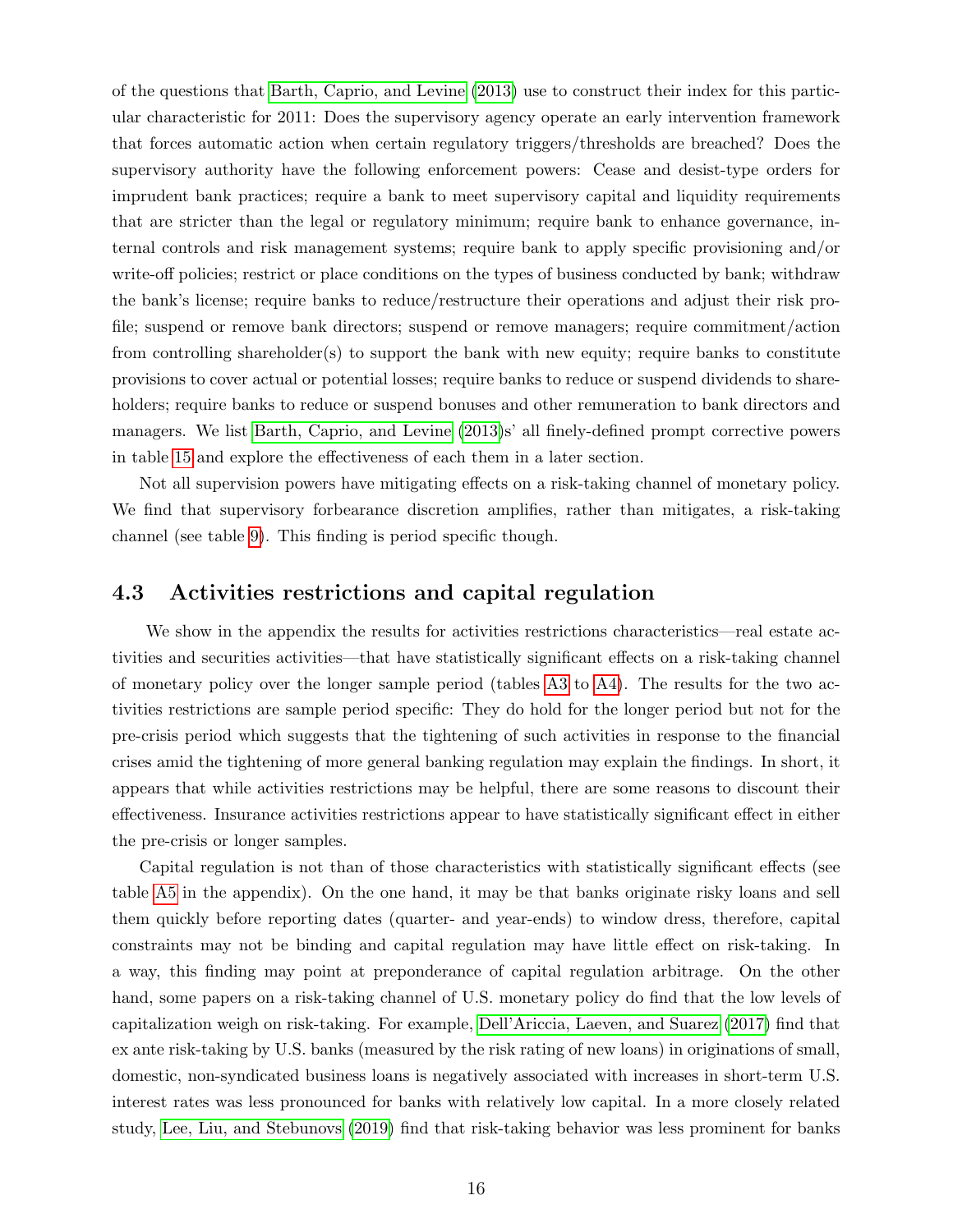of the questions that Barth, Caprio, and Levine (2013) use to construct their index for this particular characteristic for 2011: Does the supervisory agency operate an early intervention framework that forces automatic action when certain regulatory triggers/thresholds are breached? Does the supervisory authority have the following enforcement powers: Cease and desist-type orders for imprudent bank practices; require a bank to meet supervisory capital and liquidity requirements that are stricter than the legal or regulatory minimum; require bank to enhance governance, internal controls and risk management systems; require bank to apply specific provisioning and/or write-off policies; restrict or place conditions on the types of business conducted by bank; withdraw the bank's license; require banks to reduce/restructure their operations and adjust their risk profile; suspend or remove bank directors; suspend or remove managers; require commitment/action from controlling shareholder(s) to support the bank with new equity; require banks to constitute provisions to cover actual or potential losses; require banks to reduce or suspend dividends to shareholders; require banks to reduce or suspend bonuses and other remuneration to bank directors and managers. We list Barth, Caprio, and Levine (2013)s' all finely-defined prompt corrective powers in table 15 and explore the effectiveness of each them in a later section.

Not all supervision powers have mitigating effects on a risk-taking channel of monetary policy. We find that supervisory forbearance discretion amplifies, rather than mitigates, a risk-taking channel (see table 9). This finding is period specific though.

## 4.3 Activities restrictions and capital regulation

We show in the appendix the results for activities restrictions characteristics—real estate activities and securities activities—that have statistically significant effects on a risk-taking channel of monetary policy over the longer sample period (tables A3 to A4). The results for the two activities restrictions are sample period specific: They do hold for the longer period but not for the pre-crisis period which suggests that the tightening of such activities in response to the financial crises amid the tightening of more general banking regulation may explain the findings. In short, it appears that while activities restrictions may be helpful, there are some reasons to discount their effectiveness. Insurance activities restrictions appear to have statistically significant effect in either the pre-crisis or longer samples.

Capital regulation is not than of those characteristics with statistically significant effects (see table A5 in the appendix). On the one hand, it may be that banks originate risky loans and sell them quickly before reporting dates (quarter- and year-ends) to window dress, therefore, capital constraints may not be binding and capital regulation may have little effect on risk-taking. In a way, this finding may point at preponderance of capital regulation arbitrage. On the other hand, some papers on a risk-taking channel of U.S. monetary policy do find that the low levels of capitalization weigh on risk-taking. For example, Dell'Ariccia, Laeven, and Suarez (2017) find that ex ante risk-taking by U.S. banks (measured by the risk rating of new loans) in originations of small, domestic, non-syndicated business loans is negatively associated with increases in short-term U.S. interest rates was less pronounced for banks with relatively low capital. In a more closely related study, Lee, Liu, and Stebunovs (2019) find that risk-taking behavior was less prominent for banks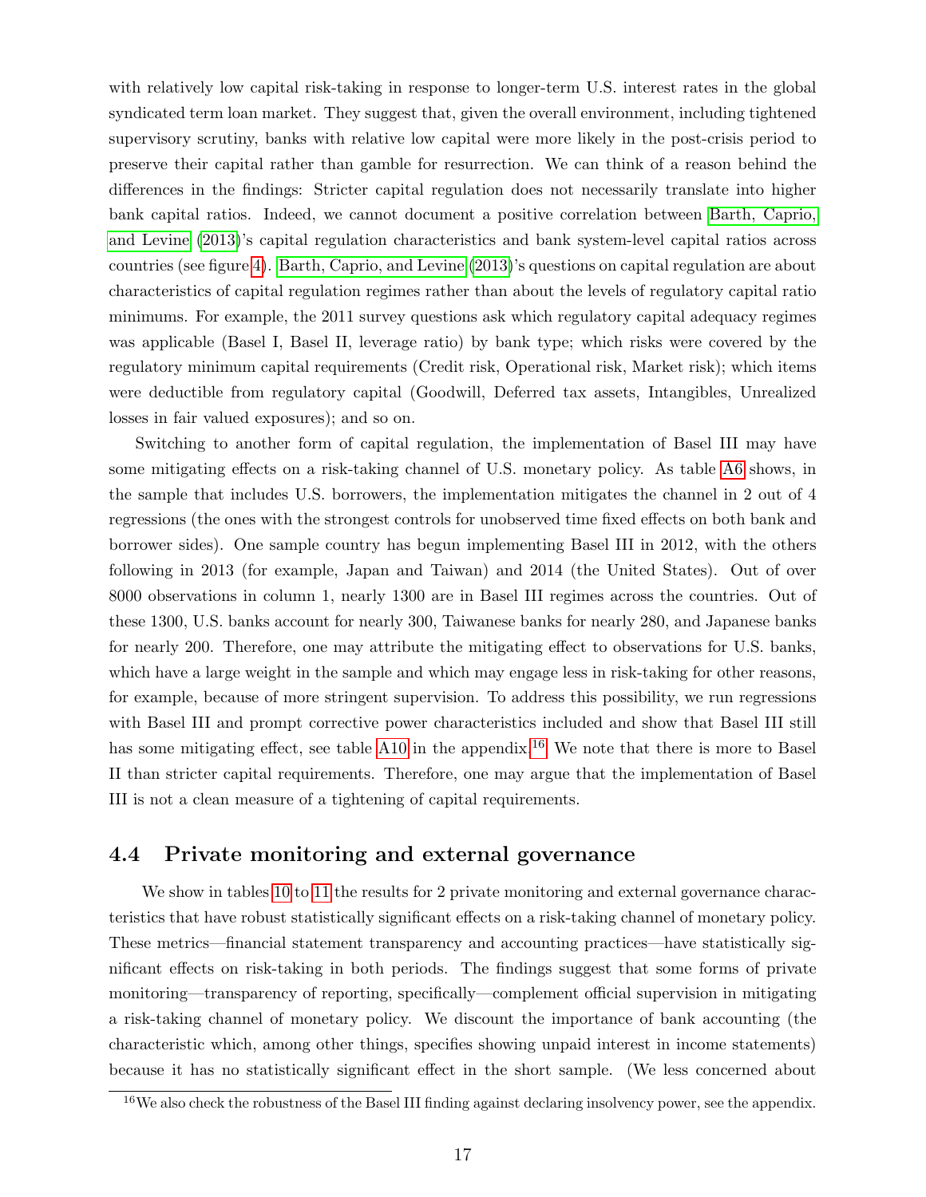with relatively low capital risk-taking in response to longer-term U.S. interest rates in the global syndicated term loan market. They suggest that, given the overall environment, including tightened supervisory scrutiny, banks with relative low capital were more likely in the post-crisis period to preserve their capital rather than gamble for resurrection. We can think of a reason behind the differences in the findings: Stricter capital regulation does not necessarily translate into higher bank capital ratios. Indeed, we cannot document a positive correlation between Barth, Caprio, and Levine (2013)'s capital regulation characteristics and bank system-level capital ratios across countries (see figure 4). Barth, Caprio, and Levine (2013)'s questions on capital regulation are about characteristics of capital regulation regimes rather than about the levels of regulatory capital ratio minimums. For example, the 2011 survey questions ask which regulatory capital adequacy regimes was applicable (Basel I, Basel II, leverage ratio) by bank type; which risks were covered by the regulatory minimum capital requirements (Credit risk, Operational risk, Market risk); which items were deductible from regulatory capital (Goodwill, Deferred tax assets, Intangibles, Unrealized losses in fair valued exposures); and so on.

Switching to another form of capital regulation, the implementation of Basel III may have some mitigating effects on a risk-taking channel of U.S. monetary policy. As table A6 shows, in the sample that includes U.S. borrowers, the implementation mitigates the channel in 2 out of 4 regressions (the ones with the strongest controls for unobserved time fixed effects on both bank and borrower sides). One sample country has begun implementing Basel III in 2012, with the others following in 2013 (for example, Japan and Taiwan) and 2014 (the United States). Out of over 8000 observations in column 1, nearly 1300 are in Basel III regimes across the countries. Out of these 1300, U.S. banks account for nearly 300, Taiwanese banks for nearly 280, and Japanese banks for nearly 200. Therefore, one may attribute the mitigating effect to observations for U.S. banks, which have a large weight in the sample and which may engage less in risk-taking for other reasons, for example, because of more stringent supervision. To address this possibility, we run regressions with Basel III and prompt corrective power characteristics included and show that Basel III still has some mitigating effect, see table A10 in the appendix.[16] We note that there is more to Basel II than stricter capital requirements. Therefore, one may argue that the implementation of Basel III is not a clean measure of a tightening of capital requirements.

## 4.4 Private monitoring and external governance

We show in tables 10 to 11 the results for 2 private monitoring and external governance characteristics that have robust statistically significant effects on a risk-taking channel of monetary policy. These metrics—financial statement transparency and accounting practices—have statistically significant effects on risk-taking in both periods. The findings suggest that some forms of private monitoring—transparency of reporting, specifically—complement official supervision in mitigating a risk-taking channel of monetary policy. We discount the importance of bank accounting (the characteristic which, among other things, specifies showing unpaid interest in income statements) because it has no statistically significant effect in the short sample. (We less concerned about

[16] We also check the robustness of the Basel III finding against declaring insolvency power, see the appendix.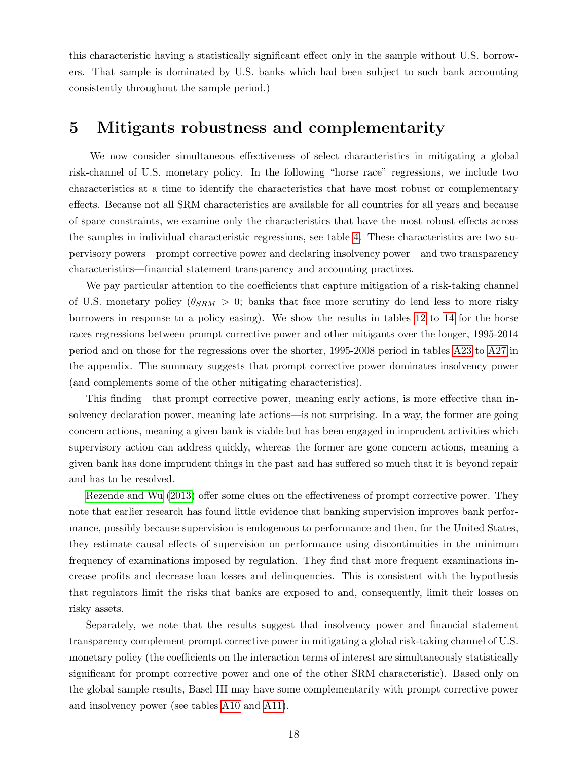this characteristic having a statistically significant effect only in the sample without U.S. borrowers. That sample is dominated by U.S. banks which had been subject to such bank accounting consistently throughout the sample period.)

# 5 Mitigants robustness and complementarity

We now consider simultaneous effectiveness of select characteristics in mitigating a global risk-channel of U.S. monetary policy. In the following "horse race" regressions, we include two characteristics at a time to identify the characteristics that have most robust or complementary effects. Because not all SRM characteristics are available for all countries for all years and because of space constraints, we examine only the characteristics that have the most robust effects across the samples in individual characteristic regressions, see table 4. These characteristics are two supervisory powers—prompt corrective power and declaring insolvency power—and two transparency characteristics—financial statement transparency and accounting practices.

We pay particular attention to the coefficients that capture mitigation of a risk-taking channel of U.S. monetary policy ($\theta_{SRM} > 0$; banks that face more scrutiny do lend less to more risky borrowers in response to a policy easing). We show the results in tables 12 to 14 for the horse races regressions between prompt corrective power and other mitigants over the longer, 1995-2014 period and on those for the regressions over the shorter, 1995-2008 period in tables A23 to A27 in the appendix. The summary suggests that prompt corrective power dominates insolvency power (and complements some of the other mitigating characteristics).

This finding—that prompt corrective power, meaning early actions, is more effective than insolvency declaration power, meaning late actions—is not surprising. In a way, the former are going concern actions, meaning a given bank is viable but has been engaged in imprudent activities which supervisory action can address quickly, whereas the former are gone concern actions, meaning a given bank has done imprudent things in the past and has suffered so much that it is beyond repair and has to be resolved.

Rezende and Wu (2013) offer some clues on the effectiveness of prompt corrective power. They note that earlier research has found little evidence that banking supervision improves bank performance, possibly because supervision is endogenous to performance and then, for the United States, they estimate causal effects of supervision on performance using discontinuities in the minimum frequency of examinations imposed by regulation. They find that more frequent examinations increase profits and decrease loan losses and delinquencies. This is consistent with the hypothesis that regulators limit the risks that banks are exposed to and, consequently, limit their losses on risky assets.

Separately, we note that the results suggest that insolvency power and financial statement transparency complement prompt corrective power in mitigating a global risk-taking channel of U.S. monetary policy (the coefficients on the interaction terms of interest are simultaneously statistically significant for prompt corrective power and one of the other SRM characteristic). Based only on the global sample results, Basel III may have some complementarity with prompt corrective power and insolvency power (see tables A10 and A11).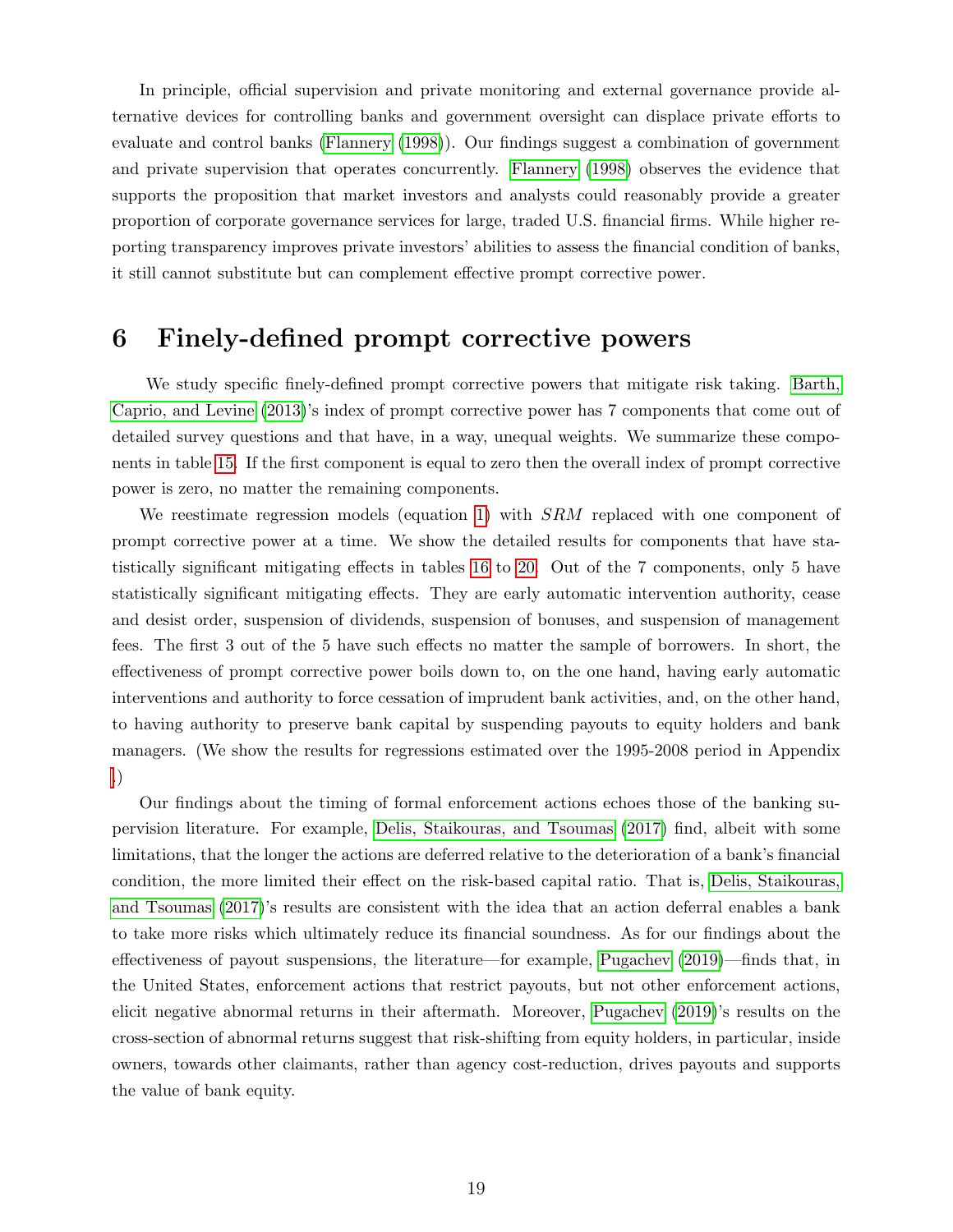In principle, official supervision and private monitoring and external governance provide alternative devices for controlling banks and government oversight can displace private efforts to evaluate and control banks (Flannery (1998)). Our findings suggest a combination of government and private supervision that operates concurrently. Flannery (1998) observes the evidence that supports the proposition that market investors and analysts could reasonably provide a greater proportion of corporate governance services for large, traded U.S. financial firms. While higher reporting transparency improves private investors' abilities to assess the financial condition of banks, it still cannot substitute but can complement effective prompt corrective power.

# 6 Finely-defined prompt corrective powers

We study specific finely-defined prompt corrective powers that mitigate risk taking. Barth, Caprio, and Levine (2013)'s index of prompt corrective power has 7 components that come out of detailed survey questions and that have, in a way, unequal weights. We summarize these components in table 15. If the first component is equal to zero then the overall index of prompt corrective power is zero, no matter the remaining components.

We reestimate regression models (equation 1) with *SRM* replaced with one component of prompt corrective power at a time. We show the detailed results for components that have statistically significant mitigating effects in tables 16 to 20. Out of the 7 components, only 5 have statistically significant mitigating effects. They are early automatic intervention authority, cease and desist order, suspension of dividends, suspension of bonuses, and suspension of management fees. The first 3 out of the 5 have such effects no matter the sample of borrowers. In short, the effectiveness of prompt corrective power boils down to, on the one hand, having early automatic interventions and authority to force cessation of imprudent bank activities, and, on the other hand, to having authority to preserve bank capital by suspending payouts to equity holders and bank managers. (We show the results for regressions estimated over the 1995-2008 period in Appendix .)

Our findings about the timing of formal enforcement actions echoes those of the banking supervision literature. For example, Delis, Staikouras, and Tsoumas (2017) find, albeit with some limitations, that the longer the actions are deferred relative to the deterioration of a bank's financial condition, the more limited their effect on the risk-based capital ratio. That is, Delis, Staikouras, and Tsoumas (2017)'s results are consistent with the idea that an action deferral enables a bank to take more risks which ultimately reduce its financial soundness. As for our findings about the effectiveness of payout suspensions, the literature—for example, Pugachev (2019)—finds that, in the United States, enforcement actions that restrict payouts, but not other enforcement actions, elicit negative abnormal returns in their aftermath. Moreover, Pugachev (2019)'s results on the cross-section of abnormal returns suggest that risk-shifting from equity holders, in particular, inside owners, towards other claimants, rather than agency cost-reduction, drives payouts and supports the value of bank equity.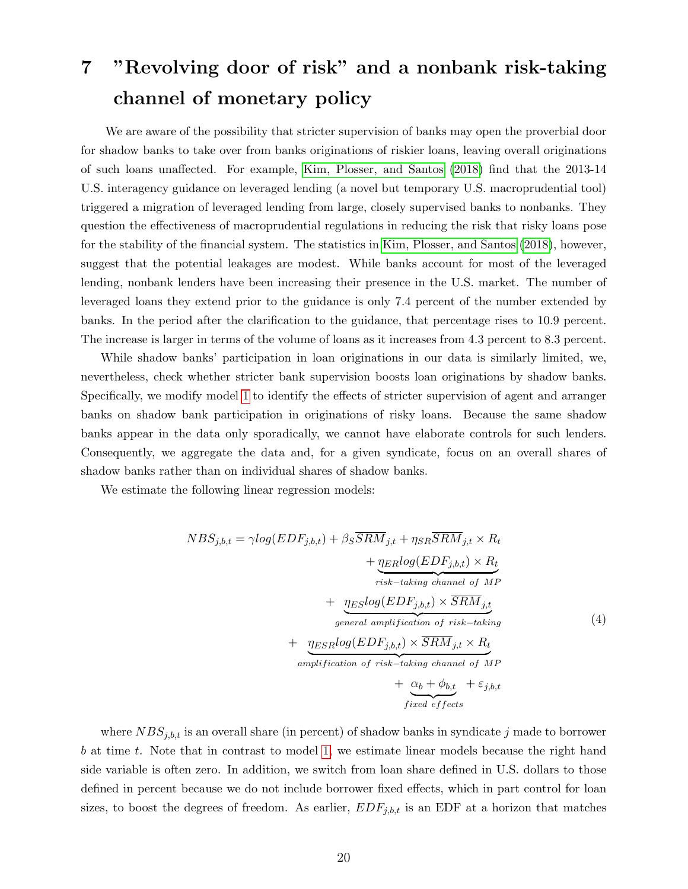# 7 "Revolving door of risk" and a nonbank risk-taking channel of monetary policy

We are aware of the possibility that stricter supervision of banks may open the proverbial door for shadow banks to take over from banks originations of riskier loans, leaving overall originations of such loans unaffected. For example, Kim, Plosser, and Santos (2018) find that the 2013-14 U.S. interagency guidance on leveraged lending (a novel but temporary U.S. macroprudential tool) triggered a migration of leveraged lending from large, closely supervised banks to nonbanks. They question the effectiveness of macroprudential regulations in reducing the risk that risky loans pose for the stability of the financial system. The statistics in Kim, Plosser, and Santos (2018), however, suggest that the potential leakages are modest. While banks account for most of the leveraged lending, nonbank lenders have been increasing their presence in the U.S. market. The number of leveraged loans they extend prior to the guidance is only 7.4 percent of the number extended by banks. In the period after the clarification to the guidance, that percentage rises to 10.9 percent. The increase is larger in terms of the volume of loans as it increases from 4.3 percent to 8.3 percent.

While shadow banks' participation in loan originations in our data is similarly limited, we, nevertheless, check whether stricter bank supervision boosts loan originations by shadow banks. Specifically, we modify model 1 to identify the effects of stricter supervision of agent and arranger banks on shadow bank participation in originations of risky loans. Because the same shadow banks appear in the data only sporadically, we cannot have elaborate controls for such lenders. Consequently, we aggregate the data and, for a given syndicate, focus on an overall shares of shadow banks rather than on individual shares of shadow banks.

We estimate the following linear regression models:

$$
\begin{aligned}
NBS_{j,b,t} = \gamma log(EDF_{j,b,t}) &+ \beta_S \overline{SRM}_{j,t} + \eta_{SR}\overline{SRM}_{j,t} \times R_t \\
&+ \underbrace{\eta_{ER} log(EDF_{j,b,t}) \times R_t}_{risk-taking\ channel\ of\ MP} \\
&+ \underbrace{\eta_{ES} log(EDF_{j,b,t}) \times \overline{SRM}_{j,t}}_{general\ amplification\ of\ risk-taking} \\
&+ \underbrace{\eta_{ESR} log(EDF_{j,b,t}) \times \overline{SRM}_{j,t} \times R_t}_{amplification\ of\ risk-taking\ channel\ of\ MP} \\
&+ \underbrace{\alpha_b + \phi_{b,t}}_{fixed\ effects} + \varepsilon_{j,b,t}
\end{aligned}
\tag{4}
$$

where $NBS_{j,b,t}$ is an overall share (in percent) of shadow banks in syndicate $j$ made to borrower $b$ at time $t$. Note that in contrast to model 1, we estimate linear models because the right hand side variable is often zero. In addition, we switch from loan share defined in U.S. dollars to those defined in percent because we do not include borrower fixed effects, which in part control for loan sizes, to boost the degrees of freedom. As earlier, $EDF_{j,b,t}$ is an EDF at a horizon that matches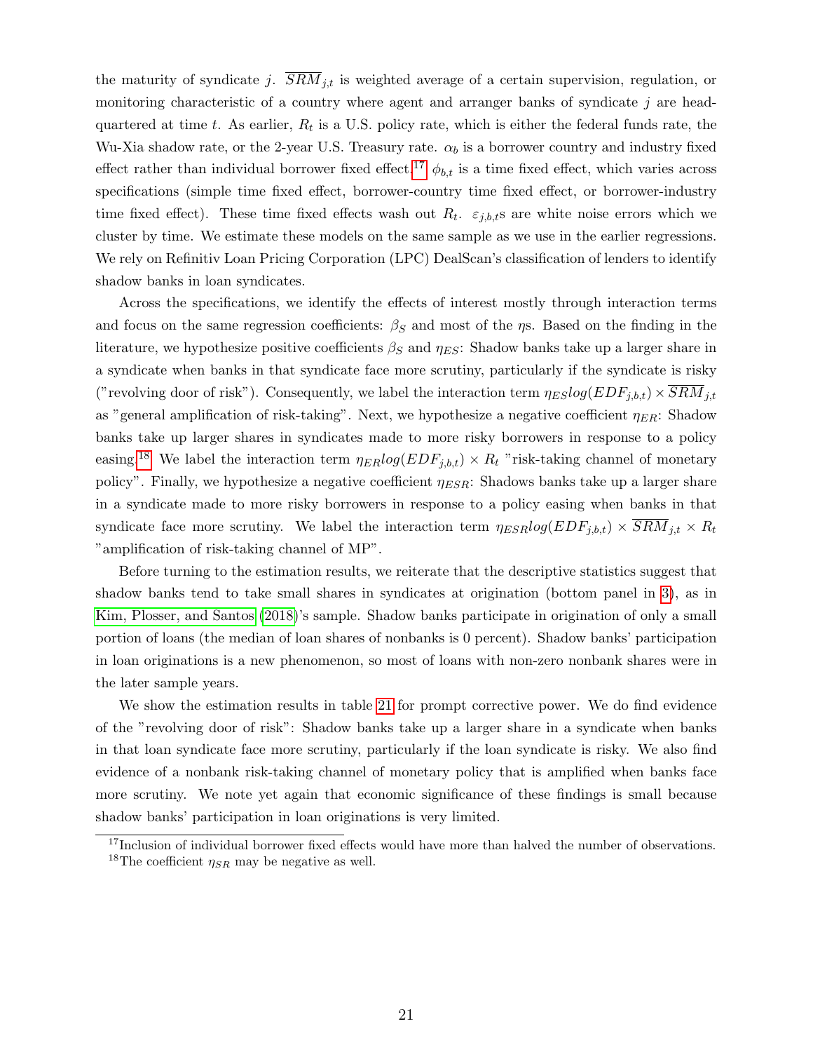the maturity of syndicate $j$. $\overline{SRM}_{j,t}$ is weighted average of a certain supervision, regulation, or monitoring characteristic of a country where agent and arranger banks of syndicate $j$ are headquartered at time $t$. As earlier, $R_t$ is a U.S. policy rate, which is either the federal funds rate, the Wu-Xia shadow rate, or the 2-year U.S. Treasury rate. $\alpha_b$ is a borrower country and industry fixed effect rather than individual borrower fixed effect.[17] $\phi_{b,t}$ is a time fixed effect, which varies across specifications (simple time fixed effect, borrower-country time fixed effect, or borrower-industry time fixed effect). These time fixed effects wash out $R_t$. $\varepsilon_{j,b,t}$s are white noise errors which we cluster by time. We estimate these models on the same sample as we use in the earlier regressions. We rely on Refinitiv Loan Pricing Corporation (LPC) DealScan's classification of lenders to identify shadow banks in loan syndicates.

Across the specifications, we identify the effects of interest mostly through interaction terms and focus on the same regression coefficients: $\beta_S$ and most of the $\eta$s. Based on the finding in the literature, we hypothesize positive coefficients $\beta_S$ and $\eta_{ES}$: Shadow banks take up a larger share in a syndicate when banks in that syndicate face more scrutiny, particularly if the syndicate is risky ("revolving door of risk"). Consequently, we label the interaction term $\eta_{ES} log(EDF_{j,b,t}) \times \overline{SRM}_{j,t}$ as "general amplification of risk-taking". Next, we hypothesize a negative coefficient $\eta_{ER}$: Shadow banks take up larger shares in syndicates made to more risky borrowers in response to a policy easing.[18] We label the interaction term $\eta_{ER} log(EDF_{j,b,t}) \times R_t$ "risk-taking channel of monetary policy". Finally, we hypothesize a negative coefficient $\eta_{ESR}$: Shadows banks take up a larger share in a syndicate made to more risky borrowers in response to a policy easing when banks in that syndicate face more scrutiny. We label the interaction term $\eta_{ESR} log(EDF_{j,b,t}) \times \overline{SRM}_{j,t} \times R_t$ "amplification of risk-taking channel of MP".

Before turning to the estimation results, we reiterate that the descriptive statistics suggest that shadow banks tend to take small shares in syndicates at origination (bottom panel in 3), as in Kim, Plosser, and Santos (2018)'s sample. Shadow banks participate in origination of only a small portion of loans (the median of loan shares of nonbanks is 0 percent). Shadow banks' participation in loan originations is a new phenomenon, so most of loans with non-zero nonbank shares were in the later sample years.

We show the estimation results in table 21 for prompt corrective power. We do find evidence of the "revolving door of risk": Shadow banks take up a larger share in a syndicate when banks in that loan syndicate face more scrutiny, particularly if the loan syndicate is risky. We also find evidence of a nonbank risk-taking channel of monetary policy that is amplified when banks face more scrutiny. We note yet again that economic significance of these findings is small because shadow banks' participation in loan originations is very limited.

[17]Inclusion of individual borrower fixed effects would have more than halved the number of observations.

[18]The coefficient $\eta_{SR}$ may be negative as well.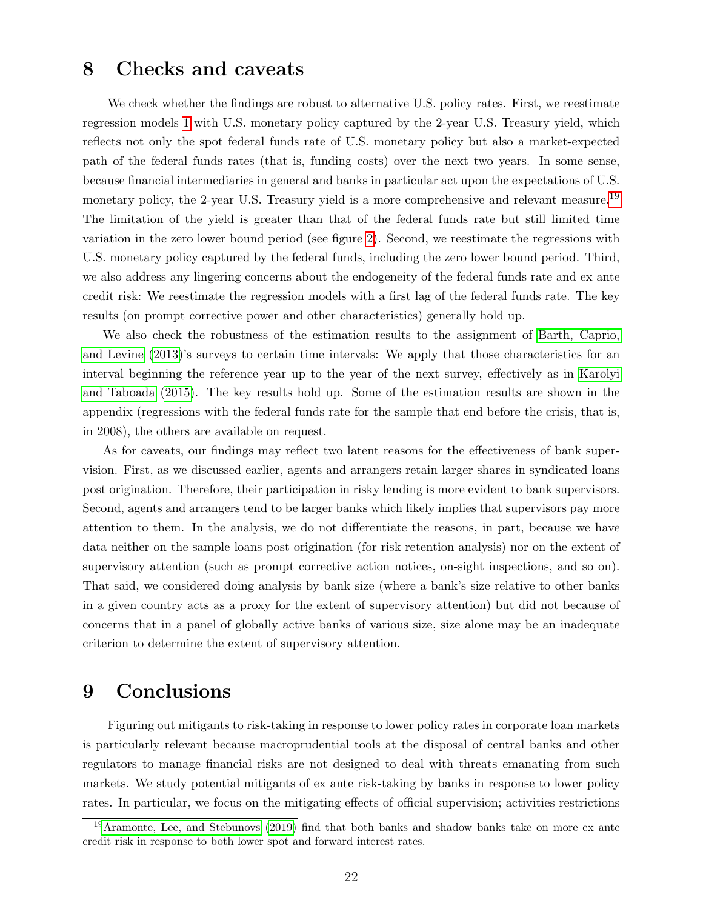# 8 Checks and caveats

We check whether the findings are robust to alternative U.S. policy rates. First, we reestimate regression models 1 with U.S. monetary policy captured by the 2-year U.S. Treasury yield, which reflects not only the spot federal funds rate of U.S. monetary policy but also a market-expected path of the federal funds rates (that is, funding costs) over the next two years. In some sense, because financial intermediaries in general and banks in particular act upon the expectations of U.S. monetary policy, the 2-year U.S. Treasury yield is a more comprehensive and relevant measure.[19] The limitation of the yield is greater than that of the federal funds rate but still limited time variation in the zero lower bound period (see figure 2). Second, we reestimate the regressions with U.S. monetary policy captured by the federal funds, including the zero lower bound period. Third, we also address any lingering concerns about the endogeneity of the federal funds rate and ex ante credit risk: We reestimate the regression models with a first lag of the federal funds rate. The key results (on prompt corrective power and other characteristics) generally hold up.

We also check the robustness of the estimation results to the assignment of Barth, Caprio, and Levine (2013)'s surveys to certain time intervals: We apply that those characteristics for an interval beginning the reference year up to the year of the next survey, effectively as in Karolyi and Taboada (2015). The key results hold up. Some of the estimation results are shown in the appendix (regressions with the federal funds rate for the sample that end before the crisis, that is, in 2008), the others are available on request.

As for caveats, our findings may reflect two latent reasons for the effectiveness of bank supervision. First, as we discussed earlier, agents and arrangers retain larger shares in syndicated loans post origination. Therefore, their participation in risky lending is more evident to bank supervisors. Second, agents and arrangers tend to be larger banks which likely implies that supervisors pay more attention to them. In the analysis, we do not differentiate the reasons, in part, because we have data neither on the sample loans post origination (for risk retention analysis) nor on the extent of supervisory attention (such as prompt corrective action notices, on-sight inspections, and so on). That said, we considered doing analysis by bank size (where a bank's size relative to other banks in a given country acts as a proxy for the extent of supervisory attention) but did not because of concerns that in a panel of globally active banks of various size, size alone may be an inadequate criterion to determine the extent of supervisory attention.

# 9 Conclusions

Figuring out mitigants to risk-taking in response to lower policy rates in corporate loan markets is particularly relevant because macroprudential tools at the disposal of central banks and other regulators to manage financial risks are not designed to deal with threats emanating from such markets. We study potential mitigants of ex ante risk-taking by banks in response to lower policy rates. In particular, we focus on the mitigating effects of official supervision; activities restrictions

[19] Aramonte, Lee, and Stebunovs (2019) find that both banks and shadow banks take on more ex ante credit risk in response to both lower spot and forward interest rates.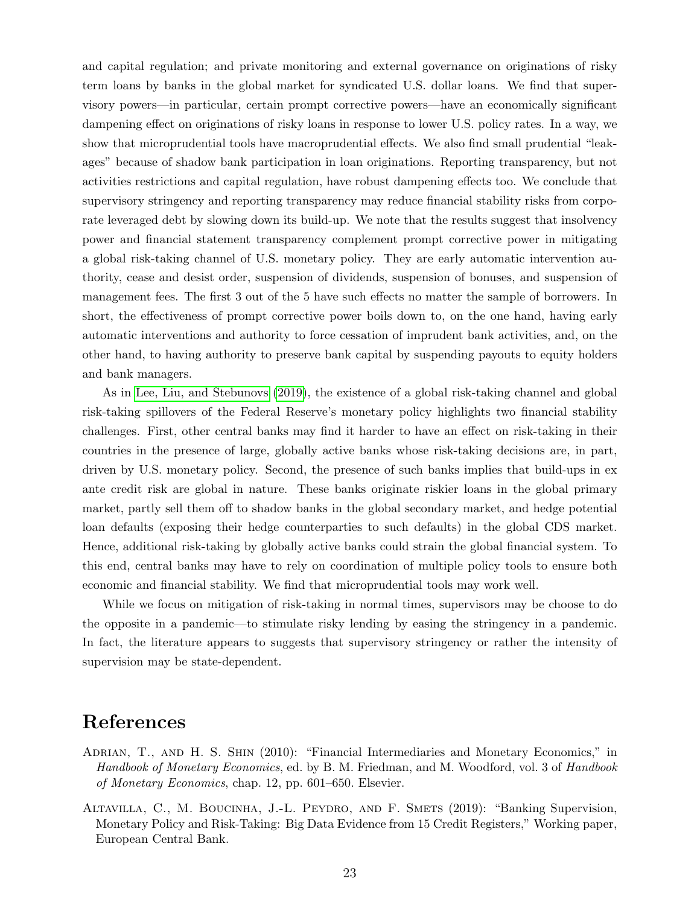and capital regulation; and private monitoring and external governance on originations of risky term loans by banks in the global market for syndicated U.S. dollar loans. We find that supervisory powers—in particular, certain prompt corrective powers—have an economically significant dampening effect on originations of risky loans in response to lower U.S. policy rates. In a way, we show that microprudential tools have macroprudential effects. We also find small prudential "leakages" because of shadow bank participation in loan originations. Reporting transparency, but not activities restrictions and capital regulation, have robust dampening effects too. We conclude that supervisory stringency and reporting transparency may reduce financial stability risks from corporate leveraged debt by slowing down its build-up. We note that the results suggest that insolvency power and financial statement transparency complement prompt corrective power in mitigating a global risk-taking channel of U.S. monetary policy. They are early automatic intervention authority, cease and desist order, suspension of dividends, suspension of bonuses, and suspension of management fees. The first 3 out of the 5 have such effects no matter the sample of borrowers. In short, the effectiveness of prompt corrective power boils down to, on the one hand, having early automatic interventions and authority to force cessation of imprudent bank activities, and, on the other hand, to having authority to preserve bank capital by suspending payouts to equity holders and bank managers.

As in Lee, Liu, and Stebunovs (2019), the existence of a global risk-taking channel and global risk-taking spillovers of the Federal Reserve's monetary policy highlights two financial stability challenges. First, other central banks may find it harder to have an effect on risk-taking in their countries in the presence of large, globally active banks whose risk-taking decisions are, in part, driven by U.S. monetary policy. Second, the presence of such banks implies that build-ups in ex ante credit risk are global in nature. These banks originate riskier loans in the global primary market, partly sell them off to shadow banks in the global secondary market, and hedge potential loan defaults (exposing their hedge counterparties to such defaults) in the global CDS market. Hence, additional risk-taking by globally active banks could strain the global financial system. To this end, central banks may have to rely on coordination of multiple policy tools to ensure both economic and financial stability. We find that microprudential tools may work well.

While we focus on mitigation of risk-taking in normal times, supervisors may be choose to do the opposite in a pandemic—to stimulate risky lending by easing the stringency in a pandemic. In fact, the literature appears to suggests that supervisory stringency or rather the intensity of supervision may be state-dependent.

# References

Adrian, T., and H. S. Shin (2010): "Financial Intermediaries and Monetary Economics," in *Handbook of Monetary Economics*, ed. by B. M. Friedman, and M. Woodford, vol. 3 of *Handbook of Monetary Economics*, chap. 12, pp. 601–650. Elsevier.

Altavilla, C., M. Boucinha, J.-L. Peydro, and F. Smets (2019): "Banking Supervision, Monetary Policy and Risk-Taking: Big Data Evidence from 15 Credit Registers," Working paper, European Central Bank.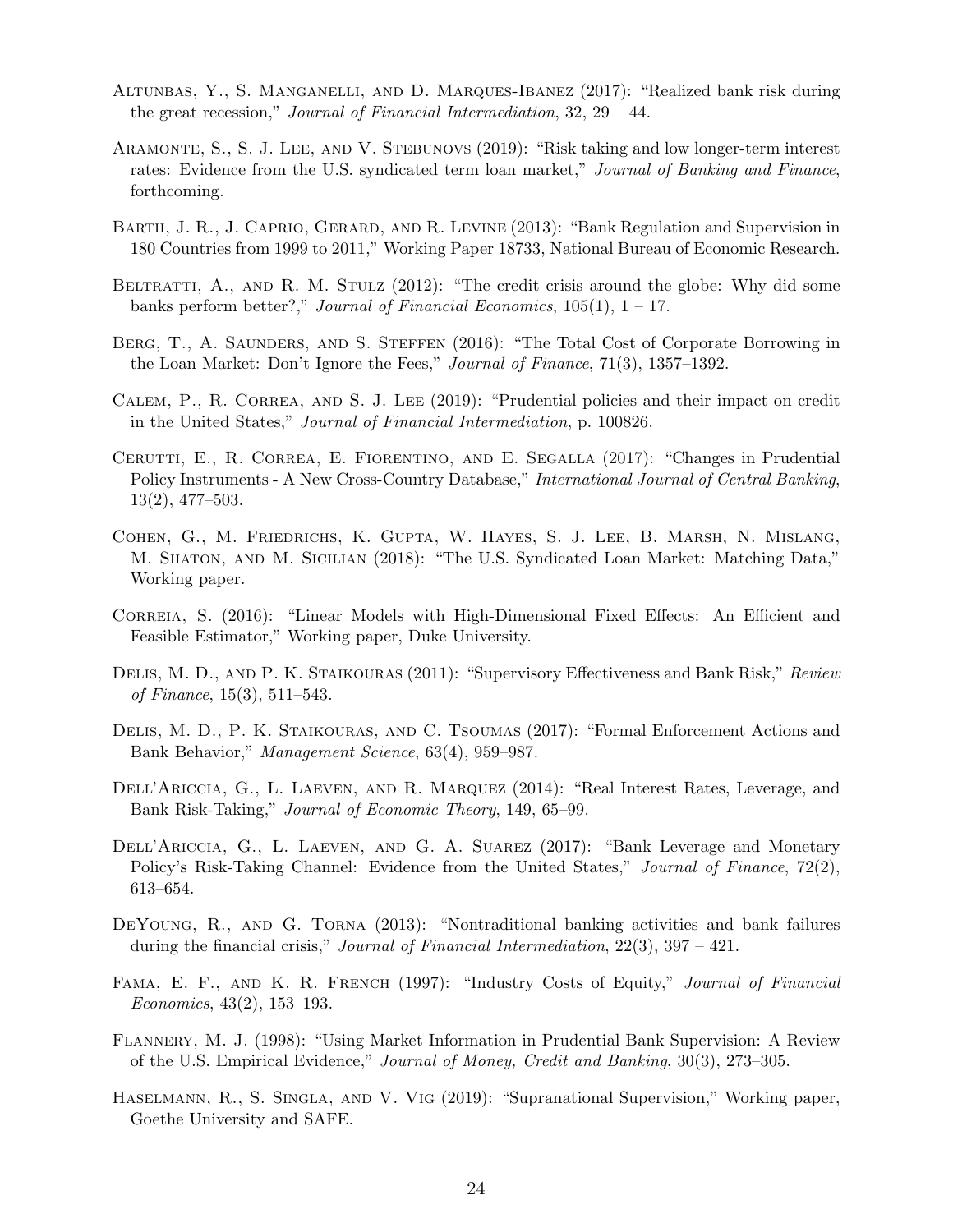Altunbas, Y., S. Manganelli, and D. Marques-Ibanez (2017): "Realized bank risk during the great recession," *Journal of Financial Intermediation*, 32, 29 – 44.

Aramonte, S., S. J. Lee, and V. Stebunovs (2019): "Risk taking and low longer-term interest rates: Evidence from the U.S. syndicated term loan market," *Journal of Banking and Finance*, forthcoming.

Barth, J. R., J. Caprio, Gerard, and R. Levine (2013): "Bank Regulation and Supervision in 180 Countries from 1999 to 2011," Working Paper 18733, National Bureau of Economic Research.

Beltratti, A., and R. M. Stulz (2012): "The credit crisis around the globe: Why did some banks perform better?," *Journal of Financial Economics*, 105(1), 1 – 17.

Berg, T., A. Saunders, and S. Steffen (2016): "The Total Cost of Corporate Borrowing in the Loan Market: Don't Ignore the Fees," *Journal of Finance*, 71(3), 1357–1392.

Calem, P., R. Correa, and S. J. Lee (2019): "Prudential policies and their impact on credit in the United States," *Journal of Financial Intermediation*, p. 100826.

Cerutti, E., R. Correa, E. Fiorentino, and E. Segalla (2017): "Changes in Prudential Policy Instruments - A New Cross-Country Database," *International Journal of Central Banking*, 13(2), 477–503.

Cohen, G., M. Friedrichs, K. Gupta, W. Hayes, S. J. Lee, B. Marsh, N. Mislang, M. Shaton, and M. Sicilian (2018): "The U.S. Syndicated Loan Market: Matching Data," Working paper.

Correia, S. (2016): "Linear Models with High-Dimensional Fixed Effects: An Efficient and Feasible Estimator," Working paper, Duke University.

Delis, M. D., and P. K. Staikouras (2011): "Supervisory Effectiveness and Bank Risk," *Review of Finance*, 15(3), 511–543.

Delis, M. D., P. K. Staikouras, and C. Tsoumas (2017): "Formal Enforcement Actions and Bank Behavior," *Management Science*, 63(4), 959–987.

Dell'Ariccia, G., L. Laeven, and R. Marquez (2014): "Real Interest Rates, Leverage, and Bank Risk-Taking," *Journal of Economic Theory*, 149, 65–99.

Dell'Ariccia, G., L. Laeven, and G. A. Suarez (2017): "Bank Leverage and Monetary Policy's Risk-Taking Channel: Evidence from the United States," *Journal of Finance*, 72(2), 613–654.

DeYoung, R., and G. Torna (2013): "Nontraditional banking activities and bank failures during the financial crisis," *Journal of Financial Intermediation*, 22(3), 397 – 421.

Fama, E. F., and K. R. French (1997): "Industry Costs of Equity," *Journal of Financial Economics*, 43(2), 153–193.

Flannery, M. J. (1998): "Using Market Information in Prudential Bank Supervision: A Review of the U.S. Empirical Evidence," *Journal of Money, Credit and Banking*, 30(3), 273–305.

Haselmann, R., S. Singla, and V. Vig (2019): "Supranational Supervision," Working paper, Goethe University and SAFE.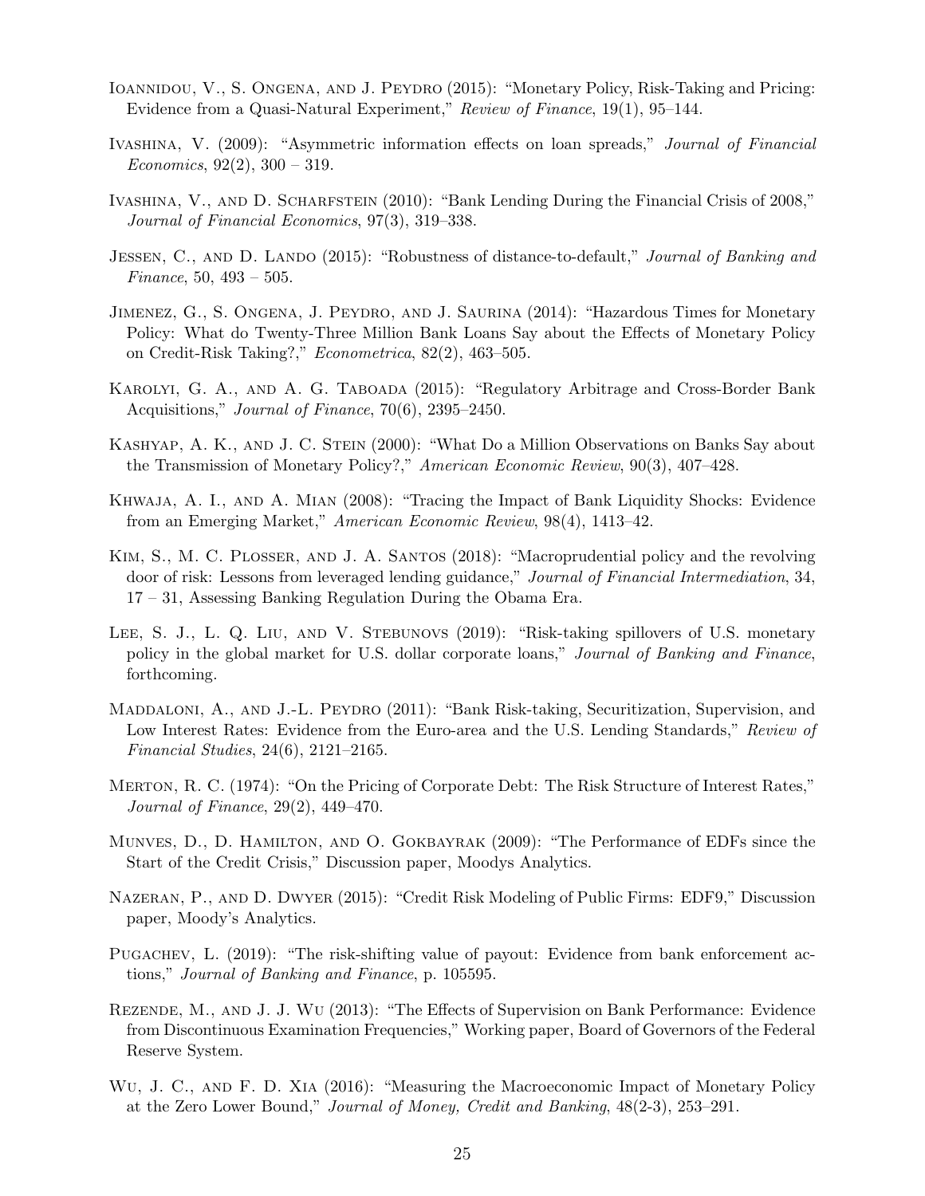Ioannidou, V., S. Ongena, and J. Peydro (2015): "Monetary Policy, Risk-Taking and Pricing: Evidence from a Quasi-Natural Experiment," *Review of Finance*, 19(1), 95–144.

Ivashina, V. (2009): "Asymmetric information effects on loan spreads," *Journal of Financial Economics*, 92(2), 300 – 319.

Ivashina, V., and D. Scharfstein (2010): "Bank Lending During the Financial Crisis of 2008," *Journal of Financial Economics*, 97(3), 319–338.

Jessen, C., and D. Lando (2015): "Robustness of distance-to-default," *Journal of Banking and Finance*, 50, 493 – 505.

Jimenez, G., S. Ongena, J. Peydro, and J. Saurina (2014): "Hazardous Times for Monetary Policy: What do Twenty-Three Million Bank Loans Say about the Effects of Monetary Policy on Credit-Risk Taking?," *Econometrica*, 82(2), 463–505.

Karolyi, G. A., and A. G. Taboada (2015): "Regulatory Arbitrage and Cross-Border Bank Acquisitions," *Journal of Finance*, 70(6), 2395–2450.

Kashyap, A. K., and J. C. Stein (2000): "What Do a Million Observations on Banks Say about the Transmission of Monetary Policy?," *American Economic Review*, 90(3), 407–428.

Khwaja, A. I., and A. Mian (2008): "Tracing the Impact of Bank Liquidity Shocks: Evidence from an Emerging Market," *American Economic Review*, 98(4), 1413–42.

Kim, S., M. C. Plosser, and J. A. Santos (2018): "Macroprudential policy and the revolving door of risk: Lessons from leveraged lending guidance," *Journal of Financial Intermediation*, 34, 17 – 31, Assessing Banking Regulation During the Obama Era.

Lee, S. J., L. Q. Liu, and V. Stebunovs (2019): "Risk-taking spillovers of U.S. monetary policy in the global market for U.S. dollar corporate loans," *Journal of Banking and Finance*, forthcoming.

Maddaloni, A., and J.-L. Peydro (2011): "Bank Risk-taking, Securitization, Supervision, and Low Interest Rates: Evidence from the Euro-area and the U.S. Lending Standards," *Review of Financial Studies*, 24(6), 2121–2165.

Merton, R. C. (1974): "On the Pricing of Corporate Debt: The Risk Structure of Interest Rates," *Journal of Finance*, 29(2), 449–470.

Munves, D., D. Hamilton, and O. Gokbayrak (2009): "The Performance of EDFs since the Start of the Credit Crisis," Discussion paper, Moodys Analytics.

Nazeran, P., and D. Dwyer (2015): "Credit Risk Modeling of Public Firms: EDF9," Discussion paper, Moody's Analytics.

Pugachev, L. (2019): "The risk-shifting value of payout: Evidence from bank enforcement actions," *Journal of Banking and Finance*, p. 105595.

Rezende, M., and J. J. Wu (2013): "The Effects of Supervision on Bank Performance: Evidence from Discontinuous Examination Frequencies," Working paper, Board of Governors of the Federal Reserve System.

Wu, J. C., and F. D. Xia (2016): "Measuring the Macroeconomic Impact of Monetary Policy at the Zero Lower Bound," *Journal of Money, Credit and Banking*, 48(2-3), 253–291.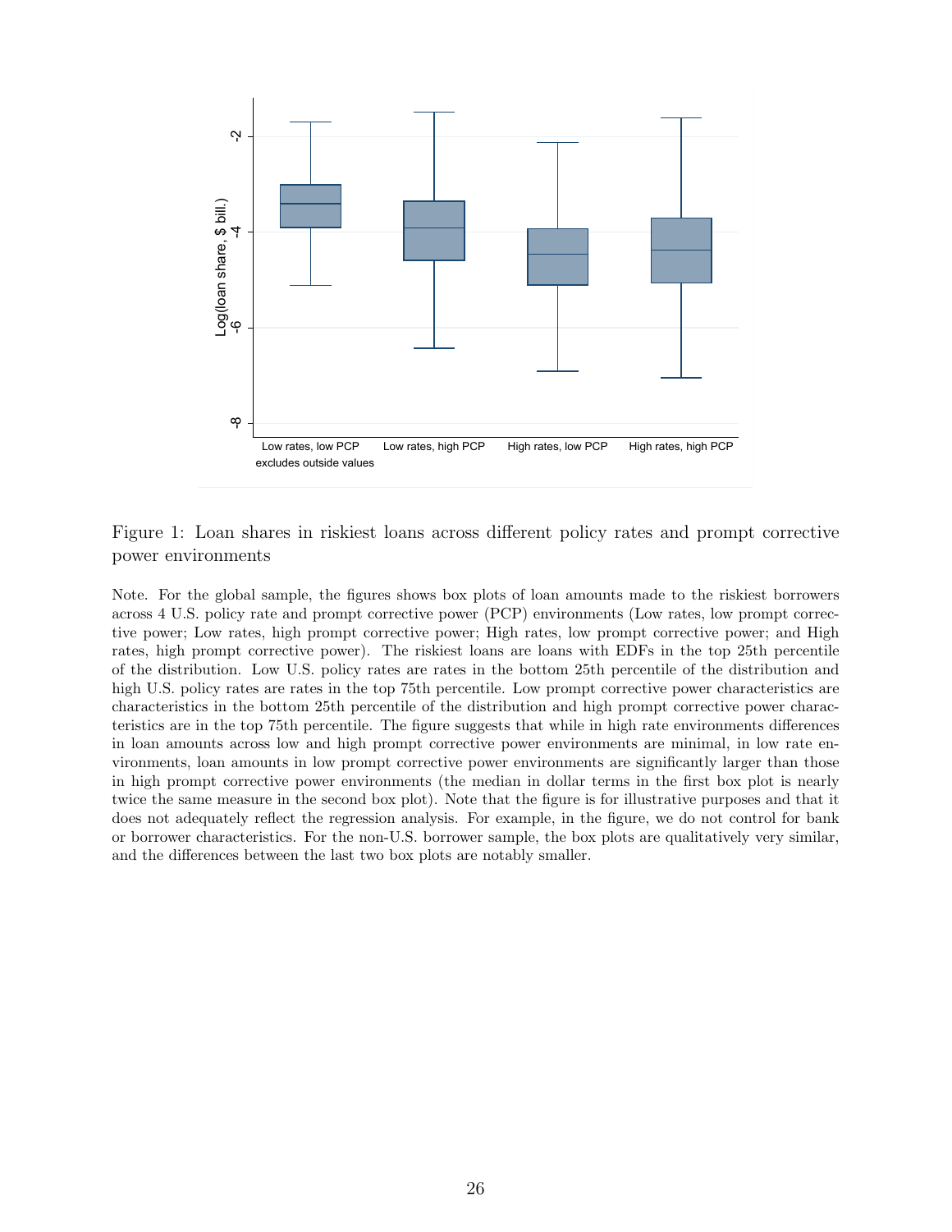Figure 1: Loan shares in riskiest loans across different policy rates and prompt corrective power environments

Note. For the global sample, the figures shows box plots of loan amounts made to the riskiest borrowers across 4 U.S. policy rate and prompt corrective power (PCP) environments (Low rates, low prompt corrective power; Low rates, high prompt corrective power; High rates, low prompt corrective power; and High rates, high prompt corrective power). The riskiest loans are loans with EDFs in the top 25th percentile of the distribution. Low U.S. policy rates are rates in the bottom 25th percentile of the distribution and high U.S. policy rates are rates in the top 75th percentile. Low prompt corrective power characteristics are characteristics in the bottom 25th percentile of the distribution and high prompt corrective power characteristics are in the top 75th percentile. The figure suggests that while in high rate environments differences in loan amounts across low and high prompt corrective power environments are minimal, in low rate environments, loan amounts in low prompt corrective power environments are significantly larger than those in high prompt corrective power environments (the median in dollar terms in the first box plot is nearly twice the same measure in the second box plot). Note that the figure is for illustrative purposes and that it does not adequately reflect the regression analysis. For example, in the figure, we do not control for bank or borrower characteristics. For the non-U.S. borrower sample, the box plots are qualitatively very similar, and the differences between the last two box plots are notably smaller.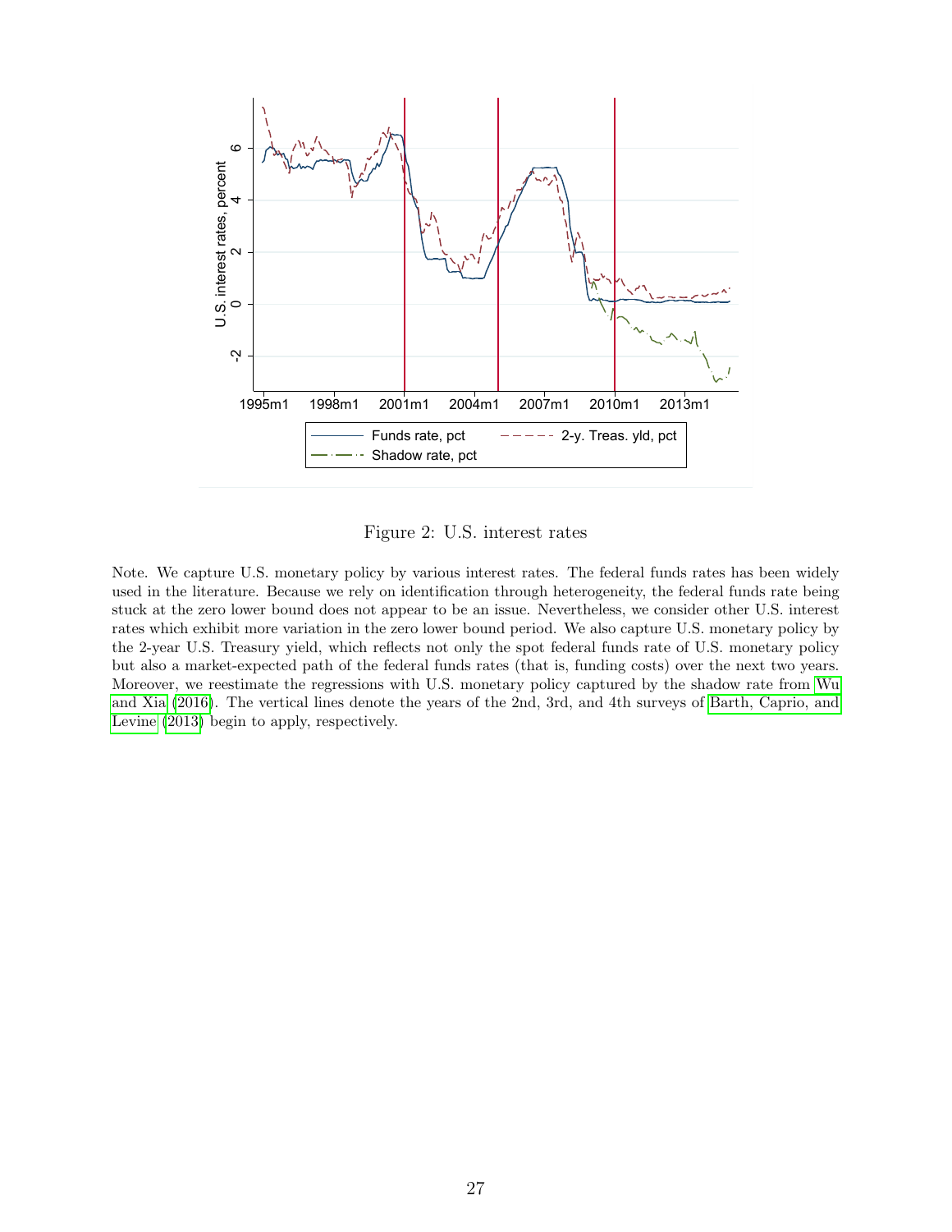Figure 2: U.S. interest rates

Note. We capture U.S. monetary policy by various interest rates. The federal funds rates has been widely used in the literature. Because we rely on identification through heterogeneity, the federal funds rate being stuck at the zero lower bound does not appear to be an issue. Nevertheless, we consider other U.S. interest rates which exhibit more variation in the zero lower bound period. We also capture U.S. monetary policy by the 2-year U.S. Treasury yield, which reflects not only the spot federal funds rate of U.S. monetary policy but also a market-expected path of the federal funds rates (that is, funding costs) over the next two years. Moreover, we reestimate the regressions with U.S. monetary policy captured by the shadow rate from Wu and Xia (2016). The vertical lines denote the years of the 2nd, 3rd, and 4th surveys of Barth, Caprio, and Levine (2013) begin to apply, respectively.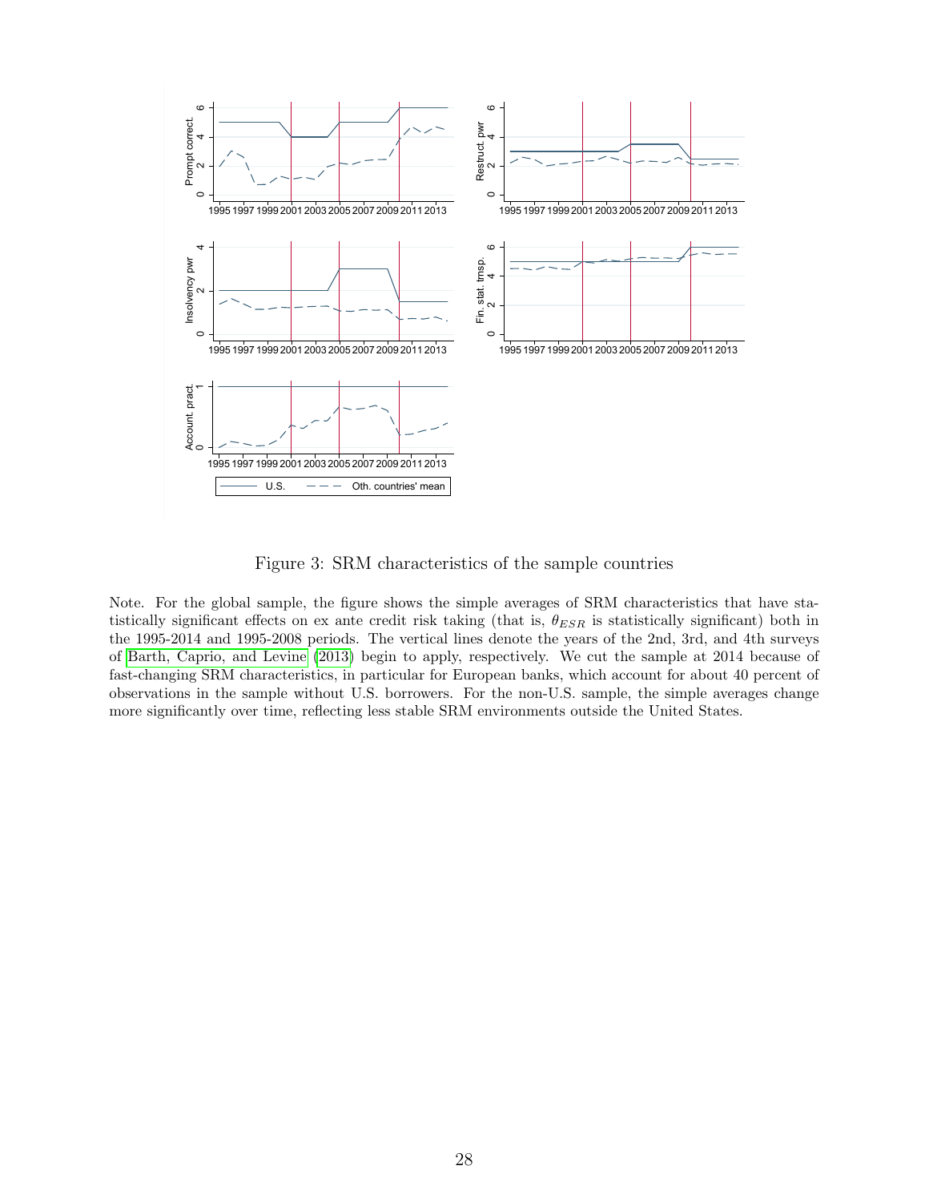Figure 3: SRM characteristics of the sample countries

Note. For the global sample, the figure shows the simple averages of SRM characteristics that have statistically significant effects on ex ante credit risk taking (that is, $\theta_{ESR}$ is statistically significant) both in the 1995-2014 and 1995-2008 periods. The vertical lines denote the years of the 2nd, 3rd, and 4th surveys of Barth, Caprio, and Levine (2013) begin to apply, respectively. We cut the sample at 2014 because of fast-changing SRM characteristics, in particular for European banks, which account for about 40 percent of observations in the sample without U.S. borrowers. For the non-U.S. sample, the simple averages change more significantly over time, reflecting less stable SRM environments outside the United States.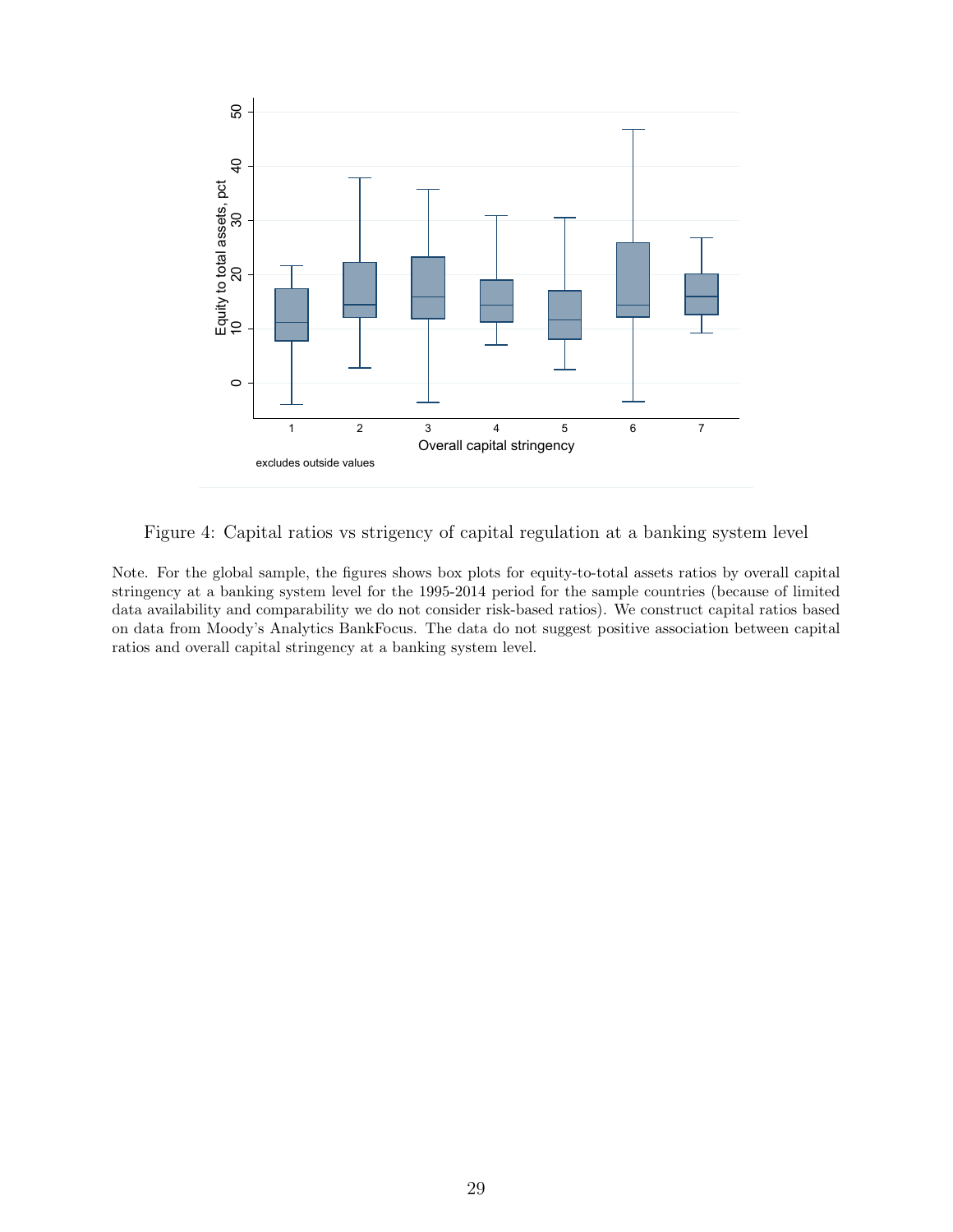Figure 4: Capital ratios vs strigency of capital regulation at a banking system level

Note. For the global sample, the figures shows box plots for equity-to-total assets ratios by overall capital stringency at a banking system level for the 1995-2014 period for the sample countries (because of limited data availability and comparability we do not consider risk-based ratios). We construct capital ratios based on data from Moody's Analytics BankFocus. The data do not suggest positive association between capital ratios and overall capital stringency at a banking system level.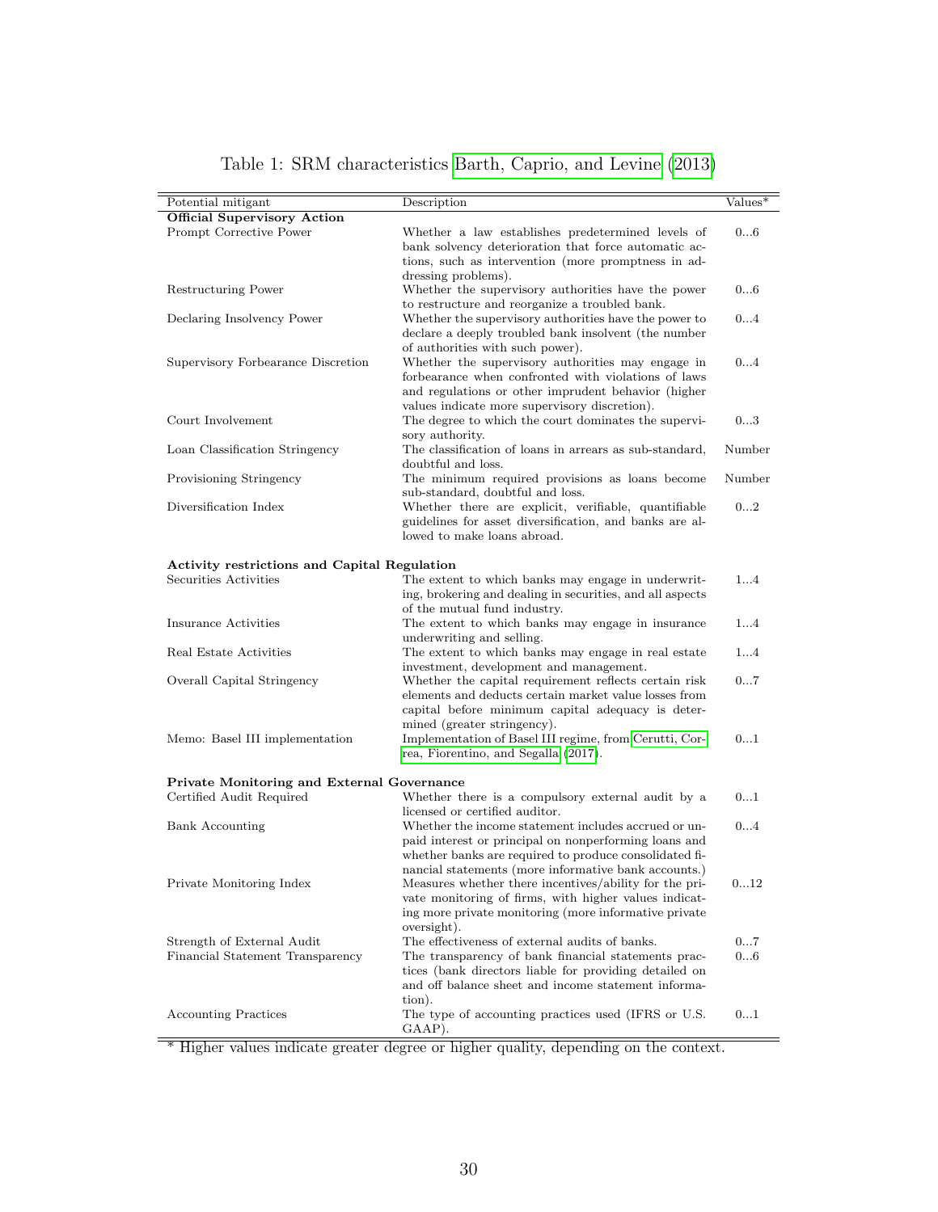Table 1: SRM characteristics Barth, Caprio, and Levine (2013)

| Potential mitigant | Description | Values* |
|---|---|---|
| **Official Supervisory Action** | | |
| Prompt Corrective Power | Whether a law establishes predetermined levels of bank solvency deterioration that force automatic actions, such as intervention (more promptness in addressing problems). | 0...6 |
| Restructuring Power | Whether the supervisory authorities have the power to restructure and reorganize a troubled bank. | 0...6 |
| Declaring Insolvency Power | Whether the supervisory authorities have the power to declare a deeply troubled bank insolvent (the number of authorities with such power). | 0...4 |
| Supervisory Forbearance Discretion | Whether the supervisory authorities may engage in forbearance when confronted with violations of laws and regulations or other imprudent behavior (higher values indicate more supervisory discretion). | 0...4 |
| Court Involvement | The degree to which the court dominates the supervisory authority. | 0...3 |
| Loan Classification Stringency | The classification of loans in arrears as sub-standard, doubtful and loss. | Number |
| Provisioning Stringency | The minimum required provisions as loans become sub-standard, doubtful and loss. | Number |
| Diversification Index | Whether there are explicit, verifiable, quantifiable guidelines for asset diversification, and banks are allowed to make loans abroad. | 0...2 |
| **Activity restrictions and Capital Regulation** | | |
| Securities Activities | The extent to which banks may engage in underwriting, brokering and dealing in securities, and all aspects of the mutual fund industry. | 1...4 |
| Insurance Activities | The extent to which banks may engage in insurance underwriting and selling. | 1...4 |
| Real Estate Activities | The extent to which banks may engage in real estate investment, development and management. | 1...4 |
| Overall Capital Stringency | Whether the capital requirement reflects certain risk elements and deducts certain market value losses from capital before minimum capital adequacy is determined (greater stringency). | 0...7 |
| Memo: Basel III implementation | Implementation of Basel III regime, from Cerutti, Correa, Fiorentino, and Segalla (2017). | 0...1 |
| **Private Monitoring and External Governance** | | |
| Certified Audit Required | Whether there is a compulsory external audit by a licensed or certified auditor. | 0...1 |
| Bank Accounting | Whether the income statement includes accrued or unpaid interest or principal on nonperforming loans and whether banks are required to produce consolidated financial statements (more informative bank accounts.) | 0...4 |
| Private Monitoring Index | Measures whether there incentives/ability for the private monitoring of firms, with higher values indicating more private monitoring (more informative private oversight). | 0...12 |
| Strength of External Audit | The effectiveness of external audits of banks. | 0...7 |
| Financial Statement Transparency | The transparency of bank financial statements practices (bank directors liable for providing detailed on and off balance sheet and income statement information). | 0...6 |
| Accounting Practices | The type of accounting practices used (IFRS or U.S. GAAP). | 0...1 |

* Higher values indicate greater degree or higher quality, depending on the context.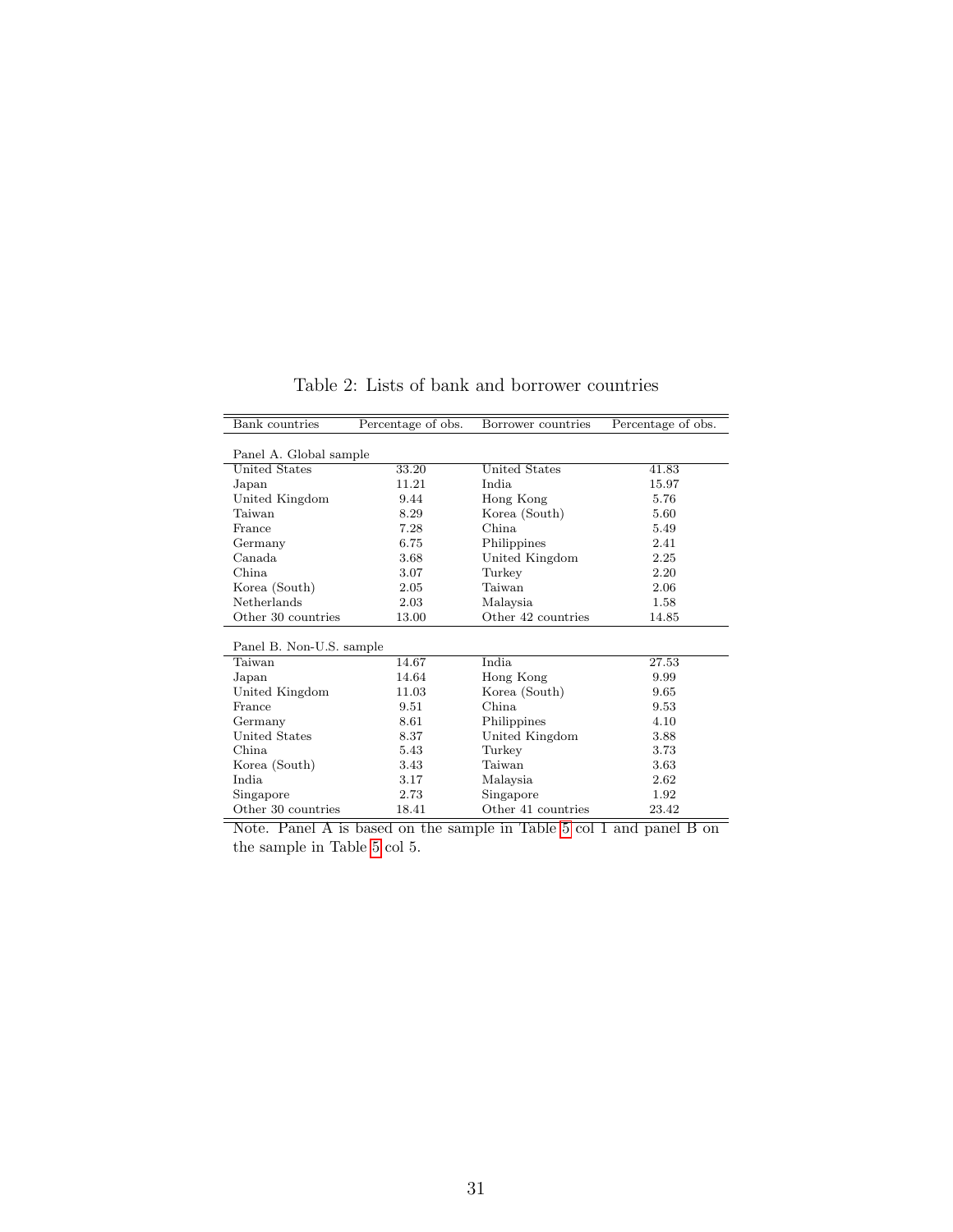Table 2: Lists of bank and borrower countries

| Bank countries | Percentage of obs. | Borrower countries | Percentage of obs. |
|---|---|---|---|
| Panel A. Global sample | | | |
| United States | 33.20 | United States | 41.83 |
| Japan | 11.21 | India | 15.97 |
| United Kingdom | 9.44 | Hong Kong | 5.76 |
| Taiwan | 8.29 | Korea (South) | 5.60 |
| France | 7.28 | China | 5.49 |
| Germany | 6.75 | Philippines | 2.41 |
| Canada | 3.68 | United Kingdom | 2.25 |
| China | 3.07 | Turkey | 2.20 |
| Korea (South) | 2.05 | Taiwan | 2.06 |
| Netherlands | 2.03 | Malaysia | 1.58 |
| Other 30 countries | 13.00 | Other 42 countries | 14.85 |
| Panel B. Non-U.S. sample | | | |
| Taiwan | 14.67 | India | 27.53 |
| Japan | 14.64 | Hong Kong | 9.99 |
| United Kingdom | 11.03 | Korea (South) | 9.65 |
| France | 9.51 | China | 9.53 |
| Germany | 8.61 | Philippines | 4.10 |
| United States | 8.37 | United Kingdom | 3.88 |
| China | 5.43 | Turkey | 3.73 |
| Korea (South) | 3.43 | Taiwan | 3.63 |
| India | 3.17 | Malaysia | 2.62 |
| Singapore | 2.73 | Singapore | 1.92 |
| Other 30 countries | 18.41 | Other 41 countries | 23.42 |

Note. Panel A is based on the sample in Table 5 col 1 and panel B on the sample in Table 5 col 5.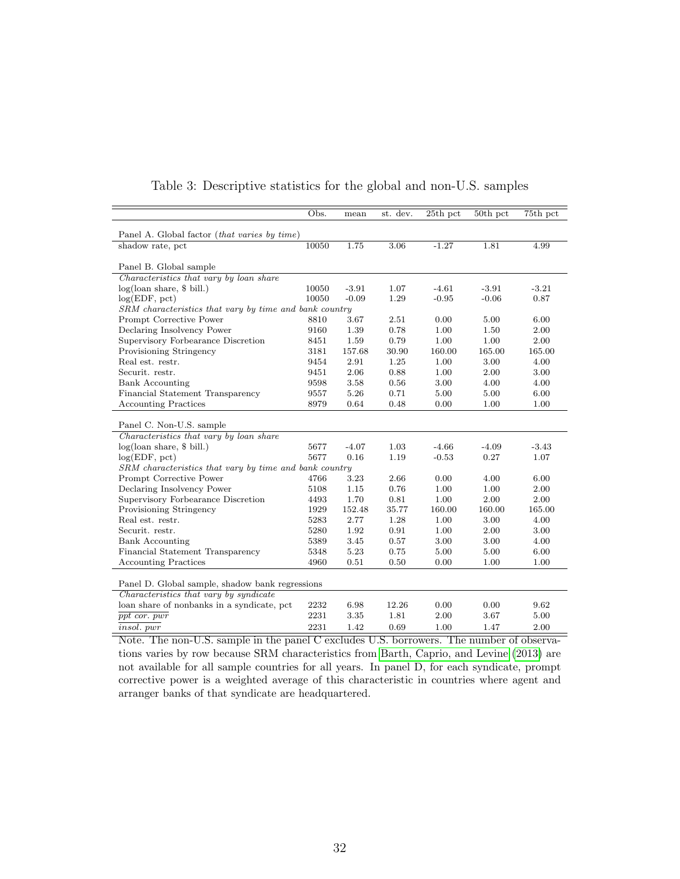Table 3: Descriptive statistics for the global and non-U.S. samples

| | Obs. | mean | st. dev. | 25th pct | 50th pct | 75th pct |
|---|---|---|---|---|---|---|
| Panel A. Global factor (*that varies by time*) | | | | | | |
| shadow rate, pct | 10050 | 1.75 | 3.06 | -1.27 | 1.81 | 4.99 |
| Panel B. Global sample | | | | | | |
| *Characteristics that vary by loan share* | | | | | | |
| log(loan share, \$ bill.) | 10050 | -3.91 | 1.07 | -4.61 | -3.91 | -3.21 |
| log(EDF, pct) | 10050 | -0.09 | 1.29 | -0.95 | -0.06 | 0.87 |
| *SRM characteristics that vary by time and bank country* | | | | | | |
| Prompt Corrective Power | 8810 | 3.67 | 2.51 | 0.00 | 5.00 | 6.00 |
| Declaring Insolvency Power | 9160 | 1.39 | 0.78 | 1.00 | 1.50 | 2.00 |
| Supervisory Forbearance Discretion | 8451 | 1.59 | 0.79 | 1.00 | 1.00 | 2.00 |
| Provisioning Stringency | 3181 | 157.68 | 30.90 | 160.00 | 165.00 | 165.00 |
| Real est. restr. | 9454 | 2.91 | 1.25 | 1.00 | 3.00 | 4.00 |
| Securit. restr. | 9451 | 2.06 | 0.88 | 1.00 | 2.00 | 3.00 |
| Bank Accounting | 9598 | 3.58 | 0.56 | 3.00 | 4.00 | 4.00 |
| Financial Statement Transparency | 9557 | 5.26 | 0.71 | 5.00 | 5.00 | 6.00 |
| Accounting Practices | 8979 | 0.64 | 0.48 | 0.00 | 1.00 | 1.00 |
| Panel C. Non-U.S. sample | | | | | | |
| *Characteristics that vary by loan share* | | | | | | |
| log(loan share, \$ bill.) | 5677 | -4.07 | 1.03 | -4.66 | -4.09 | -3.43 |
| log(EDF, pct) | 5677 | 0.16 | 1.19 | -0.53 | 0.27 | 1.07 |
| *SRM characteristics that vary by time and bank country* | | | | | | |
| Prompt Corrective Power | 4766 | 3.23 | 2.66 | 0.00 | 4.00 | 6.00 |
| Declaring Insolvency Power | 5108 | 1.15 | 0.76 | 1.00 | 1.00 | 2.00 |
| Supervisory Forbearance Discretion | 4493 | 1.70 | 0.81 | 1.00 | 2.00 | 2.00 |
| Provisioning Stringency | 1929 | 152.48 | 35.77 | 160.00 | 160.00 | 165.00 |
| Real est. restr. | 5283 | 2.77 | 1.28 | 1.00 | 3.00 | 4.00 |
| Securit. restr. | 5280 | 1.92 | 0.91 | 1.00 | 2.00 | 3.00 |
| Bank Accounting | 5389 | 3.45 | 0.57 | 3.00 | 3.00 | 4.00 |
| Financial Statement Transparency | 5348 | 5.23 | 0.75 | 5.00 | 5.00 | 6.00 |
| Accounting Practices | 4960 | 0.51 | 0.50 | 0.00 | 1.00 | 1.00 |
| Panel D. Global sample, shadow bank regressions | | | | | | |
| *Characteristics that vary by syndicate* | | | | | | |
| loan share of nonbanks in a syndicate, pct | 2232 | 6.98 | 12.26 | 0.00 | 0.00 | 9.62 |
| $\overline{ppt\ cor.\ pwr}$ | 2231 | 3.35 | 1.81 | 2.00 | 3.67 | 5.00 |
| $\overline{insol.\ pwr}$ | 2231 | 1.42 | 0.69 | 1.00 | 1.47 | 2.00 |

Note. The non-U.S. sample in the panel C excludes U.S. borrowers. The number of observations varies by row because SRM characteristics from Barth, Caprio, and Levine (2013) are not available for all sample countries for all years. In panel D, for each syndicate, prompt corrective power is a weighted average of this characteristic in countries where agent and arranger banks of that syndicate are headquartered.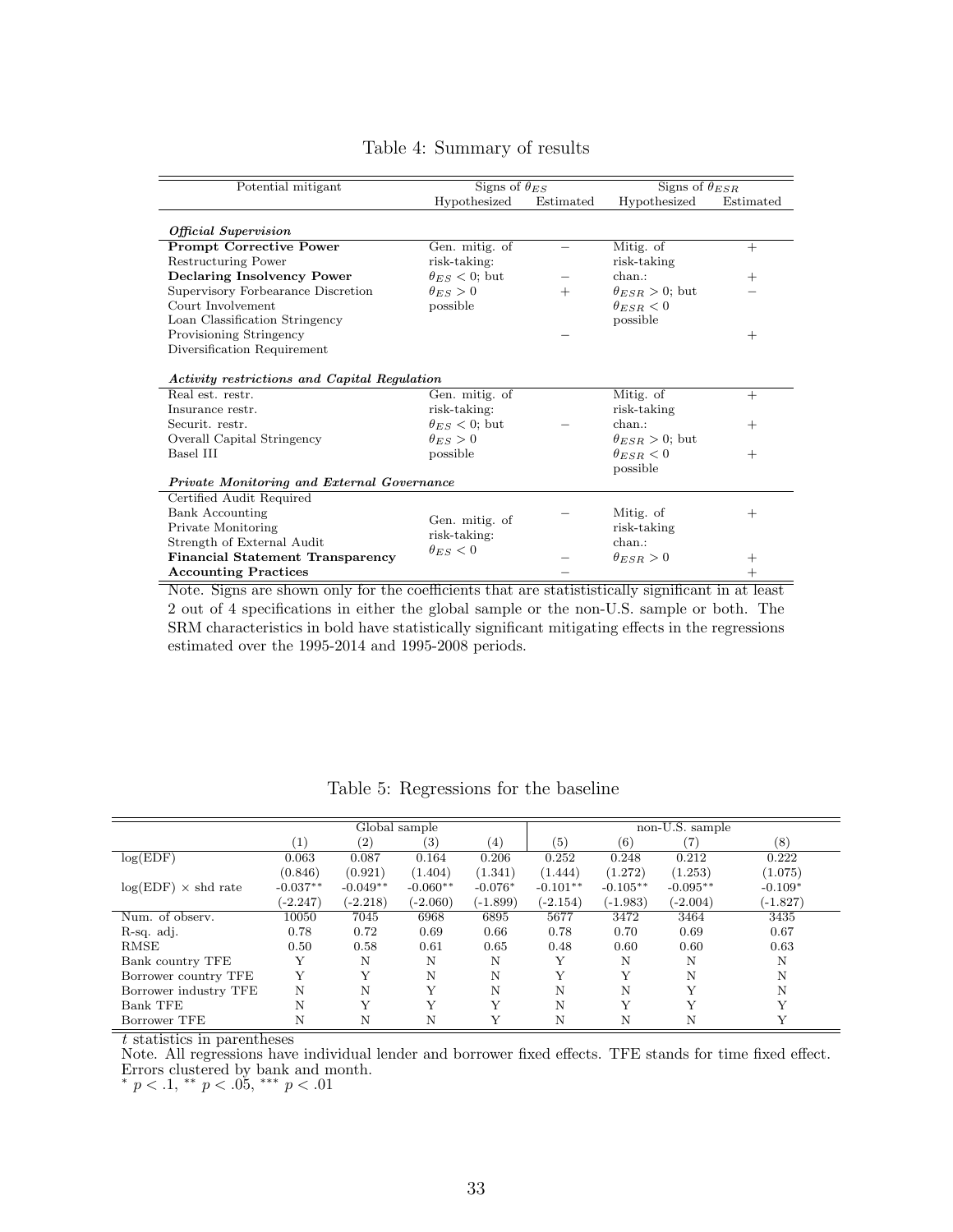Table 4: Summary of results

| Potential mitigant | Signs of $\theta_{ES}$ | | Signs of $\theta_{ESR}$ | |
|---|---|---|---|---|
| | Hypothesized | Estimated | Hypothesized | Estimated |
| ***Official Supervision*** | | | | |
| **Prompt Corrective Power** | Gen. mitig. of | − | Mitig. of | + |
| Restructuring Power | risk-taking: | | risk-taking | |
| **Declaring Insolvency Power** | $\theta_{ES} < 0$; but | − | chan.: | + |
| Supervisory Forbearance Discretion | $\theta_{ES} > 0$ | + | $\theta_{ESR} > 0$; but | − |
| Court Involvement | possible | | $\theta_{ESR} < 0$ | |
| Loan Classification Stringency | | | possible | |
| Provisioning Stringency | | − | | + |
| Diversification Requirement | | | | |
| ***Activity restrictions and Capital Regulation*** | | | | |
| Real est. restr. | Gen. mitig. of | | Mitig. of | + |
| Insurance restr. | risk-taking: | | risk-taking | |
| Securit. restr. | $\theta_{ES} < 0$; but | − | chan.: | + |
| Overall Capital Stringency | $\theta_{ES} > 0$ | | $\theta_{ESR} > 0$; but | |
| Basel III | possible | | $\theta_{ESR} < 0$ possible | + |
| ***Private Monitoring and External Governance*** | | | | |
| Certified Audit Required | | | | |
| Bank Accounting | Gen. mitig. of | − | Mitig. of | + |
| Private Monitoring | risk-taking: | | risk-taking | |
| Strength of External Audit | $\theta_{ES} < 0$ | | chan.: | |
| **Financial Statement Transparency** | | − | $\theta_{ESR} > 0$ | + |
| **Accounting Practices** | | − | | + |

Note. Signs are shown only for the coefficients that are statistically significant in at least 2 out of 4 specifications in either the global sample or the non-U.S. sample or both. The SRM characteristics in bold have statistically significant mitigating effects in the regressions estimated over the 1995-2014 and 1995-2008 periods.

Table 5: Regressions for the baseline

| | Global sample | | | | non-U.S. sample | | | |
|---|---|---|---|---|---|---|---|---|
| | (1) | (2) | (3) | (4) | (5) | (6) | (7) | (8) |
| log(EDF) | 0.063 | 0.087 | 0.164 | 0.206 | 0.252 | 0.248 | 0.212 | 0.222 |
| | (0.846) | (0.921) | (1.404) | (1.341) | (1.444) | (1.272) | (1.253) | (1.075) |
| log(EDF) × shd rate | -0.037** | -0.049** | -0.060** | -0.076* | -0.101** | -0.105** | -0.095** | -0.109* |
| | (-2.247) | (-2.218) | (-2.060) | (-1.899) | (-2.154) | (-1.983) | (-2.004) | (-1.827) |
| Num. of observ. | 10050 | 7045 | 6968 | 6895 | 5677 | 3472 | 3464 | 3435 |
| R-sq. adj. | 0.78 | 0.72 | 0.69 | 0.66 | 0.78 | 0.70 | 0.69 | 0.67 |
| RMSE | 0.50 | 0.58 | 0.61 | 0.65 | 0.48 | 0.60 | 0.60 | 0.63 |
| Bank country TFE | Y | N | N | N | Y | N | N | N |
| Borrower country TFE | Y | Y | N | N | Y | Y | N | N |
| Borrower industry TFE | N | N | Y | N | N | N | Y | N |
| Bank TFE | N | Y | Y | Y | N | Y | Y | Y |
| Borrower TFE | N | N | N | Y | N | N | N | Y |

$t$ statistics in parentheses

Note. All regressions have individual lender and borrower fixed effects. TFE stands for time fixed effect. Errors clustered by bank and month.

* $p < .1$, ** $p < .05$, *** $p < .01$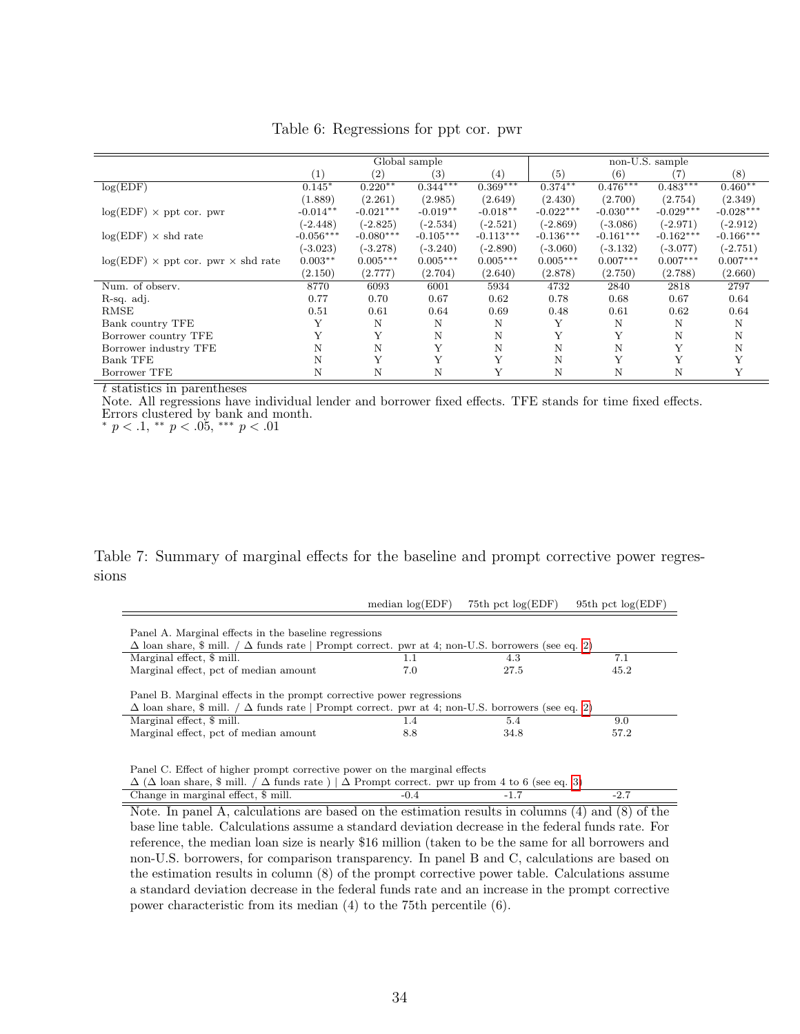Table 6: Regressions for ppt cor. pwr

| | Global sample | | | | non-U.S. sample | | | |
|---|---|---|---|---|---|---|---|---|
| | (1) | (2) | (3) | (4) | (5) | (6) | (7) | (8) |
| log(EDF) | 0.145* | 0.220** | 0.344*** | 0.369*** | 0.374** | 0.476*** | 0.483*** | 0.460** |
| | (1.889) | (2.261) | (2.985) | (2.649) | (2.430) | (2.700) | (2.754) | (2.349) |
| log(EDF) × ppt cor. pwr | -0.014** | -0.021*** | -0.019** | -0.018** | -0.022*** | -0.030*** | -0.029*** | -0.028*** |
| | (-2.448) | (-2.825) | (-2.534) | (-2.521) | (-2.869) | (-3.086) | (-2.971) | (-2.912) |
| log(EDF) × shd rate | -0.056*** | -0.080*** | -0.105*** | -0.113*** | -0.136*** | -0.161*** | -0.162*** | -0.166*** |
| | (-3.023) | (-3.278) | (-3.240) | (-2.890) | (-3.060) | (-3.132) | (-3.077) | (-2.751) |
| log(EDF) × ppt cor. pwr × shd rate | 0.003** | 0.005*** | 0.005*** | 0.005*** | 0.005*** | 0.007*** | 0.007*** | 0.007*** |
| | (2.150) | (2.777) | (2.704) | (2.640) | (2.878) | (2.750) | (2.788) | (2.660) |
| Num. of observ. | 8770 | 6093 | 6001 | 5934 | 4732 | 2840 | 2818 | 2797 |
| R-sq. adj. | 0.77 | 0.70 | 0.67 | 0.62 | 0.78 | 0.68 | 0.67 | 0.64 |
| RMSE | 0.51 | 0.61 | 0.64 | 0.69 | 0.48 | 0.61 | 0.62 | 0.64 |
| Bank country TFE | Y | N | N | N | Y | N | N | N |
| Borrower country TFE | Y | Y | N | N | Y | Y | N | N |
| Borrower industry TFE | N | N | Y | N | N | N | Y | N |
| Bank TFE | N | Y | Y | Y | N | Y | Y | Y |
| Borrower TFE | N | N | N | Y | N | N | N | Y |

$t$ statistics in parentheses

Note. All regressions have individual lender and borrower fixed effects. TFE stands for time fixed effects. Errors clustered by bank and month.

* $p < .1$, ** $p < .05$, *** $p < .01$

Table 7: Summary of marginal effects for the baseline and prompt corrective power regressions

| | median log(EDF) | 75th pct log(EDF) | 95th pct log(EDF) |
|---|---|---|---|
| **Panel A. Marginal effects in the baseline regressions** | | | |
| $\Delta$ loan share, \$ mill. / $\Delta$ funds rate \| Prompt correct. pwr at 4; non-U.S. borrowers (see eq. 2) | | | |
| Marginal effect, \$ mill. | 1.1 | 4.3 | 7.1 |
| Marginal effect, pct of median amount | 7.0 | 27.5 | 45.2 |
| **Panel B. Marginal effects in the prompt corrective power regressions** | | | |
| $\Delta$ loan share, \$ mill. / $\Delta$ funds rate \| Prompt correct. pwr at 4; non-U.S. borrowers (see eq. 2) | | | |
| Marginal effect, \$ mill. | 1.4 | 5.4 | 9.0 |
| Marginal effect, pct of median amount | 8.8 | 34.8 | 57.2 |
| **Panel C. Effect of higher prompt corrective power on the marginal effects** | | | |
| $\Delta$ ($\Delta$ loan share, \$ mill. / $\Delta$ funds rate ) \| $\Delta$ Prompt correct. pwr up from 4 to 6 (see eq. 3) | | | |
| Change in marginal effect, \$ mill. | -0.4 | -1.7 | -2.7 |

Note. In panel A, calculations are based on the estimation results in columns (4) and (8) of the base line table. Calculations assume a standard deviation decrease in the federal funds rate. For reference, the median loan size is nearly \$16 million (taken to be the same for all borrowers and non-U.S. borrowers, for comparison transparency. In panel B and C, calculations are based on the estimation results in column (8) of the prompt corrective power table. Calculations assume a standard deviation decrease in the federal funds rate and an increase in the prompt corrective power characteristic from its median (4) to the 75th percentile (6).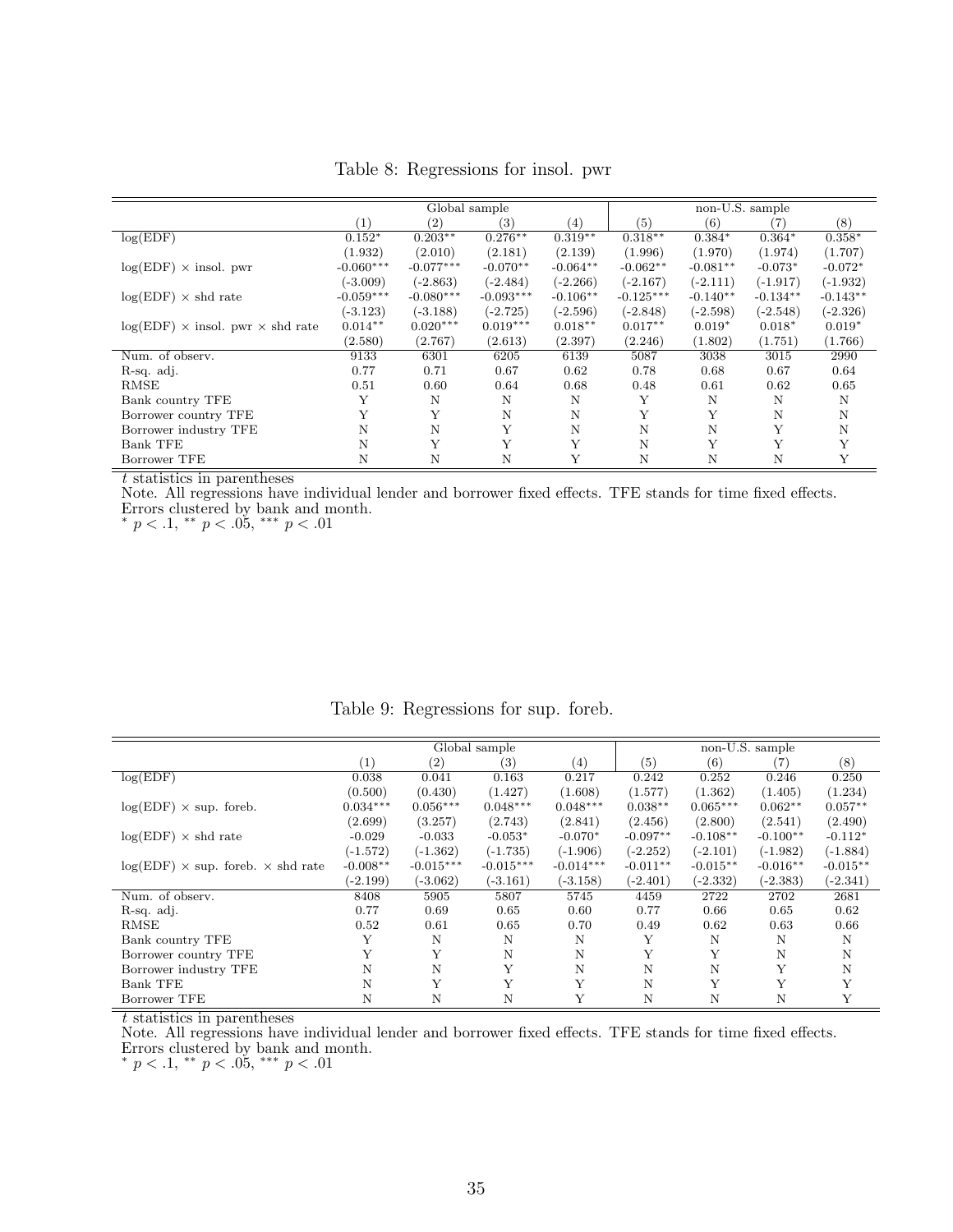Table 8: Regressions for insol. pwr

| | Global sample | | | | non-U.S. sample | | | |
|---|---|---|---|---|---|---|---|---|
| | (1) | (2) | (3) | (4) | (5) | (6) | (7) | (8) |
| log(EDF) | 0.152* | 0.203** | 0.276** | 0.319** | 0.318** | 0.384* | 0.364* | 0.358* |
| | (1.932) | (2.010) | (2.181) | (2.139) | (1.996) | (1.970) | (1.974) | (1.707) |
| log(EDF) × insol. pwr | -0.060*** | -0.077*** | -0.070** | -0.064** | -0.062** | -0.081** | -0.073* | -0.072* |
| | (-3.009) | (-2.863) | (-2.484) | (-2.266) | (-2.167) | (-2.111) | (-1.917) | (-1.932) |
| log(EDF) × shd rate | -0.059*** | -0.080*** | -0.093*** | -0.106** | -0.125*** | -0.140** | -0.134** | -0.143** |
| | (-3.123) | (-3.188) | (-2.725) | (-2.596) | (-2.848) | (-2.598) | (-2.548) | (-2.326) |
| log(EDF) × insol. pwr × shd rate | 0.014** | 0.020*** | 0.019*** | 0.018** | 0.017** | 0.019* | 0.018* | 0.019* |
| | (2.580) | (2.767) | (2.613) | (2.397) | (2.246) | (1.802) | (1.751) | (1.766) |
| Num. of observ. | 9133 | 6301 | 6205 | 6139 | 5087 | 3038 | 3015 | 2990 |
| R-sq. adj. | 0.77 | 0.71 | 0.67 | 0.62 | 0.78 | 0.68 | 0.67 | 0.64 |
| RMSE | 0.51 | 0.60 | 0.64 | 0.68 | 0.48 | 0.61 | 0.62 | 0.65 |
| Bank country TFE | Y | N | N | N | Y | N | N | N |
| Borrower country TFE | Y | Y | N | N | Y | Y | N | N |
| Borrower industry TFE | N | N | Y | N | N | N | Y | N |
| Bank TFE | N | Y | Y | Y | N | Y | Y | Y |
| Borrower TFE | N | N | N | Y | N | N | N | Y |

$t$ statistics in parentheses

Note. All regressions have individual lender and borrower fixed effects. TFE stands for time fixed effects. Errors clustered by bank and month.

$^{*}$ $p < .1$, $^{**}$ $p < .05$, $^{***}$ $p < .01$

Table 9: Regressions for sup. foreb.

| | Global sample | | | | non-U.S. sample | | | |
|---|---|---|---|---|---|---|---|---|
| | (1) | (2) | (3) | (4) | (5) | (6) | (7) | (8) |
| log(EDF) | 0.038 | 0.041 | 0.163 | 0.217 | 0.242 | 0.252 | 0.246 | 0.250 |
| | (0.500) | (0.430) | (1.427) | (1.608) | (1.577) | (1.362) | (1.405) | (1.234) |
| log(EDF) × sup. foreb. | 0.034*** | 0.056*** | 0.048*** | 0.048*** | 0.038** | 0.065*** | 0.062** | 0.057** |
| | (2.699) | (3.257) | (2.743) | (2.841) | (2.456) | (2.800) | (2.541) | (2.490) |
| log(EDF) × shd rate | -0.029 | -0.033 | -0.053* | -0.070* | -0.097** | -0.108** | -0.100** | -0.112* |
| | (-1.572) | (-1.362) | (-1.735) | (-1.906) | (-2.252) | (-2.101) | (-1.982) | (-1.884) |
| log(EDF) × sup. foreb. × shd rate | -0.008** | -0.015*** | -0.015*** | -0.014*** | -0.011** | -0.015** | -0.016** | -0.015** |
| | (-2.199) | (-3.062) | (-3.161) | (-3.158) | (-2.401) | (-2.332) | (-2.383) | (-2.341) |
| Num. of observ. | 8408 | 5905 | 5807 | 5745 | 4459 | 2722 | 2702 | 2681 |
| R-sq. adj. | 0.77 | 0.69 | 0.65 | 0.60 | 0.77 | 0.66 | 0.65 | 0.62 |
| RMSE | 0.52 | 0.61 | 0.65 | 0.70 | 0.49 | 0.62 | 0.63 | 0.66 |
| Bank country TFE | Y | N | N | N | Y | N | N | N |
| Borrower country TFE | Y | Y | N | N | Y | Y | N | N |
| Borrower industry TFE | N | N | Y | N | N | N | Y | N |
| Bank TFE | N | Y | Y | Y | N | Y | Y | Y |
| Borrower TFE | N | N | N | Y | N | N | N | Y |

$t$ statistics in parentheses

Note. All regressions have individual lender and borrower fixed effects. TFE stands for time fixed effects. Errors clustered by bank and month.

$^{*}$ $p < .1$, $^{**}$ $p < .05$, $^{***}$ $p < .01$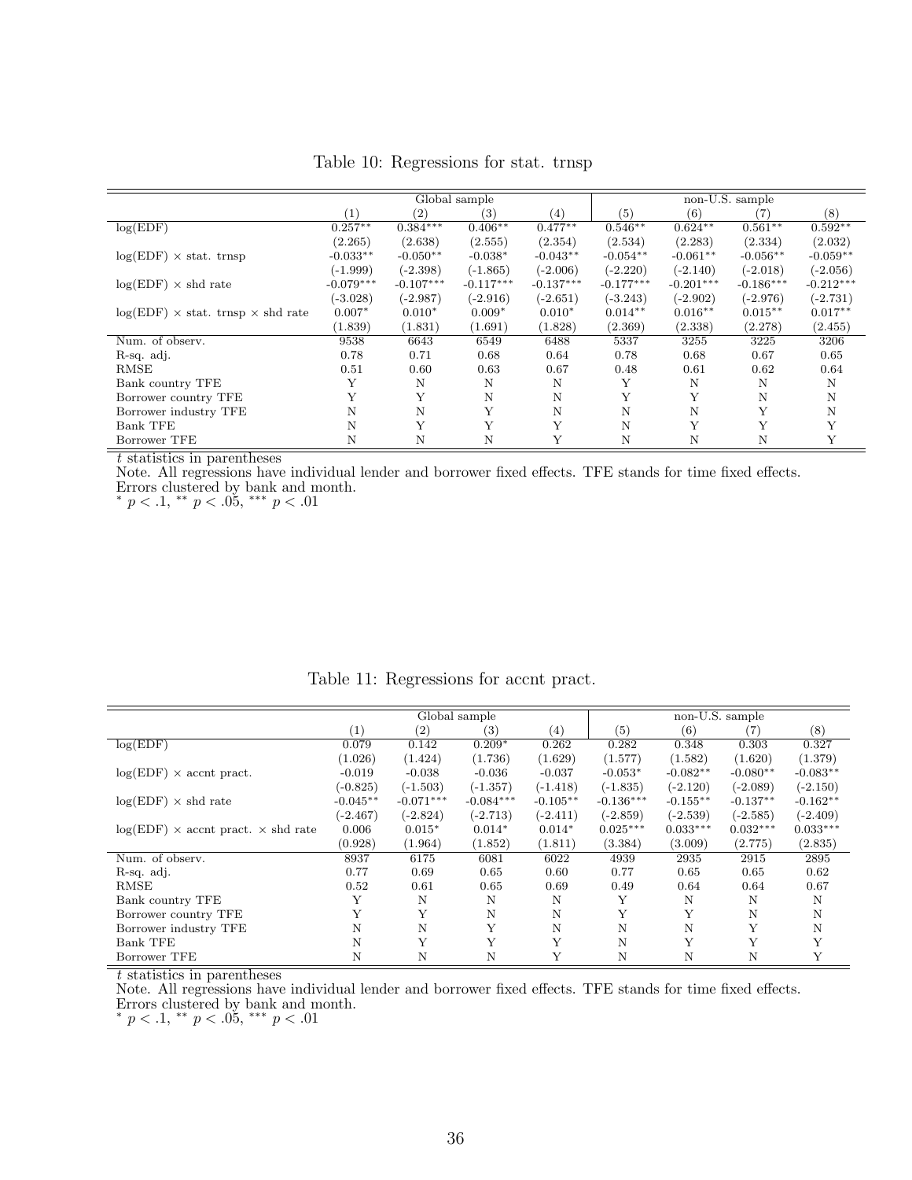Table 10: Regressions for stat. trnsp

| | Global sample | | | | non-U.S. sample | | | |
|---|---|---|---|---|---|---|---|---|
| | (1) | (2) | (3) | (4) | (5) | (6) | (7) | (8) |
| log(EDF) | 0.257** | 0.384*** | 0.406** | 0.477** | 0.546** | 0.624** | 0.561** | 0.592** |
| | (2.265) | (2.638) | (2.555) | (2.354) | (2.534) | (2.283) | (2.334) | (2.032) |
| log(EDF) × stat. trnsp | -0.033** | -0.050** | -0.038* | -0.043** | -0.054** | -0.061** | -0.056** | -0.059** |
| | (-1.999) | (-2.398) | (-1.865) | (-2.006) | (-2.220) | (-2.140) | (-2.018) | (-2.056) |
| log(EDF) × shd rate | -0.079*** | -0.107*** | -0.117*** | -0.137*** | -0.177*** | -0.201*** | -0.186*** | -0.212*** |
| | (-3.028) | (-2.987) | (-2.916) | (-2.651) | (-3.243) | (-2.902) | (-2.976) | (-2.731) |
| log(EDF) × stat. trnsp × shd rate | 0.007* | 0.010* | 0.009* | 0.010* | 0.014** | 0.016** | 0.015** | 0.017** |
| | (1.839) | (1.831) | (1.691) | (1.828) | (2.369) | (2.338) | (2.278) | (2.455) |
| Num. of observ. | 9538 | 6643 | 6549 | 6488 | 5337 | 3255 | 3225 | 3206 |
| R-sq. adj. | 0.78 | 0.71 | 0.68 | 0.64 | 0.78 | 0.68 | 0.67 | 0.65 |
| RMSE | 0.51 | 0.60 | 0.63 | 0.67 | 0.48 | 0.61 | 0.62 | 0.64 |
| Bank country TFE | Y | N | N | N | Y | N | N | N |
| Borrower country TFE | Y | Y | N | N | Y | Y | N | N |
| Borrower industry TFE | N | N | Y | N | N | N | Y | N |
| Bank TFE | N | Y | Y | Y | N | Y | Y | Y |
| Borrower TFE | N | N | N | Y | N | N | N | Y |

$t$ statistics in parentheses

Note. All regressions have individual lender and borrower fixed effects. TFE stands for time fixed effects. Errors clustered by bank and month.

$^{*}$ $p < .1$, $^{**}$ $p < .05$, $^{***}$ $p < .01$

Table 11: Regressions for accnt pract.

| | Global sample | | | | non-U.S. sample | | | |
|---|---|---|---|---|---|---|---|---|
| | (1) | (2) | (3) | (4) | (5) | (6) | (7) | (8) |
| log(EDF) | 0.079 | 0.142 | 0.209* | 0.262 | 0.282 | 0.348 | 0.303 | 0.327 |
| | (1.026) | (1.424) | (1.736) | (1.629) | (1.577) | (1.582) | (1.620) | (1.379) |
| log(EDF) × accnt pract. | -0.019 | -0.038 | -0.036 | -0.037 | -0.053* | -0.082** | -0.080** | -0.083** |
| | (-0.825) | (-1.503) | (-1.357) | (-1.418) | (-1.835) | (-2.120) | (-2.089) | (-2.150) |
| log(EDF) × shd rate | -0.045** | -0.071*** | -0.084*** | -0.105** | -0.136*** | -0.155** | -0.137** | -0.162** |
| | (-2.467) | (-2.824) | (-2.713) | (-2.411) | (-2.859) | (-2.539) | (-2.585) | (-2.409) |
| log(EDF) × accnt pract. × shd rate | 0.006 | 0.015* | 0.014* | 0.014* | 0.025*** | 0.033*** | 0.032*** | 0.033*** |
| | (0.928) | (1.964) | (1.852) | (1.811) | (3.384) | (3.009) | (2.775) | (2.835) |
| Num. of observ. | 8937 | 6175 | 6081 | 6022 | 4939 | 2935 | 2915 | 2895 |
| R-sq. adj. | 0.77 | 0.69 | 0.65 | 0.60 | 0.77 | 0.65 | 0.65 | 0.62 |
| RMSE | 0.52 | 0.61 | 0.65 | 0.69 | 0.49 | 0.64 | 0.64 | 0.67 |
| Bank country TFE | Y | N | N | N | Y | N | N | N |
| Borrower country TFE | Y | Y | N | N | Y | Y | N | N |
| Borrower industry TFE | N | N | Y | N | N | N | Y | N |
| Bank TFE | N | Y | Y | Y | N | Y | Y | Y |
| Borrower TFE | N | N | N | Y | N | N | N | Y |

$t$ statistics in parentheses

Note. All regressions have individual lender and borrower fixed effects. TFE stands for time fixed effects. Errors clustered by bank and month.

$^{*}$ $p < .1$, $^{**}$ $p < .05$, $^{***}$ $p < .01$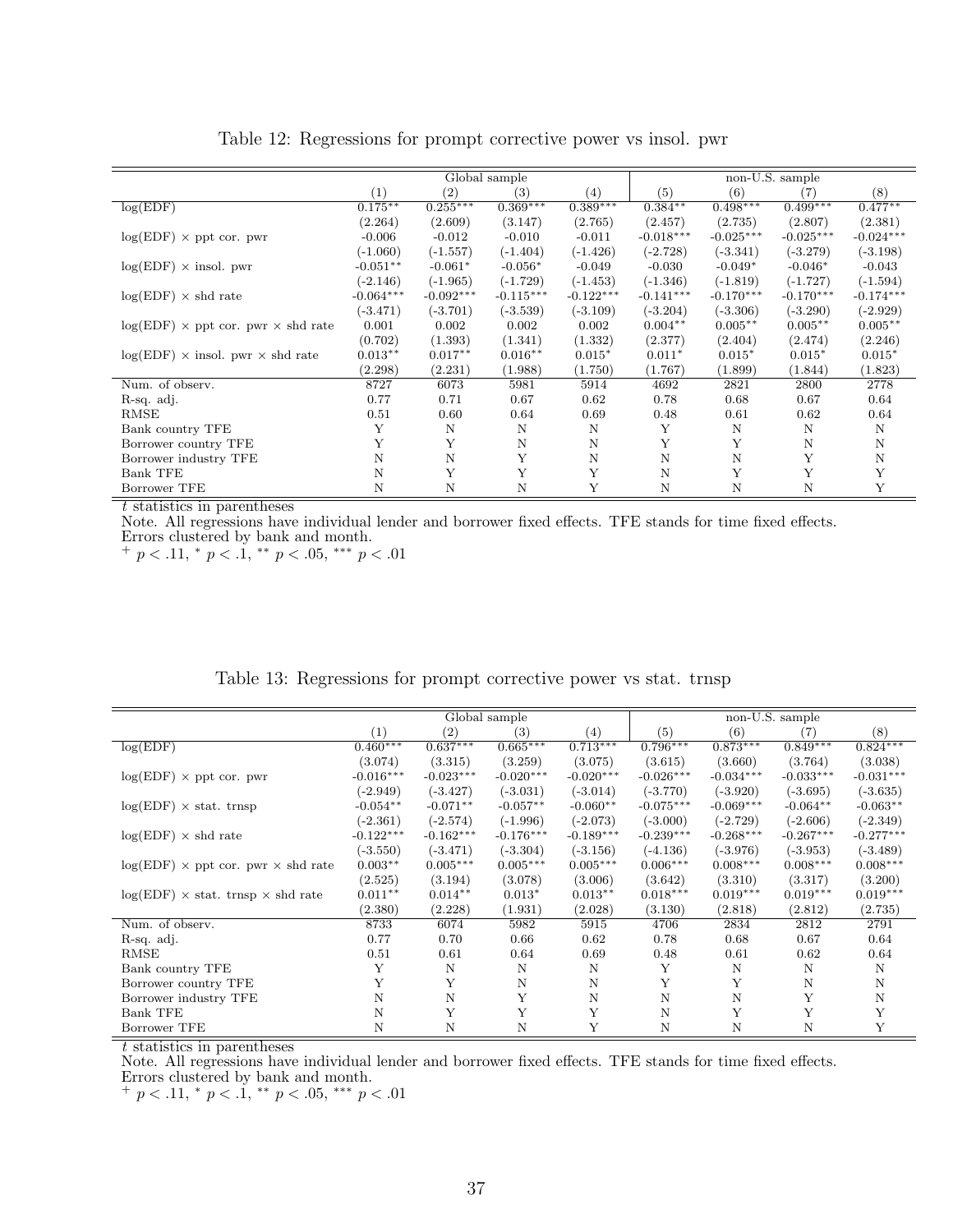Table 12: Regressions for prompt corrective power vs insol. pwr

| | Global sample | | | | non-U.S. sample | | | |
|---|---|---|---|---|---|---|---|---|
| | (1) | (2) | (3) | (4) | (5) | (6) | (7) | (8) |
| log(EDF) | 0.175** | 0.255*** | 0.369*** | 0.389*** | 0.384** | 0.498*** | 0.499*** | 0.477** |
| | (2.264) | (2.609) | (3.147) | (2.765) | (2.457) | (2.735) | (2.807) | (2.381) |
| log(EDF) × ppt cor. pwr | -0.006 | -0.012 | -0.010 | -0.011 | -0.018*** | -0.025*** | -0.025*** | -0.024*** |
| | (-1.060) | (-1.557) | (-1.404) | (-1.426) | (-2.728) | (-3.341) | (-3.279) | (-3.198) |
| log(EDF) × insol. pwr | -0.051** | -0.061* | -0.056* | -0.049 | -0.030 | -0.049* | -0.046* | -0.043 |
| | (-2.146) | (-1.965) | (-1.729) | (-1.453) | (-1.346) | (-1.819) | (-1.727) | (-1.594) |
| log(EDF) × shd rate | -0.064*** | -0.092*** | -0.115*** | -0.122*** | -0.141*** | -0.170*** | -0.170*** | -0.174*** |
| | (-3.471) | (-3.701) | (-3.539) | (-3.109) | (-3.204) | (-3.306) | (-3.290) | (-2.929) |
| log(EDF) × ppt cor. pwr × shd rate | 0.001 | 0.002 | 0.002 | 0.002 | 0.004** | 0.005** | 0.005** | 0.005** |
| | (0.702) | (1.393) | (1.341) | (1.332) | (2.377) | (2.404) | (2.474) | (2.246) |
| log(EDF) × insol. pwr × shd rate | 0.013** | 0.017** | 0.016** | 0.015* | 0.011* | 0.015* | 0.015* | 0.015* |
| | (2.298) | (2.231) | (1.988) | (1.750) | (1.767) | (1.899) | (1.844) | (1.823) |
| Num. of observ. | 8727 | 6073 | 5981 | 5914 | 4692 | 2821 | 2800 | 2778 |
| R-sq. adj. | 0.77 | 0.71 | 0.67 | 0.62 | 0.78 | 0.68 | 0.67 | 0.64 |
| RMSE | 0.51 | 0.60 | 0.64 | 0.69 | 0.48 | 0.61 | 0.62 | 0.64 |
| Bank country TFE | Y | N | N | N | Y | N | N | N |
| Borrower country TFE | Y | Y | N | N | Y | Y | N | N |
| Borrower industry TFE | N | N | Y | N | N | N | Y | N |
| Bank TFE | N | Y | Y | Y | N | Y | Y | Y |
| Borrower TFE | N | N | N | Y | N | N | N | Y |

*t* statistics in parentheses

Note. All regressions have individual lender and borrower fixed effects. TFE stands for time fixed effects. Errors clustered by bank and month.

$^{+}$ $p < .11$, $^{*}$ $p < .1$, $^{**}$ $p < .05$, $^{***}$ $p < .01$

Table 13: Regressions for prompt corrective power vs stat. trnsp

| | Global sample | | | | non-U.S. sample | | | |
|---|---|---|---|---|---|---|---|---|
| | (1) | (2) | (3) | (4) | (5) | (6) | (7) | (8) |
| log(EDF) | 0.460*** | 0.637*** | 0.665*** | 0.713*** | 0.796*** | 0.873*** | 0.849*** | 0.824*** |
| | (3.074) | (3.315) | (3.259) | (3.075) | (3.615) | (3.660) | (3.764) | (3.038) |
| log(EDF) × ppt cor. pwr | -0.016*** | -0.023*** | -0.020*** | -0.020*** | -0.026*** | -0.034*** | -0.033*** | -0.031*** |
| | (-2.949) | (-3.427) | (-3.031) | (-3.014) | (-3.770) | (-3.920) | (-3.695) | (-3.635) |
| log(EDF) × stat. trnsp | -0.054** | -0.071** | -0.057** | -0.060** | -0.075*** | -0.069*** | -0.064** | -0.063** |
| | (-2.361) | (-2.574) | (-1.996) | (-2.073) | (-3.000) | (-2.729) | (-2.606) | (-2.349) |
| log(EDF) × shd rate | -0.122*** | -0.162*** | -0.176*** | -0.189*** | -0.239*** | -0.268*** | -0.267*** | -0.277*** |
| | (-3.550) | (-3.471) | (-3.304) | (-3.156) | (-4.136) | (-3.976) | (-3.953) | (-3.489) |
| log(EDF) × ppt cor. pwr × shd rate | 0.003** | 0.005*** | 0.005*** | 0.005*** | 0.006*** | 0.008*** | 0.008*** | 0.008*** |
| | (2.525) | (3.194) | (3.078) | (3.006) | (3.642) | (3.310) | (3.317) | (3.200) |
| log(EDF) × stat. trnsp × shd rate | 0.011** | 0.014** | 0.013* | 0.013** | 0.018*** | 0.019*** | 0.019*** | 0.019*** |
| | (2.380) | (2.228) | (1.931) | (2.028) | (3.130) | (2.818) | (2.812) | (2.735) |
| Num. of observ. | 8733 | 6074 | 5982 | 5915 | 4706 | 2834 | 2812 | 2791 |
| R-sq. adj. | 0.77 | 0.70 | 0.66 | 0.62 | 0.78 | 0.68 | 0.67 | 0.64 |
| RMSE | 0.51 | 0.61 | 0.64 | 0.69 | 0.48 | 0.61 | 0.62 | 0.64 |
| Bank country TFE | Y | N | N | N | Y | N | N | N |
| Borrower country TFE | Y | Y | N | N | Y | Y | N | N |
| Borrower industry TFE | N | N | Y | N | N | N | Y | N |
| Bank TFE | N | Y | Y | Y | N | Y | Y | Y |
| Borrower TFE | N | N | N | Y | N | N | N | Y |

*t* statistics in parentheses

Note. All regressions have individual lender and borrower fixed effects. TFE stands for time fixed effects. Errors clustered by bank and month.

$^{+}$ $p < .11$, $^{*}$ $p < .1$, $^{**}$ $p < .05$, $^{***}$ $p < .01$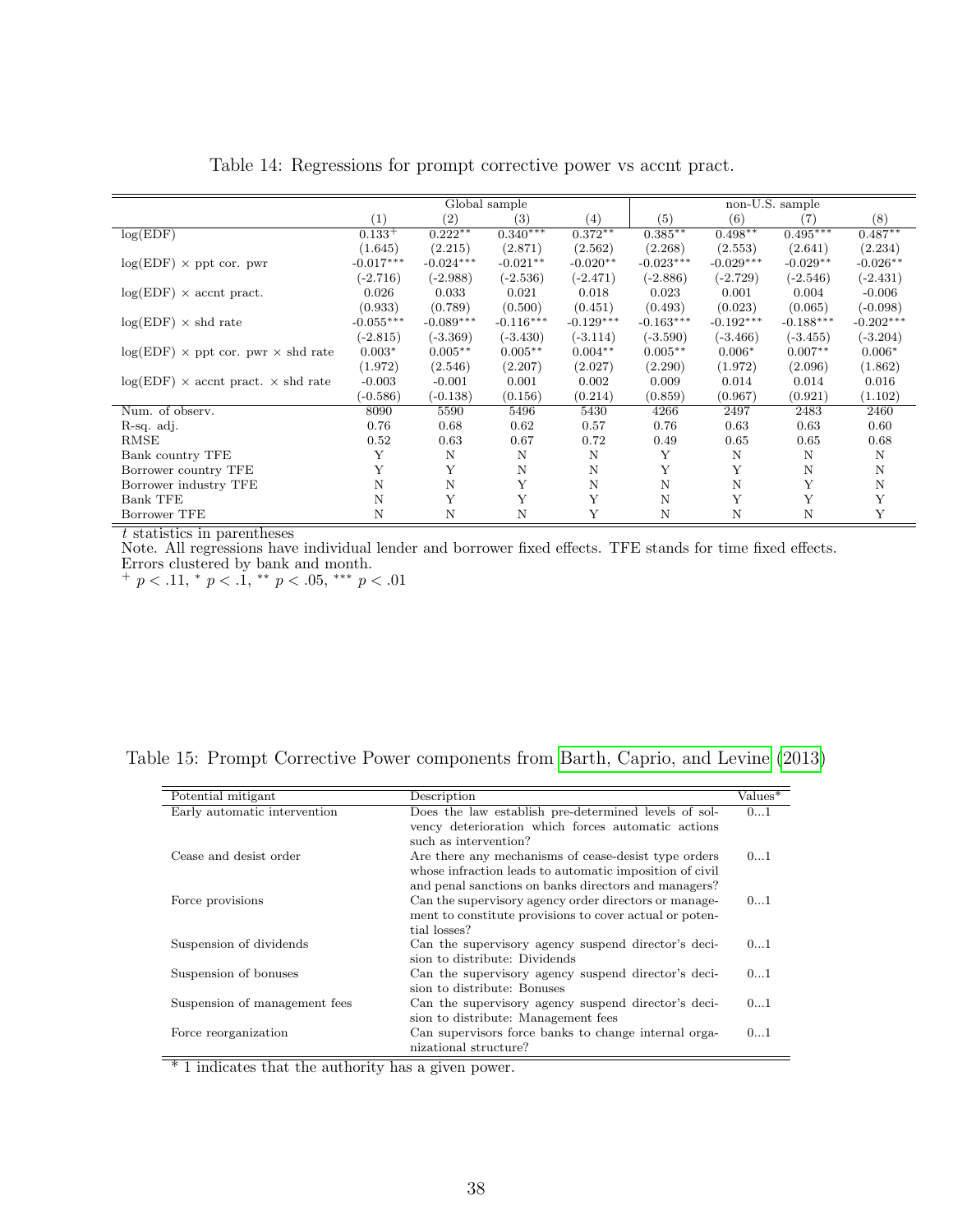Table 14: Regressions for prompt corrective power vs accnt pract.

| | Global sample | | | | non-U.S. sample | | | |
|---|---|---|---|---|---|---|---|---|
| | (1) | (2) | (3) | (4) | (5) | (6) | (7) | (8) |
| log(EDF) | 0.133$^{+}$ | 0.222$^{**}$ | 0.340$^{***}$ | 0.372$^{**}$ | 0.385$^{**}$ | 0.498$^{**}$ | 0.495$^{***}$ | 0.487$^{**}$ |
| | (1.645) | (2.215) | (2.871) | (2.562) | (2.268) | (2.553) | (2.641) | (2.234) |
| log(EDF) × ppt cor. pwr | -0.017$^{***}$ | -0.024$^{***}$ | -0.021$^{**}$ | -0.020$^{**}$ | -0.023$^{***}$ | -0.029$^{***}$ | -0.029$^{**}$ | -0.026$^{**}$ |
| | (-2.716) | (-2.988) | (-2.536) | (-2.471) | (-2.886) | (-2.729) | (-2.546) | (-2.431) |
| log(EDF) × accnt pract. | 0.026 | 0.033 | 0.021 | 0.018 | 0.023 | 0.001 | 0.004 | -0.006 |
| | (0.933) | (0.789) | (0.500) | (0.451) | (0.493) | (0.023) | (0.065) | (-0.098) |
| log(EDF) × shd rate | -0.055$^{***}$ | -0.089$^{***}$ | -0.116$^{***}$ | -0.129$^{***}$ | -0.163$^{***}$ | -0.192$^{***}$ | -0.188$^{***}$ | -0.202$^{***}$ |
| | (-2.815) | (-3.369) | (-3.430) | (-3.114) | (-3.590) | (-3.466) | (-3.455) | (-3.204) |
| log(EDF) × ppt cor. pwr × shd rate | 0.003$^{*}$ | 0.005$^{**}$ | 0.005$^{**}$ | 0.004$^{**}$ | 0.005$^{**}$ | 0.006$^{*}$ | 0.007$^{**}$ | 0.006$^{*}$ |
| | (1.972) | (2.546) | (2.207) | (2.027) | (2.290) | (1.972) | (2.096) | (1.862) |
| log(EDF) × accnt pract. × shd rate | -0.003 | -0.001 | 0.001 | 0.002 | 0.009 | 0.014 | 0.014 | 0.016 |
| | (-0.586) | (-0.138) | (0.156) | (0.214) | (0.859) | (0.967) | (0.921) | (1.102) |
| Num. of observ. | 8090 | 5590 | 5496 | 5430 | 4266 | 2497 | 2483 | 2460 |
| R-sq. adj. | 0.76 | 0.68 | 0.62 | 0.57 | 0.76 | 0.63 | 0.63 | 0.60 |
| RMSE | 0.52 | 0.63 | 0.67 | 0.72 | 0.49 | 0.65 | 0.65 | 0.68 |
| Bank country TFE | Y | N | N | N | Y | N | N | N |
| Borrower country TFE | Y | Y | N | N | Y | Y | N | N |
| Borrower industry TFE | N | N | Y | N | N | N | Y | N |
| Bank TFE | N | Y | Y | Y | N | Y | Y | Y |
| Borrower TFE | N | N | N | Y | N | N | N | Y |

$t$ statistics in parentheses
Note. All regressions have individual lender and borrower fixed effects. TFE stands for time fixed effects. Errors clustered by bank and month.
$^{+}$ $p < .11$, $^{*}$ $p < .1$, $^{**}$ $p < .05$, $^{***}$ $p < .01$

Table 15: Prompt Corrective Power components from Barth, Caprio, and Levine (2013)

| Potential mitigant | Description | Values* |
|---|---|---|
| Early automatic intervention | Does the law establish pre-determined levels of solvency deterioration which forces automatic actions such as intervention? | 0...1 |
| Cease and desist order | Are there any mechanisms of cease-desist type orders whose infraction leads to automatic imposition of civil and penal sanctions on banks directors and managers? | 0...1 |
| Force provisions | Can the supervisory agency order directors or management to constitute provisions to cover actual or potential losses? | 0...1 |
| Suspension of dividends | Can the supervisory agency suspend director's decision to distribute: Dividends | 0...1 |
| Suspension of bonuses | Can the supervisory agency suspend director's decision to distribute: Bonuses | 0...1 |
| Suspension of management fees | Can the supervisory agency suspend director's decision to distribute: Management fees | 0...1 |
| Force reorganization | Can supervisors force banks to change internal organizational structure? | 0...1 |

* 1 indicates that the authority has a given power.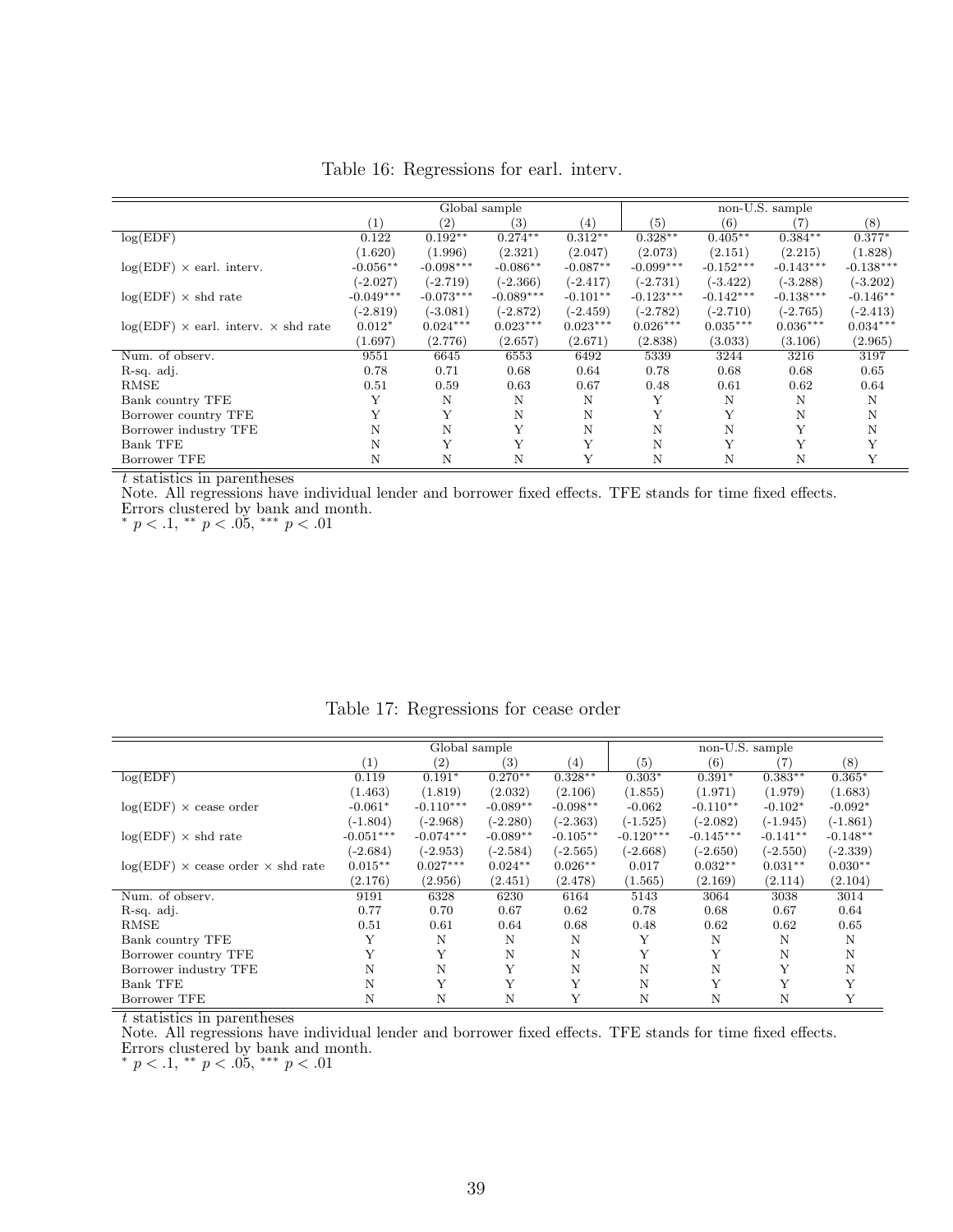Table 16: Regressions for earl. interv.

| | Global sample | | | | non-U.S. sample | | | |
|---|---|---|---|---|---|---|---|---|
| | (1) | (2) | (3) | (4) | (5) | (6) | (7) | (8) |
| log(EDF) | 0.122 | 0.192** | 0.274** | 0.312** | 0.328** | 0.405** | 0.384** | 0.377* |
| | (1.620) | (1.996) | (2.321) | (2.047) | (2.073) | (2.151) | (2.215) | (1.828) |
| log(EDF) × earl. interv. | -0.056** | -0.098*** | -0.086** | -0.087** | -0.099*** | -0.152*** | -0.143*** | -0.138*** |
| | (-2.027) | (-2.719) | (-2.366) | (-2.417) | (-2.731) | (-3.422) | (-3.288) | (-3.202) |
| log(EDF) × shd rate | -0.049*** | -0.073*** | -0.089*** | -0.101** | -0.123*** | -0.142*** | -0.138*** | -0.146** |
| | (-2.819) | (-3.081) | (-2.872) | (-2.459) | (-2.782) | (-2.710) | (-2.765) | (-2.413) |
| log(EDF) × earl. interv. × shd rate | 0.012* | 0.024*** | 0.023*** | 0.023*** | 0.026*** | 0.035*** | 0.036*** | 0.034*** |
| | (1.697) | (2.776) | (2.657) | (2.671) | (2.838) | (3.033) | (3.106) | (2.965) |
| Num. of observ. | 9551 | 6645 | 6553 | 6492 | 5339 | 3244 | 3216 | 3197 |
| R-sq. adj. | 0.78 | 0.71 | 0.68 | 0.64 | 0.78 | 0.68 | 0.68 | 0.65 |
| RMSE | 0.51 | 0.59 | 0.63 | 0.67 | 0.48 | 0.61 | 0.62 | 0.64 |
| Bank country TFE | Y | N | N | N | Y | N | N | N |
| Borrower country TFE | Y | Y | N | N | Y | Y | N | N |
| Borrower industry TFE | N | N | Y | N | N | N | Y | N |
| Bank TFE | N | Y | Y | Y | N | Y | Y | Y |
| Borrower TFE | N | N | N | Y | N | N | N | Y |

*t* statistics in parentheses
Note. All regressions have individual lender and borrower fixed effects. TFE stands for time fixed effects. Errors clustered by bank and month.
* $p < .1$, ** $p < .05$, *** $p < .01$

Table 17: Regressions for cease order

| | Global sample | | | | non-U.S. sample | | | |
|---|---|---|---|---|---|---|---|---|
| | (1) | (2) | (3) | (4) | (5) | (6) | (7) | (8) |
| log(EDF) | 0.119 | 0.191* | 0.270** | 0.328** | 0.303* | 0.391* | 0.383** | 0.365* |
| | (1.463) | (1.819) | (2.032) | (2.106) | (1.855) | (1.971) | (1.979) | (1.683) |
| log(EDF) × cease order | -0.061* | -0.110*** | -0.089** | -0.098** | -0.062 | -0.110** | -0.102* | -0.092* |
| | (-1.804) | (-2.968) | (-2.280) | (-2.363) | (-1.525) | (-2.082) | (-1.945) | (-1.861) |
| log(EDF) × shd rate | -0.051*** | -0.074*** | -0.089** | -0.105** | -0.120*** | -0.145*** | -0.141** | -0.148** |
| | (-2.684) | (-2.953) | (-2.584) | (-2.565) | (-2.668) | (-2.650) | (-2.550) | (-2.339) |
| log(EDF) × cease order × shd rate | 0.015** | 0.027*** | 0.024** | 0.026** | 0.017 | 0.032** | 0.031** | 0.030** |
| | (2.176) | (2.956) | (2.451) | (2.478) | (1.565) | (2.169) | (2.114) | (2.104) |
| Num. of observ. | 9191 | 6328 | 6230 | 6164 | 5143 | 3064 | 3038 | 3014 |
| R-sq. adj. | 0.77 | 0.70 | 0.67 | 0.62 | 0.78 | 0.68 | 0.67 | 0.64 |
| RMSE | 0.51 | 0.61 | 0.64 | 0.68 | 0.48 | 0.62 | 0.62 | 0.65 |
| Bank country TFE | Y | N | N | N | Y | N | N | N |
| Borrower country TFE | Y | Y | N | N | Y | Y | N | N |
| Borrower industry TFE | N | N | Y | N | N | N | Y | N |
| Bank TFE | N | Y | Y | Y | N | Y | Y | Y |
| Borrower TFE | N | N | N | Y | N | N | N | Y |

*t* statistics in parentheses
Note. All regressions have individual lender and borrower fixed effects. TFE stands for time fixed effects. Errors clustered by bank and month.
* $p < .1$, ** $p < .05$, *** $p < .01$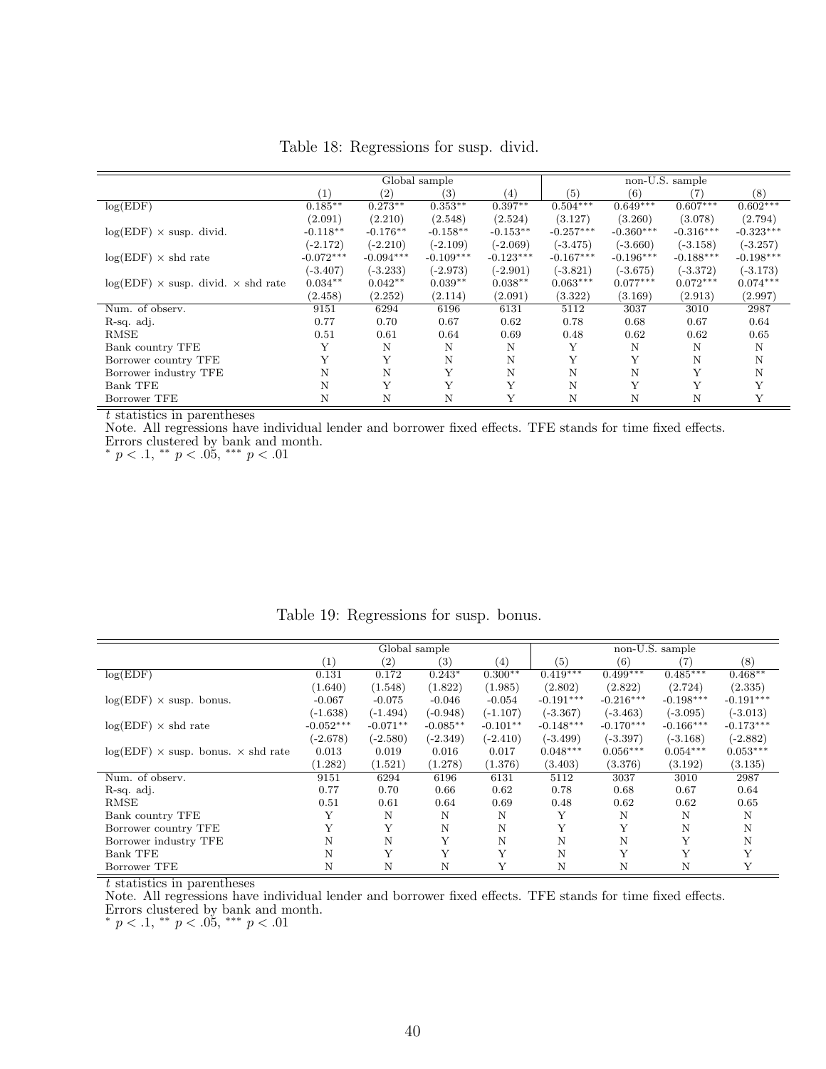Table 18: Regressions for susp. divid.

| | Global sample | | | | non-U.S. sample | | | |
|---|---|---|---|---|---|---|---|---|
| | (1) | (2) | (3) | (4) | (5) | (6) | (7) | (8) |
| log(EDF) | 0.185** | 0.273** | 0.353** | 0.397** | 0.504*** | 0.649*** | 0.607*** | 0.602*** |
| | (2.091) | (2.210) | (2.548) | (2.524) | (3.127) | (3.260) | (3.078) | (2.794) |
| log(EDF) × susp. divid. | -0.118** | -0.176** | -0.158** | -0.153** | -0.257*** | -0.360*** | -0.316*** | -0.323*** |
| | (-2.172) | (-2.210) | (-2.109) | (-2.069) | (-3.475) | (-3.660) | (-3.158) | (-3.257) |
| log(EDF) × shd rate | -0.072*** | -0.094*** | -0.109*** | -0.123*** | -0.167*** | -0.196*** | -0.188*** | -0.198*** |
| | (-3.407) | (-3.233) | (-2.973) | (-2.901) | (-3.821) | (-3.675) | (-3.372) | (-3.173) |
| log(EDF) × susp. divid. × shd rate | 0.034** | 0.042** | 0.039** | 0.038** | 0.063*** | 0.077*** | 0.072*** | 0.074*** |
| | (2.458) | (2.252) | (2.114) | (2.091) | (3.322) | (3.169) | (2.913) | (2.997) |
| Num. of observ. | 9151 | 6294 | 6196 | 6131 | 5112 | 3037 | 3010 | 2987 |
| R-sq. adj. | 0.77 | 0.70 | 0.67 | 0.62 | 0.78 | 0.68 | 0.67 | 0.64 |
| RMSE | 0.51 | 0.61 | 0.64 | 0.69 | 0.48 | 0.62 | 0.62 | 0.65 |
| Bank country TFE | Y | N | N | N | Y | N | N | N |
| Borrower country TFE | Y | Y | N | N | Y | Y | N | N |
| Borrower industry TFE | N | N | Y | N | N | N | Y | N |
| Bank TFE | N | Y | Y | Y | N | Y | Y | Y |
| Borrower TFE | N | N | N | Y | N | N | N | Y |

*t* statistics in parentheses
Note. All regressions have individual lender and borrower fixed effects. TFE stands for time fixed effects.
Errors clustered by bank and month.
$^{*}$ $p < .1$, $^{**}$ $p < .05$, $^{***}$ $p < .01$

Table 19: Regressions for susp. bonus.

| | Global sample | | | | non-U.S. sample | | | |
|---|---|---|---|---|---|---|---|---|
| | (1) | (2) | (3) | (4) | (5) | (6) | (7) | (8) |
| log(EDF) | 0.131 | 0.172 | 0.243* | 0.300** | 0.419*** | 0.499*** | 0.485*** | 0.468** |
| | (1.640) | (1.548) | (1.822) | (1.985) | (2.802) | (2.822) | (2.724) | (2.335) |
| log(EDF) × susp. bonus. | -0.067 | -0.075 | -0.046 | -0.054 | -0.191*** | -0.216*** | -0.198*** | -0.191*** |
| | (-1.638) | (-1.494) | (-0.948) | (-1.107) | (-3.367) | (-3.463) | (-3.095) | (-3.013) |
| log(EDF) × shd rate | -0.052*** | -0.071** | -0.085** | -0.101** | -0.148*** | -0.170*** | -0.166*** | -0.173*** |
| | (-2.678) | (-2.580) | (-2.349) | (-2.410) | (-3.499) | (-3.397) | (-3.168) | (-2.882) |
| log(EDF) × susp. bonus. × shd rate | 0.013 | 0.019 | 0.016 | 0.017 | 0.048*** | 0.056*** | 0.054*** | 0.053*** |
| | (1.282) | (1.521) | (1.278) | (1.376) | (3.403) | (3.376) | (3.192) | (3.135) |
| Num. of observ. | 9151 | 6294 | 6196 | 6131 | 5112 | 3037 | 3010 | 2987 |
| R-sq. adj. | 0.77 | 0.70 | 0.66 | 0.62 | 0.78 | 0.68 | 0.67 | 0.64 |
| RMSE | 0.51 | 0.61 | 0.64 | 0.69 | 0.48 | 0.62 | 0.62 | 0.65 |
| Bank country TFE | Y | N | N | N | Y | N | N | N |
| Borrower country TFE | Y | Y | N | N | Y | Y | N | N |
| Borrower industry TFE | N | N | Y | N | N | N | Y | N |
| Bank TFE | N | Y | Y | Y | N | Y | Y | Y |
| Borrower TFE | N | N | N | Y | N | N | N | Y |

*t* statistics in parentheses
Note. All regressions have individual lender and borrower fixed effects. TFE stands for time fixed effects.
Errors clustered by bank and month.
$^{*}$ $p < .1$, $^{**}$ $p < .05$, $^{***}$ $p < .01$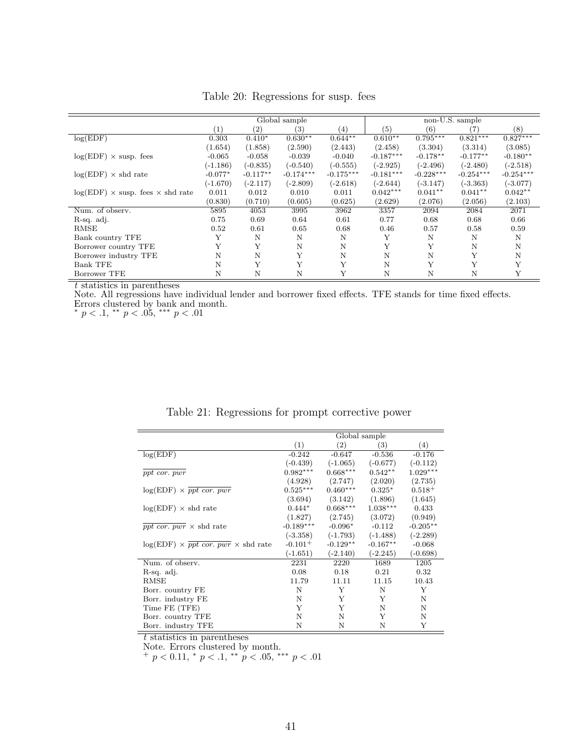Table 20: Regressions for susp. fees

| | Global sample | | | | non-U.S. sample | | | |
|---|---|---|---|---|---|---|---|---|
| | (1) | (2) | (3) | (4) | (5) | (6) | (7) | (8) |
| log(EDF) | 0.303 | 0.410* | 0.630** | 0.644** | 0.610** | 0.795*** | 0.821*** | 0.827*** |
| | (1.654) | (1.858) | (2.590) | (2.443) | (2.458) | (3.304) | (3.314) | (3.085) |
| log(EDF) × susp. fees | -0.065 | -0.058 | -0.039 | -0.040 | -0.187*** | -0.178** | -0.177** | -0.180** |
| | (-1.186) | (-0.835) | (-0.540) | (-0.555) | (-2.925) | (-2.496) | (-2.480) | (-2.518) |
| log(EDF) × shd rate | -0.077* | -0.117** | -0.174*** | -0.175*** | -0.181*** | -0.228*** | -0.254*** | -0.254*** |
| | (-1.670) | (-2.117) | (-2.809) | (-2.618) | (-2.644) | (-3.147) | (-3.363) | (-3.077) |
| log(EDF) × susp. fees × shd rate | 0.011 | 0.012 | 0.010 | 0.011 | 0.042*** | 0.041** | 0.041** | 0.042** |
| | (0.830) | (0.710) | (0.605) | (0.625) | (2.629) | (2.076) | (2.056) | (2.103) |
| Num. of observ. | 5895 | 4053 | 3995 | 3962 | 3357 | 2094 | 2084 | 2071 |
| R-sq. adj. | 0.75 | 0.69 | 0.64 | 0.61 | 0.77 | 0.68 | 0.68 | 0.66 |
| RMSE | 0.52 | 0.61 | 0.65 | 0.68 | 0.46 | 0.57 | 0.58 | 0.59 |
| Bank country TFE | Y | N | N | N | Y | N | N | N |
| Borrower country TFE | Y | Y | N | N | Y | Y | N | N |
| Borrower industry TFE | N | N | Y | N | N | N | Y | N |
| Bank TFE | N | Y | Y | Y | N | Y | Y | Y |
| Borrower TFE | N | N | N | Y | N | N | N | Y |

$t$ statistics in parentheses

Note. All regressions have individual lender and borrower fixed effects. TFE stands for time fixed effects. Errors clustered by bank and month.

$^{*}$ $p < .1$, $^{**}$ $p < .05$, $^{***}$ $p < .01$

Table 21: Regressions for prompt corrective power

| | Global sample | | | |
|---|---|---|---|---|
| | (1) | (2) | (3) | (4) |
| log(EDF) | -0.242 | -0.647 | -0.536 | -0.176 |
| | (-0.439) | (-1.065) | (-0.677) | (-0.112) |
| $\overline{ppt\ cor.\ pwr}$ | 0.982*** | 0.668*** | 0.542** | 1.029*** |
| | (4.928) | (2.747) | (2.020) | (2.735) |
| log(EDF) × $\overline{ppt\ cor.\ pwr}$ | 0.525*** | 0.460*** | 0.325* | 0.518+ |
| | (3.694) | (3.142) | (1.896) | (1.645) |
| log(EDF) × shd rate | 0.444* | 0.668*** | 1.038*** | 0.433 |
| | (1.827) | (2.745) | (3.072) | (0.949) |
| $\overline{ppt\ cor.\ pwr}$ × shd rate | -0.189*** | -0.096* | -0.112 | -0.205** |
| | (-3.358) | (-1.793) | (-1.488) | (-2.289) |
| log(EDF) × $\overline{ppt\ cor.\ pwr}$ × shd rate | -0.101+ | -0.129** | -0.167** | -0.068 |
| | (-1.651) | (-2.140) | (-2.245) | (-0.698) |
| Num. of observ. | 2231 | 2220 | 1689 | 1205 |
| R-sq. adj. | 0.08 | 0.18 | 0.21 | 0.32 |
| RMSE | 11.79 | 11.11 | 11.15 | 10.43 |
| Borr. country FE | N | Y | N | Y |
| Borr. industry FE | N | Y | Y | N |
| Time FE (TFE) | Y | Y | N | N |
| Borr. country TFE | N | N | Y | N |
| Borr. industry TFE | N | N | N | Y |

$t$ statistics in parentheses

Note. Errors clustered by month.

$^{+}$ $p < 0.11$, $^{*}$ $p < .1$, $^{**}$ $p < .05$, $^{***}$ $p < .01$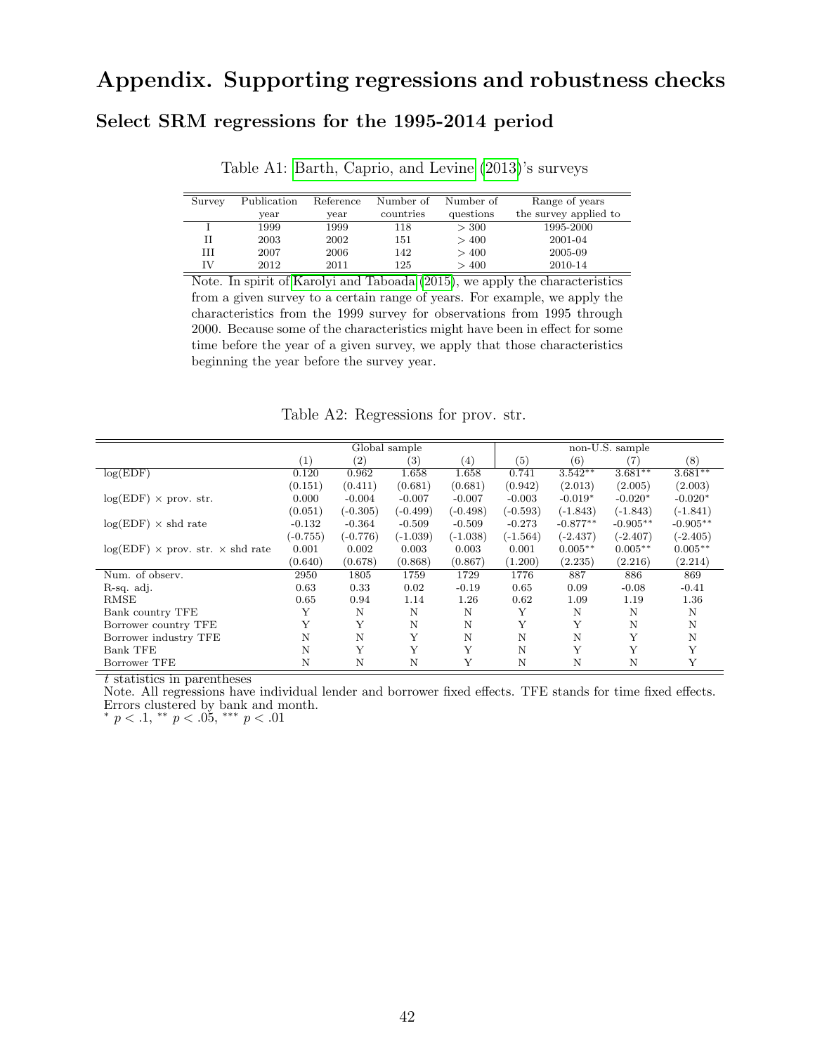# Appendix. Supporting regressions and robustness checks

## Select SRM regressions for the 1995-2014 period

Table A1: Barth, Caprio, and Levine (2013)'s surveys

| Survey | Publication year | Reference year | Number of countries | Number of questions | Range of years the survey applied to |
|---|---|---|---|---|---|
| I | 1999 | 1999 | 118 | $> 300$ | 1995-2000 |
| II | 2003 | 2002 | 151 | $> 400$ | 2001-04 |
| III | 2007 | 2006 | 142 | $> 400$ | 2005-09 |
| IV | 2012 | 2011 | 125 | $> 400$ | 2010-14 |

Note. In spirit of Karolyi and Taboada (2015), we apply the characteristics from a given survey to a certain range of years. For example, we apply the characteristics from the 1999 survey for observations from 1995 through 2000. Because some of the characteristics might have been in effect for some time before the year of a given survey, we apply that those characteristics beginning the year before the survey year.

Table A2: Regressions for prov. str.

| | Global sample | | | | non-U.S. sample | | | |
|---|---|---|---|---|---|---|---|---|
| | (1) | (2) | (3) | (4) | (5) | (6) | (7) | (8) |
| log(EDF) | 0.120 | 0.962 | 1.658 | 1.658 | 0.741 | 3.542** | 3.681** | 3.681** |
| | (0.151) | (0.411) | (0.681) | (0.681) | (0.942) | (2.013) | (2.005) | (2.003) |
| log(EDF) × prov. str. | 0.000 | -0.004 | -0.007 | -0.007 | -0.003 | -0.019* | -0.020* | -0.020* |
| | (0.051) | (-0.305) | (-0.499) | (-0.498) | (-0.593) | (-1.843) | (-1.843) | (-1.841) |
| log(EDF) × shd rate | -0.132 | -0.364 | -0.509 | -0.509 | -0.273 | -0.877** | -0.905** | -0.905** |
| | (-0.755) | (-0.776) | (-1.039) | (-1.038) | (-1.564) | (-2.437) | (-2.407) | (-2.405) |
| log(EDF) × prov. str. × shd rate | 0.001 | 0.002 | 0.003 | 0.003 | 0.001 | 0.005** | 0.005** | 0.005** |
| | (0.640) | (0.678) | (0.868) | (0.867) | (1.200) | (2.235) | (2.216) | (2.214) |
| Num. of observ. | 2950 | 1805 | 1759 | 1729 | 1776 | 887 | 886 | 869 |
| R-sq. adj. | 0.63 | 0.33 | 0.02 | -0.19 | 0.65 | 0.09 | -0.08 | -0.41 |
| RMSE | 0.65 | 0.94 | 1.14 | 1.26 | 0.62 | 1.09 | 1.19 | 1.36 |
| Bank country TFE | Y | N | N | N | Y | N | N | N |
| Borrower country TFE | Y | Y | N | N | Y | Y | N | N |
| Borrower industry TFE | N | N | Y | N | N | N | Y | N |
| Bank TFE | N | Y | Y | Y | N | Y | Y | Y |
| Borrower TFE | N | N | N | Y | N | N | N | Y |

$t$ statistics in parentheses

Note. All regressions have individual lender and borrower fixed effects. TFE stands for time fixed effects. Errors clustered by bank and month.

$^{*}$ $p < .1$, $^{**}$ $p < .05$, $^{***}$ $p < .01$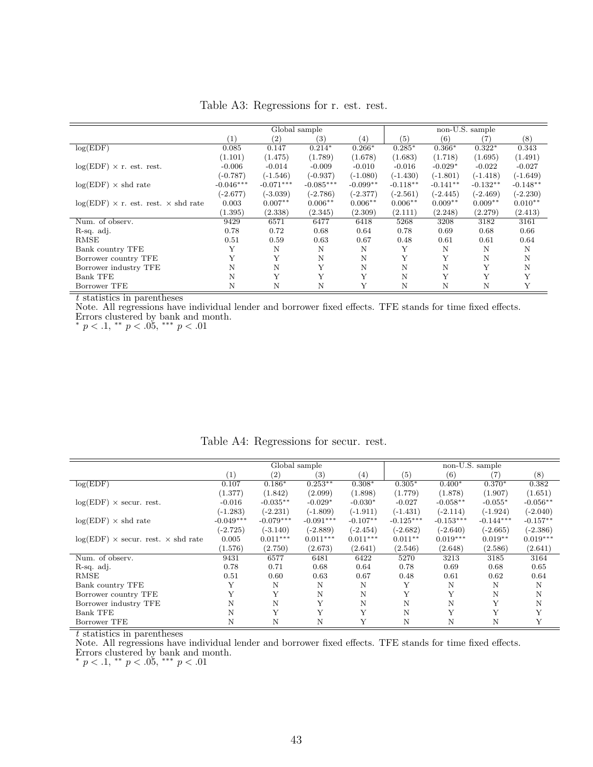Table A3: Regressions for r. est. rest.

| | Global sample | | | | non-U.S. sample | | | |
|---|---|---|---|---|---|---|---|---|
| | (1) | (2) | (3) | (4) | (5) | (6) | (7) | (8) |
| log(EDF) | 0.085 | 0.147 | 0.214* | 0.266* | 0.285* | 0.366* | 0.322* | 0.343 |
| | (1.101) | (1.475) | (1.789) | (1.678) | (1.683) | (1.718) | (1.695) | (1.491) |
| log(EDF) × r. est. rest. | -0.006 | -0.014 | -0.009 | -0.010 | -0.016 | -0.029* | -0.022 | -0.027 |
| | (-0.787) | (-1.546) | (-0.937) | (-1.080) | (-1.430) | (-1.801) | (-1.418) | (-1.649) |
| log(EDF) × shd rate | -0.046*** | -0.071*** | -0.085*** | -0.099** | -0.118** | -0.141** | -0.132** | -0.148** |
| | (-2.677) | (-3.039) | (-2.786) | (-2.377) | (-2.561) | (-2.445) | (-2.469) | (-2.230) |
| log(EDF) × r. est. rest. × shd rate | 0.003 | 0.007** | 0.006** | 0.006** | 0.006** | 0.009** | 0.009** | 0.010** |
| | (1.395) | (2.338) | (2.345) | (2.309) | (2.111) | (2.248) | (2.279) | (2.413) |
| Num. of observ. | 9429 | 6571 | 6477 | 6418 | 5268 | 3208 | 3182 | 3161 |
| R-sq. adj. | 0.78 | 0.72 | 0.68 | 0.64 | 0.78 | 0.69 | 0.68 | 0.66 |
| RMSE | 0.51 | 0.59 | 0.63 | 0.67 | 0.48 | 0.61 | 0.61 | 0.64 |
| Bank country TFE | Y | N | N | N | Y | N | N | N |
| Borrower country TFE | Y | Y | N | N | Y | Y | N | N |
| Borrower industry TFE | N | N | Y | N | N | N | Y | N |
| Bank TFE | N | Y | Y | Y | N | Y | Y | Y |
| Borrower TFE | N | N | N | Y | N | N | N | Y |

$t$ statistics in parentheses

Note. All regressions have individual lender and borrower fixed effects. TFE stands for time fixed effects. Errors clustered by bank and month.

* $p < .1$, ** $p < .05$, *** $p < .01$

Table A4: Regressions for secur. rest.

| | Global sample | | | | non-U.S. sample | | | |
|---|---|---|---|---|---|---|---|---|
| | (1) | (2) | (3) | (4) | (5) | (6) | (7) | (8) |
| log(EDF) | 0.107 | 0.186* | 0.253** | 0.308* | 0.305* | 0.400* | 0.370* | 0.382 |
| | (1.377) | (1.842) | (2.099) | (1.898) | (1.779) | (1.878) | (1.907) | (1.651) |
| log(EDF) × secur. rest. | -0.016 | -0.035** | -0.029* | -0.030* | -0.027 | -0.058** | -0.055* | -0.056** |
| | (-1.283) | (-2.231) | (-1.809) | (-1.911) | (-1.431) | (-2.114) | (-1.924) | (-2.040) |
| log(EDF) × shd rate | -0.049*** | -0.079*** | -0.091*** | -0.107** | -0.125*** | -0.153*** | -0.144*** | -0.157** |
| | (-2.725) | (-3.140) | (-2.889) | (-2.454) | (-2.682) | (-2.640) | (-2.665) | (-2.386) |
| log(EDF) × secur. rest. × shd rate | 0.005 | 0.011*** | 0.011*** | 0.011*** | 0.011** | 0.019*** | 0.019** | 0.019*** |
| | (1.576) | (2.750) | (2.673) | (2.641) | (2.546) | (2.648) | (2.586) | (2.641) |
| Num. of observ. | 9431 | 6577 | 6481 | 6422 | 5270 | 3213 | 3185 | 3164 |
| R-sq. adj. | 0.78 | 0.71 | 0.68 | 0.64 | 0.78 | 0.69 | 0.68 | 0.65 |
| RMSE | 0.51 | 0.60 | 0.63 | 0.67 | 0.48 | 0.61 | 0.62 | 0.64 |
| Bank country TFE | Y | N | N | N | Y | N | N | N |
| Borrower country TFE | Y | Y | N | N | Y | Y | N | N |
| Borrower industry TFE | N | N | Y | N | N | N | Y | N |
| Bank TFE | N | Y | Y | Y | N | Y | Y | Y |
| Borrower TFE | N | N | N | Y | N | N | N | Y |

$t$ statistics in parentheses

Note. All regressions have individual lender and borrower fixed effects. TFE stands for time fixed effects. Errors clustered by bank and month.

* $p < .1$, ** $p < .05$, *** $p < .01$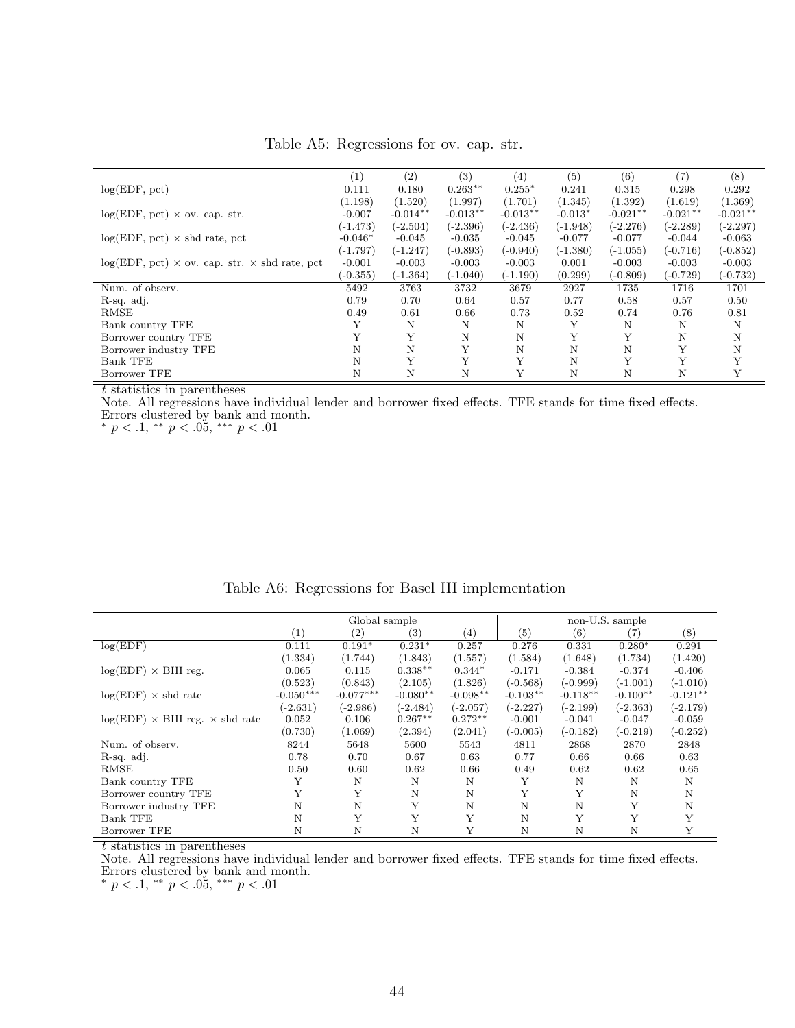Table A5: Regressions for ov. cap. str.

| | (1) | (2) | (3) | (4) | (5) | (6) | (7) | (8) |
|---|---|---|---|---|---|---|---|---|
| log(EDF, pct) | 0.111 | 0.180 | 0.263** | 0.255* | 0.241 | 0.315 | 0.298 | 0.292 |
| | (1.198) | (1.520) | (1.997) | (1.701) | (1.345) | (1.392) | (1.619) | (1.369) |
| log(EDF, pct) × ov. cap. str. | -0.007 | -0.014** | -0.013** | -0.013** | -0.013* | -0.021** | -0.021** | -0.021** |
| | (-1.473) | (-2.504) | (-2.396) | (-2.436) | (-1.948) | (-2.276) | (-2.289) | (-2.297) |
| log(EDF, pct) × shd rate, pct | -0.046* | -0.045 | -0.035 | -0.045 | -0.077 | -0.077 | -0.044 | -0.063 |
| | (-1.797) | (-1.247) | (-0.893) | (-0.940) | (-1.380) | (-1.055) | (-0.716) | (-0.852) |
| log(EDF, pct) × ov. cap. str. × shd rate, pct | -0.001 | -0.003 | -0.003 | -0.003 | 0.001 | -0.003 | -0.003 | -0.003 |
| | (-0.355) | (-1.364) | (-1.040) | (-1.190) | (0.299) | (-0.809) | (-0.729) | (-0.732) |
| Num. of observ. | 5492 | 3763 | 3732 | 3679 | 2927 | 1735 | 1716 | 1701 |
| R-sq. adj. | 0.79 | 0.70 | 0.64 | 0.57 | 0.77 | 0.58 | 0.57 | 0.50 |
| RMSE | 0.49 | 0.61 | 0.66 | 0.73 | 0.52 | 0.74 | 0.76 | 0.81 |
| Bank country TFE | Y | N | N | N | Y | N | N | N |
| Borrower country TFE | Y | Y | N | N | Y | Y | N | N |
| Borrower industry TFE | N | N | Y | N | N | N | Y | N |
| Bank TFE | N | Y | Y | Y | N | Y | Y | Y |
| Borrower TFE | N | N | N | Y | N | N | N | Y |

*t* statistics in parentheses

Note. All regressions have individual lender and borrower fixed effects. TFE stands for time fixed effects. Errors clustered by bank and month.

\* $p < .1$, \*\* $p < .05$, \*\*\* $p < .01$

Table A6: Regressions for Basel III implementation

| | Global sample | | | | non-U.S. sample | | | |
|---|---|---|---|---|---|---|---|---|
| | (1) | (2) | (3) | (4) | (5) | (6) | (7) | (8) |
| log(EDF) | 0.111 | 0.191* | 0.231* | 0.257 | 0.276 | 0.331 | 0.280* | 0.291 |
| | (1.334) | (1.744) | (1.843) | (1.557) | (1.584) | (1.648) | (1.734) | (1.420) |
| log(EDF) × BIII reg. | 0.065 | 0.115 | 0.338** | 0.344* | -0.171 | -0.384 | -0.374 | -0.406 |
| | (0.523) | (0.843) | (2.105) | (1.826) | (-0.568) | (-0.999) | (-1.001) | (-1.010) |
| log(EDF) × shd rate | -0.050*** | -0.077*** | -0.080** | -0.098** | -0.103** | -0.118** | -0.100** | -0.121** |
| | (-2.631) | (-2.986) | (-2.484) | (-2.057) | (-2.227) | (-2.199) | (-2.363) | (-2.179) |
| log(EDF) × BIII reg. × shd rate | 0.052 | 0.106 | 0.267** | 0.272** | -0.001 | -0.041 | -0.047 | -0.059 |
| | (0.730) | (1.069) | (2.394) | (2.041) | (-0.005) | (-0.182) | (-0.219) | (-0.252) |
| Num. of observ. | 8244 | 5648 | 5600 | 5543 | 4811 | 2868 | 2870 | 2848 |
| R-sq. adj. | 0.78 | 0.70 | 0.67 | 0.63 | 0.77 | 0.66 | 0.66 | 0.63 |
| RMSE | 0.50 | 0.60 | 0.62 | 0.66 | 0.49 | 0.62 | 0.62 | 0.65 |
| Bank country TFE | Y | N | N | N | Y | N | N | N |
| Borrower country TFE | Y | Y | N | N | Y | Y | N | N |
| Borrower industry TFE | N | N | Y | N | N | N | Y | N |
| Bank TFE | N | Y | Y | Y | N | Y | Y | Y |
| Borrower TFE | N | N | N | Y | N | N | N | Y |

*t* statistics in parentheses

Note. All regressions have individual lender and borrower fixed effects. TFE stands for time fixed effects. Errors clustered by bank and month.

\* $p < .1$, \*\* $p < .05$, \*\*\* $p < .01$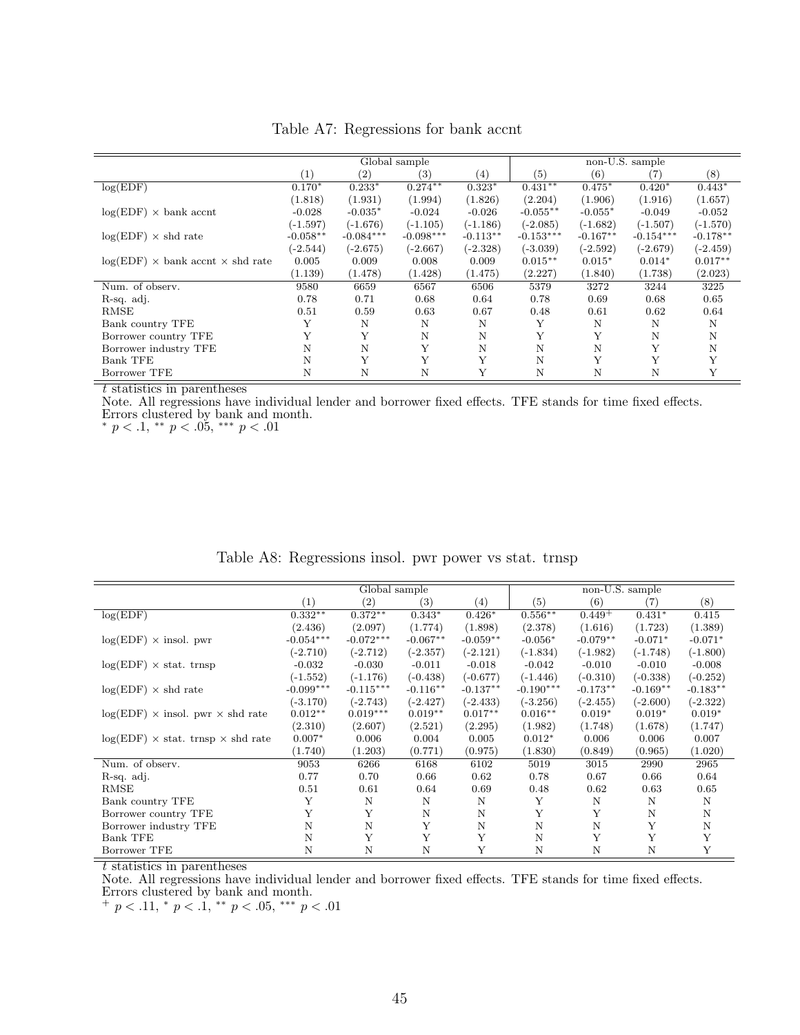Table A7: Regressions for bank accnt

| | Global sample | | | | non-U.S. sample | | | |
|---|---|---|---|---|---|---|---|---|
| | (1) | (2) | (3) | (4) | (5) | (6) | (7) | (8) |
| log(EDF) | 0.170* | 0.233* | 0.274** | 0.323* | 0.431** | 0.475* | 0.420* | 0.443* |
| | (1.818) | (1.931) | (1.994) | (1.826) | (2.204) | (1.906) | (1.916) | (1.657) |
| log(EDF) × bank accnt | -0.028 | -0.035* | -0.024 | -0.026 | -0.055** | -0.055* | -0.049 | -0.052 |
| | (-1.597) | (-1.676) | (-1.105) | (-1.186) | (-2.085) | (-1.682) | (-1.507) | (-1.570) |
| log(EDF) × shd rate | -0.058** | -0.084*** | -0.098*** | -0.113** | -0.153*** | -0.167** | -0.154*** | -0.178** |
| | (-2.544) | (-2.675) | (-2.667) | (-2.328) | (-3.039) | (-2.592) | (-2.679) | (-2.459) |
| log(EDF) × bank accnt × shd rate | 0.005 | 0.009 | 0.008 | 0.009 | 0.015** | 0.015* | 0.014* | 0.017** |
| | (1.139) | (1.478) | (1.428) | (1.475) | (2.227) | (1.840) | (1.738) | (2.023) |
| Num. of observ. | 9580 | 6659 | 6567 | 6506 | 5379 | 3272 | 3244 | 3225 |
| R-sq. adj. | 0.78 | 0.71 | 0.68 | 0.64 | 0.78 | 0.69 | 0.68 | 0.65 |
| RMSE | 0.51 | 0.59 | 0.63 | 0.67 | 0.48 | 0.61 | 0.62 | 0.64 |
| Bank country TFE | Y | N | N | N | Y | N | N | N |
| Borrower country TFE | Y | Y | N | N | Y | Y | N | N |
| Borrower industry TFE | N | N | Y | N | N | N | Y | N |
| Bank TFE | N | Y | Y | Y | N | Y | Y | Y |
| Borrower TFE | N | N | N | Y | N | N | N | Y |

$t$ statistics in parentheses

Note. All regressions have individual lender and borrower fixed effects. TFE stands for time fixed effects. Errors clustered by bank and month.

* $p < .1$, ** $p < .05$, *** $p < .01$

Table A8: Regressions insol. pwr power vs stat. trnsp

| | Global sample | | | | non-U.S. sample | | | |
|---|---|---|---|---|---|---|---|---|
| | (1) | (2) | (3) | (4) | (5) | (6) | (7) | (8) |
| log(EDF) | 0.332** | 0.372** | 0.343* | 0.426* | 0.556** | 0.449+ | 0.431* | 0.415 |
| | (2.436) | (2.097) | (1.774) | (1.898) | (2.378) | (1.616) | (1.723) | (1.389) |
| log(EDF) × insol. pwr | -0.054*** | -0.072*** | -0.067** | -0.059** | -0.056* | -0.079** | -0.071* | -0.071* |
| | (-2.710) | (-2.712) | (-2.357) | (-2.121) | (-1.834) | (-1.982) | (-1.748) | (-1.800) |
| log(EDF) × stat. trnsp | -0.032 | -0.030 | -0.011 | -0.018 | -0.042 | -0.010 | -0.010 | -0.008 |
| | (-1.552) | (-1.176) | (-0.438) | (-0.677) | (-1.446) | (-0.310) | (-0.338) | (-0.252) |
| log(EDF) × shd rate | -0.099*** | -0.115*** | -0.116** | -0.137** | -0.190*** | -0.173** | -0.169** | -0.183** |
| | (-3.170) | (-2.743) | (-2.427) | (-2.433) | (-3.256) | (-2.455) | (-2.600) | (-2.322) |
| log(EDF) × insol. pwr × shd rate | 0.012** | 0.019*** | 0.019** | 0.017** | 0.016** | 0.019* | 0.019* | 0.019* |
| | (2.310) | (2.607) | (2.521) | (2.295) | (1.982) | (1.748) | (1.678) | (1.747) |
| log(EDF) × stat. trnsp × shd rate | 0.007* | 0.006 | 0.004 | 0.005 | 0.012* | 0.006 | 0.006 | 0.007 |
| | (1.740) | (1.203) | (0.771) | (0.975) | (1.830) | (0.849) | (0.965) | (1.020) |
| Num. of observ. | 9053 | 6266 | 6168 | 6102 | 5019 | 3015 | 2990 | 2965 |
| R-sq. adj. | 0.77 | 0.70 | 0.66 | 0.62 | 0.78 | 0.67 | 0.66 | 0.64 |
| RMSE | 0.51 | 0.61 | 0.64 | 0.69 | 0.48 | 0.62 | 0.63 | 0.65 |
| Bank country TFE | Y | N | N | N | Y | N | N | N |
| Borrower country TFE | Y | Y | N | N | Y | Y | N | N |
| Borrower industry TFE | N | N | Y | N | N | N | Y | N |
| Bank TFE | N | Y | Y | Y | N | Y | Y | Y |
| Borrower TFE | N | N | N | Y | N | N | N | Y |

$t$ statistics in parentheses

Note. All regressions have individual lender and borrower fixed effects. TFE stands for time fixed effects. Errors clustered by bank and month.

+ $p < .11$, * $p < .1$, ** $p < .05$, *** $p < .01$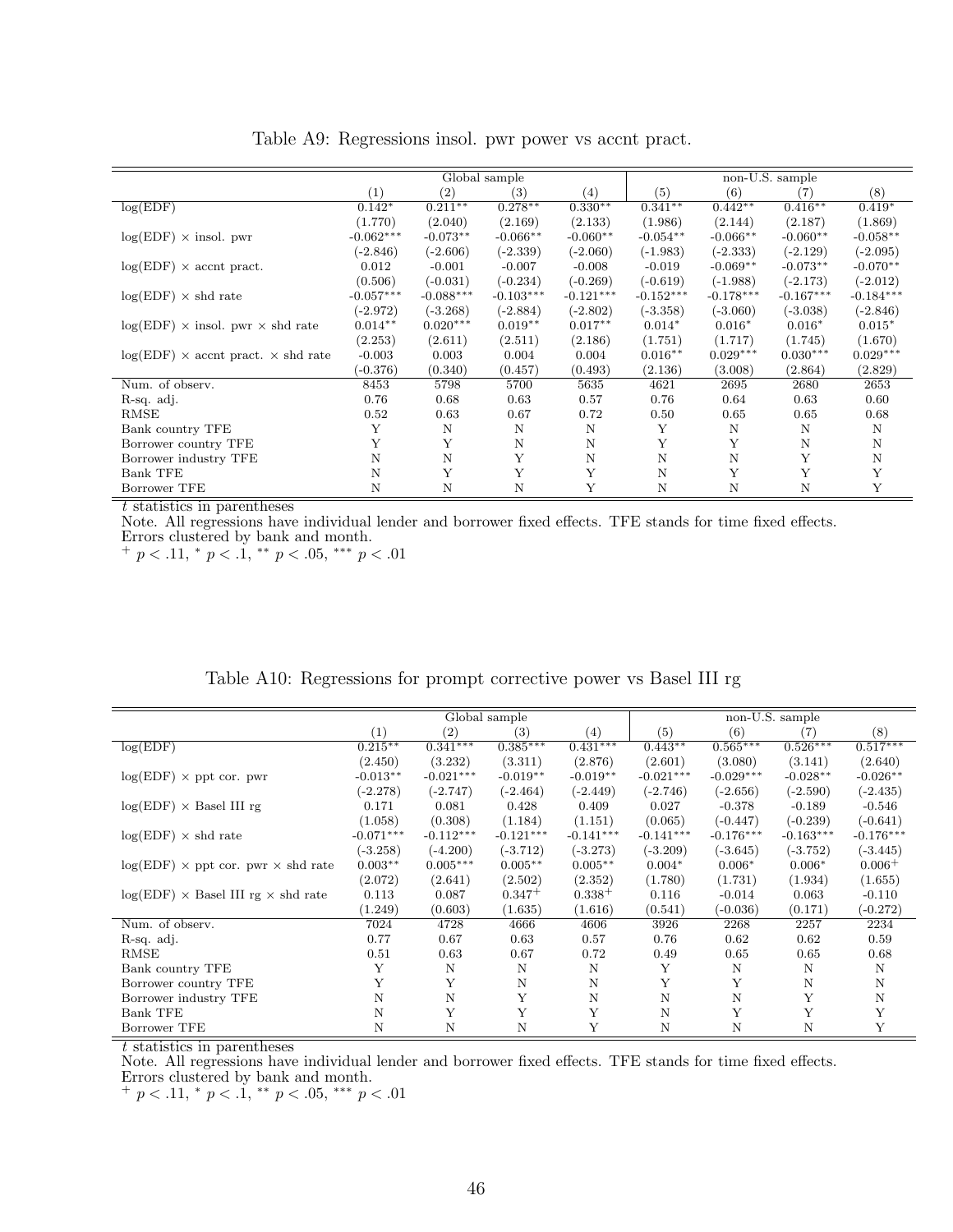Table A9: Regressions insol. pwr power vs accnt pract.

| | Global sample | | | | non-U.S. sample | | | |
|---|---|---|---|---|---|---|---|---|
| | (1) | (2) | (3) | (4) | (5) | (6) | (7) | (8) |
| log(EDF) | 0.142* | 0.211** | 0.278** | 0.330** | 0.341** | 0.442** | 0.416** | 0.419* |
| | (1.770) | (2.040) | (2.169) | (2.133) | (1.986) | (2.144) | (2.187) | (1.869) |
| log(EDF) × insol. pwr | -0.062*** | -0.073** | -0.066** | -0.060** | -0.054** | -0.066** | -0.060** | -0.058** |
| | (-2.846) | (-2.606) | (-2.339) | (-2.060) | (-1.983) | (-2.333) | (-2.129) | (-2.095) |
| log(EDF) × accnt pract. | 0.012 | -0.001 | -0.007 | -0.008 | -0.019 | -0.069** | -0.073** | -0.070** |
| | (0.506) | (-0.031) | (-0.234) | (-0.269) | (-0.619) | (-1.988) | (-2.173) | (-2.012) |
| log(EDF) × shd rate | -0.057*** | -0.088*** | -0.103*** | -0.121*** | -0.152*** | -0.178*** | -0.167*** | -0.184*** |
| | (-2.972) | (-3.268) | (-2.884) | (-2.802) | (-3.358) | (-3.060) | (-3.038) | (-2.846) |
| log(EDF) × insol. pwr × shd rate | 0.014** | 0.020*** | 0.019** | 0.017** | 0.014* | 0.016* | 0.016* | 0.015* |
| | (2.253) | (2.611) | (2.511) | (2.186) | (1.751) | (1.717) | (1.745) | (1.670) |
| log(EDF) × accnt pract. × shd rate | -0.003 | 0.003 | 0.004 | 0.004 | 0.016** | 0.029*** | 0.030*** | 0.029*** |
| | (-0.376) | (0.340) | (0.457) | (0.493) | (2.136) | (3.008) | (2.864) | (2.829) |
| Num. of observ. | 8453 | 5798 | 5700 | 5635 | 4621 | 2695 | 2680 | 2653 |
| R-sq. adj. | 0.76 | 0.68 | 0.63 | 0.57 | 0.76 | 0.64 | 0.63 | 0.60 |
| RMSE | 0.52 | 0.63 | 0.67 | 0.72 | 0.50 | 0.65 | 0.65 | 0.68 |
| Bank country TFE | Y | N | N | N | Y | N | N | N |
| Borrower country TFE | Y | Y | N | N | Y | Y | N | N |
| Borrower industry TFE | N | N | Y | N | N | N | Y | N |
| Bank TFE | N | Y | Y | Y | N | Y | Y | Y |
| Borrower TFE | N | N | N | Y | N | N | N | Y |

*t* statistics in parentheses

Note. All regressions have individual lender and borrower fixed effects. TFE stands for time fixed effects. Errors clustered by bank and month.

$^{+}$ $p < .11$, $^{*}$ $p < .1$, $^{**}$ $p < .05$, $^{***}$ $p < .01$

Table A10: Regressions for prompt corrective power vs Basel III rg

| | Global sample | | | | non-U.S. sample | | | |
|---|---|---|---|---|---|---|---|---|
| | (1) | (2) | (3) | (4) | (5) | (6) | (7) | (8) |
| log(EDF) | 0.215** | 0.341*** | 0.385*** | 0.431*** | 0.443** | 0.565*** | 0.526*** | 0.517*** |
| | (2.450) | (3.232) | (3.311) | (2.876) | (2.601) | (3.080) | (3.141) | (2.640) |
| log(EDF) × ppt cor. pwr | -0.013** | -0.021*** | -0.019** | -0.019** | -0.021*** | -0.029*** | -0.028** | -0.026** |
| | (-2.278) | (-2.747) | (-2.464) | (-2.449) | (-2.746) | (-2.656) | (-2.590) | (-2.435) |
| log(EDF) × Basel III rg | 0.171 | 0.081 | 0.428 | 0.409 | 0.027 | -0.378 | -0.189 | -0.546 |
| | (1.058) | (0.308) | (1.184) | (1.151) | (0.065) | (-0.447) | (-0.239) | (-0.641) |
| log(EDF) × shd rate | -0.071*** | -0.112*** | -0.121*** | -0.141*** | -0.141*** | -0.176*** | -0.163*** | -0.176*** |
| | (-3.258) | (-4.200) | (-3.712) | (-3.273) | (-3.209) | (-3.645) | (-3.752) | (-3.445) |
| log(EDF) × ppt cor. pwr × shd rate | 0.003** | 0.005*** | 0.005** | 0.005** | 0.004* | 0.006* | 0.006* | 0.006+ |
| | (2.072) | (2.641) | (2.502) | (2.352) | (1.780) | (1.731) | (1.934) | (1.655) |
| log(EDF) × Basel III rg × shd rate | 0.113 | 0.087 | 0.347+ | 0.338+ | 0.116 | -0.014 | 0.063 | -0.110 |
| | (1.249) | (0.603) | (1.635) | (1.616) | (0.541) | (-0.036) | (0.171) | (-0.272) |
| Num. of observ. | 7024 | 4728 | 4666 | 4606 | 3926 | 2268 | 2257 | 2234 |
| R-sq. adj. | 0.77 | 0.67 | 0.63 | 0.57 | 0.76 | 0.62 | 0.62 | 0.59 |
| RMSE | 0.51 | 0.63 | 0.67 | 0.72 | 0.49 | 0.65 | 0.65 | 0.68 |
| Bank country TFE | Y | N | N | N | Y | N | N | N |
| Borrower country TFE | Y | Y | N | N | Y | Y | N | N |
| Borrower industry TFE | N | N | Y | N | N | N | Y | N |
| Bank TFE | N | Y | Y | Y | N | Y | Y | Y |
| Borrower TFE | N | N | N | Y | N | N | N | Y |

*t* statistics in parentheses

Note. All regressions have individual lender and borrower fixed effects. TFE stands for time fixed effects. Errors clustered by bank and month.

$^{+}$ $p < .11$, $^{*}$ $p < .1$, $^{**}$ $p < .05$, $^{***}$ $p < .01$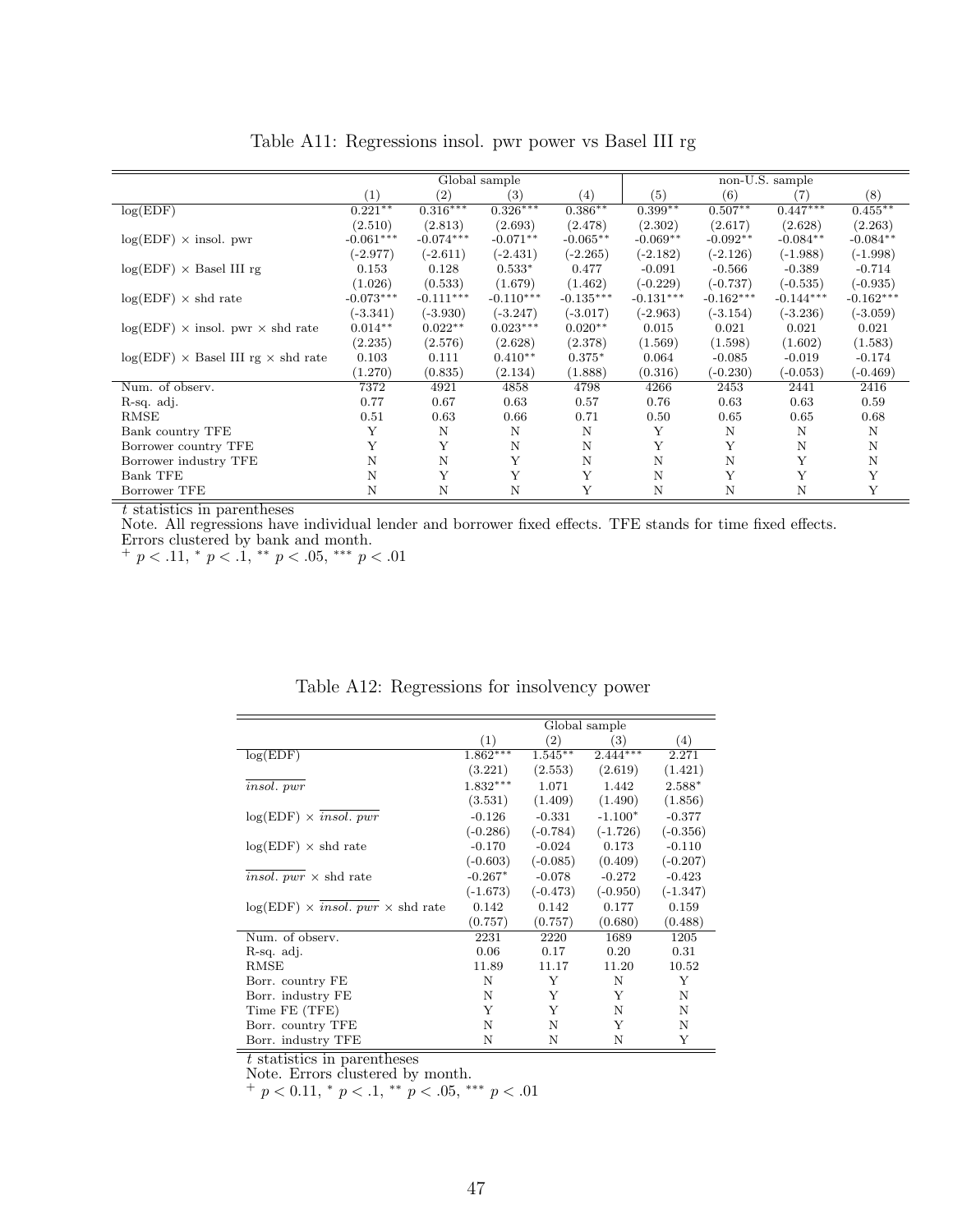Table A11: Regressions insol. pwr power vs Basel III rg

| | Global sample | | | | non-U.S. sample | | | |
|---|---|---|---|---|---|---|---|---|
| | (1) | (2) | (3) | (4) | (5) | (6) | (7) | (8) |
| log(EDF) | 0.221** | 0.316*** | 0.326*** | 0.386** | 0.399** | 0.507** | 0.447*** | 0.455** |
| | (2.510) | (2.813) | (2.693) | (2.478) | (2.302) | (2.617) | (2.628) | (2.263) |
| log(EDF) × insol. pwr | -0.061*** | -0.074*** | -0.071** | -0.065** | -0.069** | -0.092** | -0.084** | -0.084** |
| | (-2.977) | (-2.611) | (-2.431) | (-2.265) | (-2.182) | (-2.126) | (-1.988) | (-1.998) |
| log(EDF) × Basel III rg | 0.153 | 0.128 | 0.533* | 0.477 | -0.091 | -0.566 | -0.389 | -0.714 |
| | (1.026) | (0.533) | (1.679) | (1.462) | (-0.229) | (-0.737) | (-0.535) | (-0.935) |
| log(EDF) × shd rate | -0.073*** | -0.111*** | -0.110*** | -0.135*** | -0.131*** | -0.162*** | -0.144*** | -0.162*** |
| | (-3.341) | (-3.930) | (-3.247) | (-3.017) | (-2.963) | (-3.154) | (-3.236) | (-3.059) |
| log(EDF) × insol. pwr × shd rate | 0.014** | 0.022** | 0.023*** | 0.020** | 0.015 | 0.021 | 0.021 | 0.021 |
| | (2.235) | (2.576) | (2.628) | (2.378) | (1.569) | (1.598) | (1.602) | (1.583) |
| log(EDF) × Basel III rg × shd rate | 0.103 | 0.111 | 0.410** | 0.375* | 0.064 | -0.085 | -0.019 | -0.174 |
| | (1.270) | (0.835) | (2.134) | (1.888) | (0.316) | (-0.230) | (-0.053) | (-0.469) |
| Num. of observ. | 7372 | 4921 | 4858 | 4798 | 4266 | 2453 | 2441 | 2416 |
| R-sq. adj. | 0.77 | 0.67 | 0.63 | 0.57 | 0.76 | 0.63 | 0.63 | 0.59 |
| RMSE | 0.51 | 0.63 | 0.66 | 0.71 | 0.50 | 0.65 | 0.65 | 0.68 |
| Bank country TFE | Y | N | N | N | Y | N | N | N |
| Borrower country TFE | Y | Y | N | N | Y | Y | N | N |
| Borrower industry TFE | N | N | Y | N | N | N | Y | N |
| Bank TFE | N | Y | Y | Y | N | Y | Y | Y |
| Borrower TFE | N | N | N | Y | N | N | N | Y |

$t$ statistics in parentheses

Note. All regressions have individual lender and borrower fixed effects. TFE stands for time fixed effects. Errors clustered by bank and month.

$^{+}$ $p < .11$, $^{*}$ $p < .1$, $^{**}$ $p < .05$, $^{***}$ $p < .01$

Table A12: Regressions for insolvency power

| | Global sample | | | |
|---|---|---|---|---|
| | (1) | (2) | (3) | (4) |
| log(EDF) | 1.862*** | 1.545** | 2.444*** | 2.271 |
| | (3.221) | (2.553) | (2.619) | (1.421) |
| $\overline{insol.\ pwr}$ | 1.832*** | 1.071 | 1.442 | 2.588* |
| | (3.531) | (1.409) | (1.490) | (1.856) |
| log(EDF) × $\overline{insol.\ pwr}$ | -0.126 | -0.331 | -1.100* | -0.377 |
| | (-0.286) | (-0.784) | (-1.726) | (-0.356) |
| log(EDF) × shd rate | -0.170 | -0.024 | 0.173 | -0.110 |
| | (-0.603) | (-0.085) | (0.409) | (-0.207) |
| $\overline{insol.\ pwr}$ × shd rate | -0.267* | -0.078 | -0.272 | -0.423 |
| | (-1.673) | (-0.473) | (-0.950) | (-1.347) |
| log(EDF) × $\overline{insol.\ pwr}$ × shd rate | 0.142 | 0.142 | 0.177 | 0.159 |
| | (0.757) | (0.757) | (0.680) | (0.488) |
| Num. of observ. | 2231 | 2220 | 1689 | 1205 |
| R-sq. adj. | 0.06 | 0.17 | 0.20 | 0.31 |
| RMSE | 11.89 | 11.17 | 11.20 | 10.52 |
| Borr. country FE | N | Y | N | Y |
| Borr. industry FE | N | Y | Y | N |
| Time FE (TFE) | Y | Y | N | N |
| Borr. country TFE | N | N | Y | N |
| Borr. industry TFE | N | N | N | Y |

$t$ statistics in parentheses

Note. Errors clustered by month.

$^{+}$ $p < 0.11$, $^{*}$ $p < .1$, $^{**}$ $p < .05$, $^{***}$ $p < .01$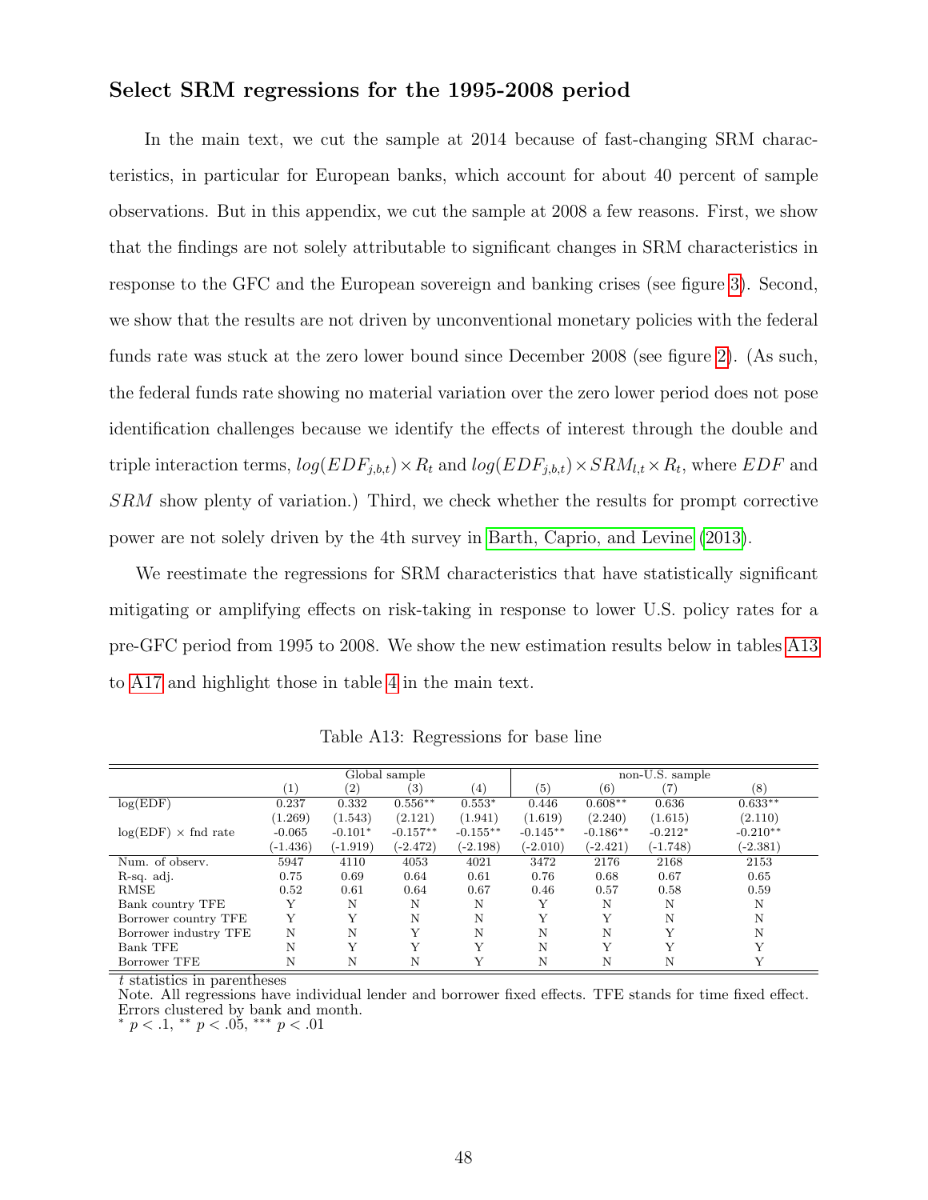### Select SRM regressions for the 1995-2008 period

In the main text, we cut the sample at 2014 because of fast-changing SRM characteristics, in particular for European banks, which account for about 40 percent of sample observations. But in this appendix, we cut the sample at 2008 a few reasons. First, we show that the findings are not solely attributable to significant changes in SRM characteristics in response to the GFC and the European sovereign and banking crises (see figure 3). Second, we show that the results are not driven by unconventional monetary policies with the federal funds rate was stuck at the zero lower bound since December 2008 (see figure 2). (As such, the federal funds rate showing no material variation over the zero lower period does not pose identification challenges because we identify the effects of interest through the double and triple interaction terms, $log(EDF_{j,b,t}) \times R_t$ and $log(EDF_{j,b,t}) \times SRM_{l,t} \times R_t$, where $EDF$ and $SRM$ show plenty of variation.) Third, we check whether the results for prompt corrective power are not solely driven by the 4th survey in Barth, Caprio, and Levine (2013).

We reestimate the regressions for SRM characteristics that have statistically significant mitigating or amplifying effects on risk-taking in response to lower U.S. policy rates for a pre-GFC period from 1995 to 2008. We show the new estimation results below in tables A13 to A17 and highlight those in table 4 in the main text.

Table A13: Regressions for base line

| | Global sample | | | | non-U.S. sample | | | |
|---|---|---|---|---|---|---|---|---|
| | (1) | (2) | (3) | (4) | (5) | (6) | (7) | (8) |
| log(EDF) | 0.237 | 0.332 | 0.556** | 0.553* | 0.446 | 0.608** | 0.636 | 0.633** |
| | (1.269) | (1.543) | (2.121) | (1.941) | (1.619) | (2.240) | (1.615) | (2.110) |
| log(EDF) × fnd rate | -0.065 | -0.101* | -0.157** | -0.155** | -0.145** | -0.186** | -0.212* | -0.210** |
| | (-1.436) | (-1.919) | (-2.472) | (-2.198) | (-2.010) | (-2.421) | (-1.748) | (-2.381) |
| Num. of observ. | 5947 | 4110 | 4053 | 4021 | 3472 | 2176 | 2168 | 2153 |
| R-sq. adj. | 0.75 | 0.69 | 0.64 | 0.61 | 0.76 | 0.68 | 0.67 | 0.65 |
| RMSE | 0.52 | 0.61 | 0.64 | 0.67 | 0.46 | 0.57 | 0.58 | 0.59 |
| Bank country TFE | Y | N | N | N | Y | N | N | N |
| Borrower country TFE | Y | Y | N | N | Y | Y | N | N |
| Borrower industry TFE | N | N | Y | N | N | N | Y | N |
| Bank TFE | N | Y | Y | Y | N | Y | Y | Y |
| Borrower TFE | N | N | N | Y | N | N | N | Y |

$t$ statistics in parentheses
Note. All regressions have individual lender and borrower fixed effects. TFE stands for time fixed effect. Errors clustered by bank and month.
* $p < .1$, ** $p < .05$, *** $p < .01$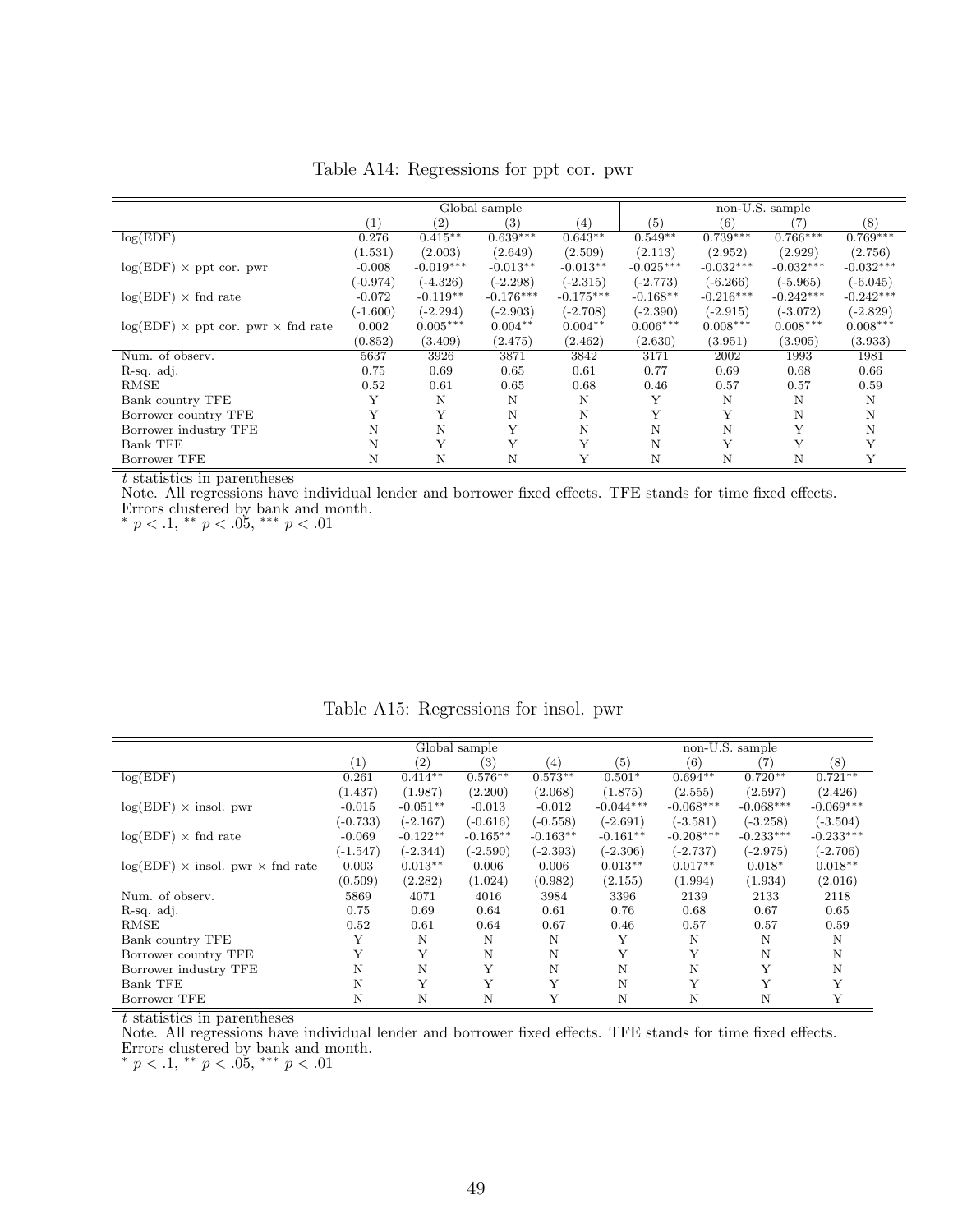Table A14: Regressions for ppt cor. pwr

| | Global sample | | | | non-U.S. sample | | | |
|---|---|---|---|---|---|---|---|---|
| | (1) | (2) | (3) | (4) | (5) | (6) | (7) | (8) |
| log(EDF) | 0.276 | 0.415** | 0.639*** | 0.643** | 0.549** | 0.739*** | 0.766*** | 0.769*** |
| | (1.531) | (2.003) | (2.649) | (2.509) | (2.113) | (2.952) | (2.929) | (2.756) |
| log(EDF) × ppt cor. pwr | -0.008 | -0.019*** | -0.013** | -0.013** | -0.025*** | -0.032*** | -0.032*** | -0.032*** |
| | (-0.974) | (-4.326) | (-2.298) | (-2.315) | (-2.773) | (-6.266) | (-5.965) | (-6.045) |
| log(EDF) × fnd rate | -0.072 | -0.119** | -0.176*** | -0.175*** | -0.168** | -0.216*** | -0.242*** | -0.242*** |
| | (-1.600) | (-2.294) | (-2.903) | (-2.708) | (-2.390) | (-2.915) | (-3.072) | (-2.829) |
| log(EDF) × ppt cor. pwr × fnd rate | 0.002 | 0.005*** | 0.004** | 0.004** | 0.006*** | 0.008*** | 0.008*** | 0.008*** |
| | (0.852) | (3.409) | (2.475) | (2.462) | (2.630) | (3.951) | (3.905) | (3.933) |
| Num. of observ. | 5637 | 3926 | 3871 | 3842 | 3171 | 2002 | 1993 | 1981 |
| R-sq. adj. | 0.75 | 0.69 | 0.65 | 0.61 | 0.77 | 0.69 | 0.68 | 0.66 |
| RMSE | 0.52 | 0.61 | 0.65 | 0.68 | 0.46 | 0.57 | 0.57 | 0.59 |
| Bank country TFE | Y | N | N | N | Y | N | N | N |
| Borrower country TFE | Y | Y | N | N | Y | Y | N | N |
| Borrower industry TFE | N | N | Y | N | N | N | Y | N |
| Bank TFE | N | Y | Y | Y | N | Y | Y | Y |
| Borrower TFE | N | N | N | Y | N | N | N | Y |

*t* statistics in parentheses

Note. All regressions have individual lender and borrower fixed effects. TFE stands for time fixed effects. Errors clustered by bank and month.

* $p < .1$, ** $p < .05$, *** $p < .01$

Table A15: Regressions for insol. pwr

| | Global sample | | | | non-U.S. sample | | | |
|---|---|---|---|---|---|---|---|---|
| | (1) | (2) | (3) | (4) | (5) | (6) | (7) | (8) |
| log(EDF) | 0.261 | 0.414** | 0.576** | 0.573** | 0.501* | 0.694** | 0.720** | 0.721** |
| | (1.437) | (1.987) | (2.200) | (2.068) | (1.875) | (2.555) | (2.597) | (2.426) |
| log(EDF) × insol. pwr | -0.015 | -0.051** | -0.013 | -0.012 | -0.044*** | -0.068*** | -0.068*** | -0.069*** |
| | (-0.733) | (-2.167) | (-0.616) | (-0.558) | (-2.691) | (-3.581) | (-3.258) | (-3.504) |
| log(EDF) × fnd rate | -0.069 | -0.122** | -0.165** | -0.163** | -0.161** | -0.208*** | -0.233*** | -0.233*** |
| | (-1.547) | (-2.344) | (-2.590) | (-2.393) | (-2.306) | (-2.737) | (-2.975) | (-2.706) |
| log(EDF) × insol. pwr × fnd rate | 0.003 | 0.013** | 0.006 | 0.006 | 0.013** | 0.017** | 0.018* | 0.018** |
| | (0.509) | (2.282) | (1.024) | (0.982) | (2.155) | (1.994) | (1.934) | (2.016) |
| Num. of observ. | 5869 | 4071 | 4016 | 3984 | 3396 | 2139 | 2133 | 2118 |
| R-sq. adj. | 0.75 | 0.69 | 0.64 | 0.61 | 0.76 | 0.68 | 0.67 | 0.65 |
| RMSE | 0.52 | 0.61 | 0.64 | 0.67 | 0.46 | 0.57 | 0.57 | 0.59 |
| Bank country TFE | Y | N | N | N | Y | N | N | N |
| Borrower country TFE | Y | Y | N | N | Y | Y | N | N |
| Borrower industry TFE | N | N | Y | N | N | N | Y | N |
| Bank TFE | N | Y | Y | Y | N | Y | Y | Y |
| Borrower TFE | N | N | N | Y | N | N | N | Y |

*t* statistics in parentheses

Note. All regressions have individual lender and borrower fixed effects. TFE stands for time fixed effects. Errors clustered by bank and month.

* $p < .1$, ** $p < .05$, *** $p < .01$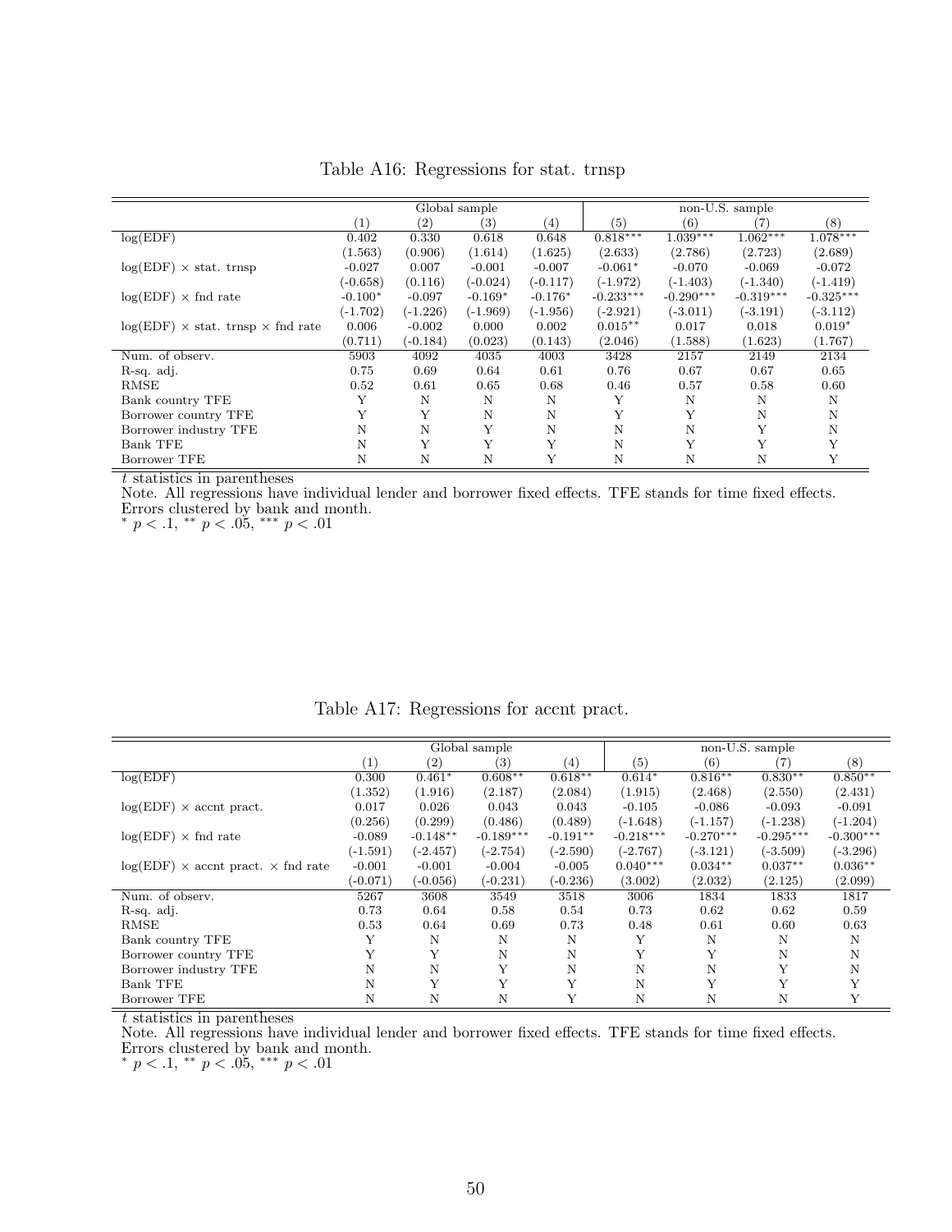Table A16: Regressions for stat. trnsp

| | Global sample | | | | non-U.S. sample | | | |
|---|---|---|---|---|---|---|---|---|
| | (1) | (2) | (3) | (4) | (5) | (6) | (7) | (8) |
| log(EDF) | 0.402 | 0.330 | 0.618 | 0.648 | 0.818*** | 1.039*** | 1.062*** | 1.078*** |
| | (1.563) | (0.906) | (1.614) | (1.625) | (2.633) | (2.786) | (2.723) | (2.689) |
| log(EDF) × stat. trnsp | -0.027 | 0.007 | -0.001 | -0.007 | -0.061* | -0.070 | -0.069 | -0.072 |
| | (-0.658) | (0.116) | (-0.024) | (-0.117) | (-1.972) | (-1.403) | (-1.340) | (-1.419) |
| log(EDF) × fnd rate | -0.100* | -0.097 | -0.169* | -0.176* | -0.233*** | -0.290*** | -0.319*** | -0.325*** |
| | (-1.702) | (-1.226) | (-1.969) | (-1.956) | (-2.921) | (-3.011) | (-3.191) | (-3.112) |
| log(EDF) × stat. trnsp × fnd rate | 0.006 | -0.002 | 0.000 | 0.002 | 0.015** | 0.017 | 0.018 | 0.019* |
| | (0.711) | (-0.184) | (0.023) | (0.143) | (2.046) | (1.588) | (1.623) | (1.767) |
| Num. of observ. | 5903 | 4092 | 4035 | 4003 | 3428 | 2157 | 2149 | 2134 |
| R-sq. adj. | 0.75 | 0.69 | 0.64 | 0.61 | 0.76 | 0.67 | 0.67 | 0.65 |
| RMSE | 0.52 | 0.61 | 0.65 | 0.68 | 0.46 | 0.57 | 0.58 | 0.60 |
| Bank country TFE | Y | N | N | N | Y | N | N | N |
| Borrower country TFE | Y | Y | N | N | Y | Y | N | N |
| Borrower industry TFE | N | N | Y | N | N | N | Y | N |
| Bank TFE | N | Y | Y | Y | N | Y | Y | Y |
| Borrower TFE | N | N | N | Y | N | N | N | Y |

*t* statistics in parentheses

Note. All regressions have individual lender and borrower fixed effects. TFE stands for time fixed effects. Errors clustered by bank and month.

* $p < .1$, ** $p < .05$, *** $p < .01$

Table A17: Regressions for accnt pract.

| | Global sample | | | | non-U.S. sample | | | |
|---|---|---|---|---|---|---|---|---|
| | (1) | (2) | (3) | (4) | (5) | (6) | (7) | (8) |
| log(EDF) | 0.300 | 0.461* | 0.608** | 0.618** | 0.614* | 0.816** | 0.830** | 0.850** |
| | (1.352) | (1.916) | (2.187) | (2.084) | (1.915) | (2.468) | (2.550) | (2.431) |
| log(EDF) × accnt pract. | 0.017 | 0.026 | 0.043 | 0.043 | -0.105 | -0.086 | -0.093 | -0.091 |
| | (0.256) | (0.299) | (0.486) | (0.489) | (-1.648) | (-1.157) | (-1.238) | (-1.204) |
| log(EDF) × fnd rate | -0.089 | -0.148** | -0.189*** | -0.191** | -0.218*** | -0.270*** | -0.295*** | -0.300*** |
| | (-1.591) | (-2.457) | (-2.754) | (-2.590) | (-2.767) | (-3.121) | (-3.509) | (-3.296) |
| log(EDF) × accnt pract. × fnd rate | -0.001 | -0.001 | -0.004 | -0.005 | 0.040*** | 0.034** | 0.037** | 0.036** |
| | (-0.071) | (-0.056) | (-0.231) | (-0.236) | (3.002) | (2.032) | (2.125) | (2.099) |
| Num. of observ. | 5267 | 3608 | 3549 | 3518 | 3006 | 1834 | 1833 | 1817 |
| R-sq. adj. | 0.73 | 0.64 | 0.58 | 0.54 | 0.73 | 0.62 | 0.62 | 0.59 |
| RMSE | 0.53 | 0.64 | 0.69 | 0.73 | 0.48 | 0.61 | 0.60 | 0.63 |
| Bank country TFE | Y | N | N | N | Y | N | N | N |
| Borrower country TFE | Y | Y | N | N | Y | Y | N | N |
| Borrower industry TFE | N | N | Y | N | N | N | Y | N |
| Bank TFE | N | Y | Y | Y | N | Y | Y | Y |
| Borrower TFE | N | N | N | Y | N | N | N | Y |

*t* statistics in parentheses

Note. All regressions have individual lender and borrower fixed effects. TFE stands for time fixed effects. Errors clustered by bank and month.

* $p < .1$, ** $p < .05$, *** $p < .01$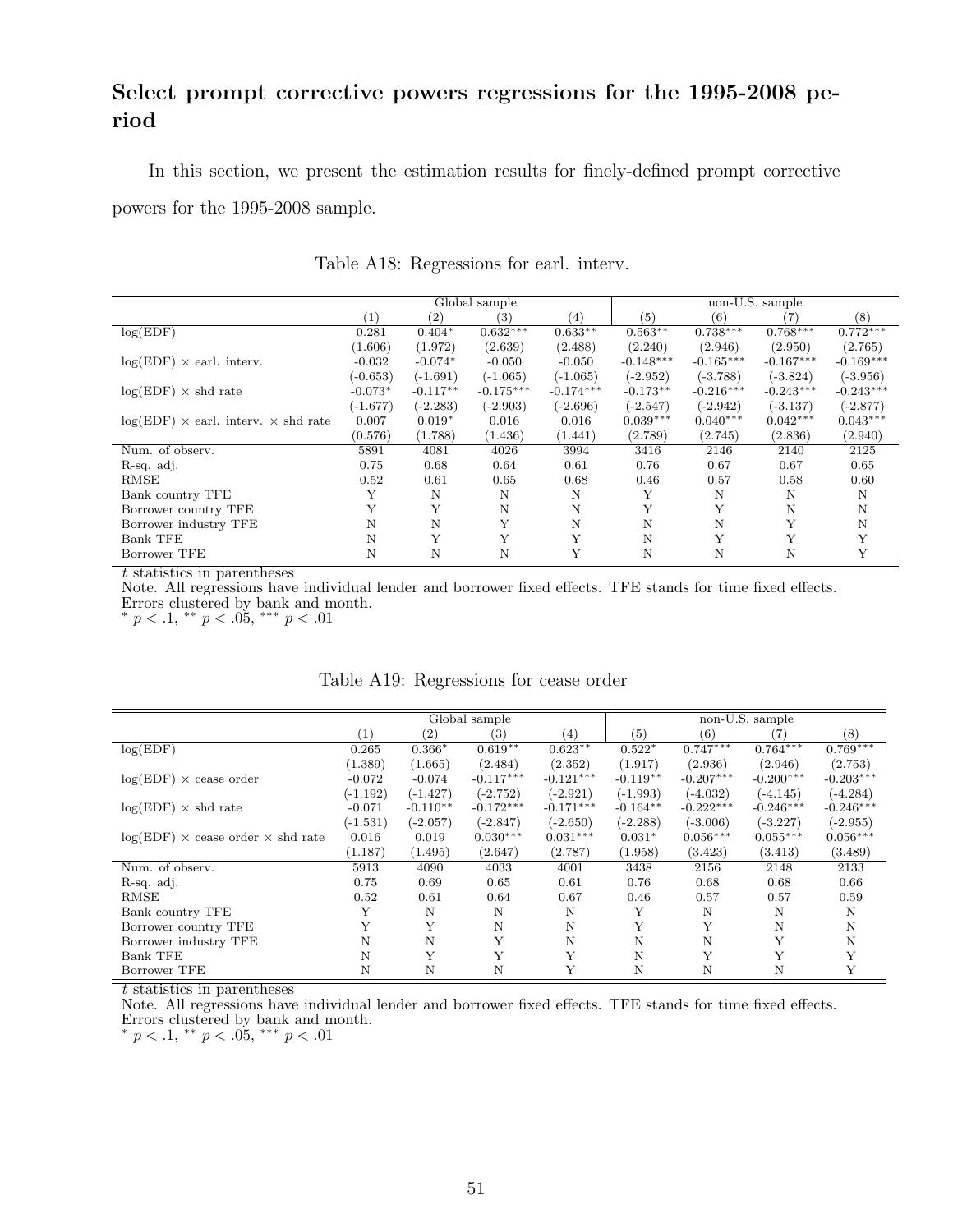## Select prompt corrective powers regressions for the 1995-2008 period

In this section, we present the estimation results for finely-defined prompt corrective powers for the 1995-2008 sample.

Table A18: Regressions for earl. interv.

| | Global sample | | | | non-U.S. sample | | | |
|---|---|---|---|---|---|---|---|---|
| | (1) | (2) | (3) | (4) | (5) | (6) | (7) | (8) |
| log(EDF) | 0.281 | 0.404* | 0.632*** | 0.633** | 0.563** | 0.738*** | 0.768*** | 0.772*** |
| | (1.606) | (1.972) | (2.639) | (2.488) | (2.240) | (2.946) | (2.950) | (2.765) |
| log(EDF) × earl. interv. | -0.032 | -0.074* | -0.050 | -0.050 | -0.148*** | -0.165*** | -0.167*** | -0.169*** |
| | (-0.653) | (-1.691) | (-1.065) | (-1.065) | (-2.952) | (-3.788) | (-3.824) | (-3.956) |
| log(EDF) × shd rate | -0.073* | -0.117** | -0.175*** | -0.174*** | -0.173** | -0.216*** | -0.243*** | -0.243*** |
| | (-1.677) | (-2.283) | (-2.903) | (-2.696) | (-2.547) | (-2.942) | (-3.137) | (-2.877) |
| log(EDF) × earl. interv. × shd rate | 0.007 | 0.019* | 0.016 | 0.016 | 0.039*** | 0.040*** | 0.042*** | 0.043*** |
| | (0.576) | (1.788) | (1.436) | (1.441) | (2.789) | (2.745) | (2.836) | (2.940) |
| Num. of observ. | 5891 | 4081 | 4026 | 3994 | 3416 | 2146 | 2140 | 2125 |
| R-sq. adj. | 0.75 | 0.68 | 0.64 | 0.61 | 0.76 | 0.67 | 0.67 | 0.65 |
| RMSE | 0.52 | 0.61 | 0.65 | 0.68 | 0.46 | 0.57 | 0.58 | 0.60 |
| Bank country TFE | Y | N | N | N | Y | N | N | N |
| Borrower country TFE | Y | Y | N | N | Y | Y | N | N |
| Borrower industry TFE | N | N | Y | N | N | N | Y | N |
| Bank TFE | N | Y | Y | Y | N | Y | Y | Y |
| Borrower TFE | N | N | N | Y | N | N | N | Y |

$t$ statistics in parentheses
Note. All regressions have individual lender and borrower fixed effects. TFE stands for time fixed effects. Errors clustered by bank and month.
$^{*}$ $p < .1$, $^{**}$ $p < .05$, $^{***}$ $p < .01$

Table A19: Regressions for cease order

| | Global sample | | | | non-U.S. sample | | | |
|---|---|---|---|---|---|---|---|---|
| | (1) | (2) | (3) | (4) | (5) | (6) | (7) | (8) |
| log(EDF) | 0.265 | 0.366* | 0.619** | 0.623** | 0.522* | 0.747*** | 0.764*** | 0.769*** |
| | (1.389) | (1.665) | (2.484) | (2.352) | (1.917) | (2.936) | (2.946) | (2.753) |
| log(EDF) × cease order | -0.072 | -0.074 | -0.117*** | -0.121*** | -0.119** | -0.207*** | -0.200*** | -0.203*** |
| | (-1.192) | (-1.427) | (-2.752) | (-2.921) | (-1.993) | (-4.032) | (-4.145) | (-4.284) |
| log(EDF) × shd rate | -0.071 | -0.110** | -0.172*** | -0.171*** | -0.164** | -0.222*** | -0.246*** | -0.246*** |
| | (-1.531) | (-2.057) | (-2.847) | (-2.650) | (-2.288) | (-3.006) | (-3.227) | (-2.955) |
| log(EDF) × cease order × shd rate | 0.016 | 0.019 | 0.030*** | 0.031*** | 0.031* | 0.056*** | 0.055*** | 0.056*** |
| | (1.187) | (1.495) | (2.647) | (2.787) | (1.958) | (3.423) | (3.413) | (3.489) |
| Num. of observ. | 5913 | 4090 | 4033 | 4001 | 3438 | 2156 | 2148 | 2133 |
| R-sq. adj. | 0.75 | 0.69 | 0.65 | 0.61 | 0.76 | 0.68 | 0.68 | 0.66 |
| RMSE | 0.52 | 0.61 | 0.64 | 0.67 | 0.46 | 0.57 | 0.57 | 0.59 |
| Bank country TFE | Y | N | N | N | Y | N | N | N |
| Borrower country TFE | Y | Y | N | N | Y | Y | N | N |
| Borrower industry TFE | N | N | Y | N | N | N | Y | N |
| Bank TFE | N | Y | Y | Y | N | Y | Y | Y |
| Borrower TFE | N | N | N | Y | N | N | N | Y |

$t$ statistics in parentheses
Note. All regressions have individual lender and borrower fixed effects. TFE stands for time fixed effects. Errors clustered by bank and month.
$^{*}$ $p < .1$, $^{**}$ $p < .05$, $^{***}$ $p < .01$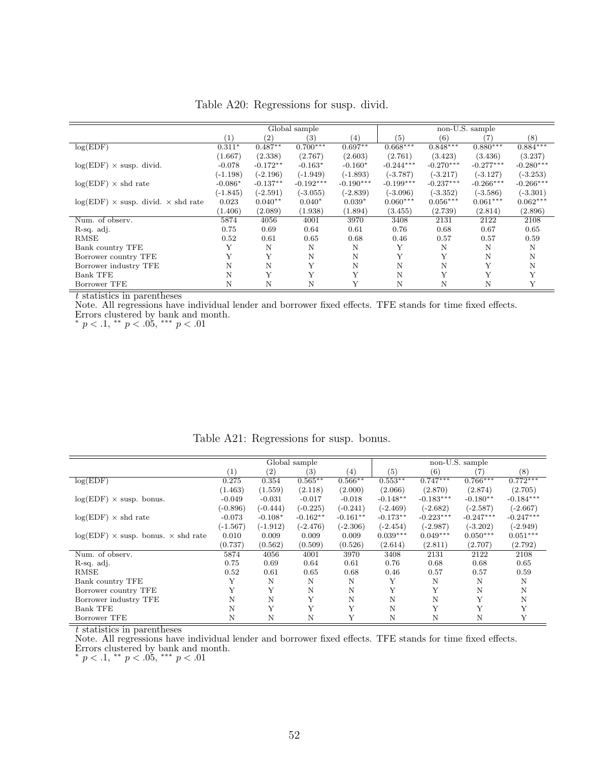Table A20: Regressions for susp. divid.

| | Global sample | | | | non-U.S. sample | | | |
|---|---|---|---|---|---|---|---|---|
| | (1) | (2) | (3) | (4) | (5) | (6) | (7) | (8) |
| log(EDF) | 0.311* | 0.487** | 0.700*** | 0.697** | 0.668*** | 0.848*** | 0.880*** | 0.884*** |
| | (1.667) | (2.338) | (2.767) | (2.603) | (2.761) | (3.423) | (3.436) | (3.237) |
| log(EDF) × susp. divid. | -0.078 | -0.172** | -0.163* | -0.160* | -0.244*** | -0.270*** | -0.277*** | -0.280*** |
| | (-1.198) | (-2.196) | (-1.949) | (-1.893) | (-3.787) | (-3.217) | (-3.127) | (-3.253) |
| log(EDF) × shd rate | -0.086* | -0.137** | -0.192*** | -0.190*** | -0.199*** | -0.237*** | -0.266*** | -0.266*** |
| | (-1.845) | (-2.591) | (-3.055) | (-2.839) | (-3.096) | (-3.352) | (-3.586) | (-3.301) |
| log(EDF) × susp. divid. × shd rate | 0.023 | 0.040** | 0.040* | 0.039* | 0.060*** | 0.056*** | 0.061*** | 0.062*** |
| | (1.406) | (2.089) | (1.938) | (1.894) | (3.455) | (2.739) | (2.814) | (2.896) |
| Num. of observ. | 5874 | 4056 | 4001 | 3970 | 3408 | 2131 | 2122 | 2108 |
| R-sq. adj. | 0.75 | 0.69 | 0.64 | 0.61 | 0.76 | 0.68 | 0.67 | 0.65 |
| RMSE | 0.52 | 0.61 | 0.65 | 0.68 | 0.46 | 0.57 | 0.57 | 0.59 |
| Bank country TFE | Y | N | N | N | Y | N | N | N |
| Borrower country TFE | Y | Y | N | N | Y | Y | N | N |
| Borrower industry TFE | N | N | Y | N | N | N | Y | N |
| Bank TFE | N | Y | Y | Y | N | Y | Y | Y |
| Borrower TFE | N | N | N | Y | N | N | N | Y |

*t* statistics in parentheses
Note. All regressions have individual lender and borrower fixed effects. TFE stands for time fixed effects. Errors clustered by bank and month.
\* $p < .1$, \*\* $p < .05$, \*\*\* $p < .01$

Table A21: Regressions for susp. bonus.

| | Global sample | | | | non-U.S. sample | | | |
|---|---|---|---|---|---|---|---|---|
| | (1) | (2) | (3) | (4) | (5) | (6) | (7) | (8) |
| log(EDF) | 0.275 | 0.354 | 0.565** | 0.566** | 0.553** | 0.747*** | 0.766*** | 0.772*** |
| | (1.463) | (1.559) | (2.118) | (2.000) | (2.066) | (2.870) | (2.874) | (2.705) |
| log(EDF) × susp. bonus. | -0.049 | -0.031 | -0.017 | -0.018 | -0.148** | -0.183*** | -0.180** | -0.184*** |
| | (-0.896) | (-0.444) | (-0.225) | (-0.241) | (-2.469) | (-2.682) | (-2.587) | (-2.667) |
| log(EDF) × shd rate | -0.073 | -0.108* | -0.162** | -0.161** | -0.173** | -0.223*** | -0.247*** | -0.247*** |
| | (-1.567) | (-1.912) | (-2.476) | (-2.306) | (-2.454) | (-2.987) | (-3.202) | (-2.949) |
| log(EDF) × susp. bonus. × shd rate | 0.010 | 0.009 | 0.009 | 0.009 | 0.039*** | 0.049*** | 0.050*** | 0.051*** |
| | (0.737) | (0.562) | (0.509) | (0.526) | (2.614) | (2.811) | (2.707) | (2.792) |
| Num. of observ. | 5874 | 4056 | 4001 | 3970 | 3408 | 2131 | 2122 | 2108 |
| R-sq. adj. | 0.75 | 0.69 | 0.64 | 0.61 | 0.76 | 0.68 | 0.68 | 0.65 |
| RMSE | 0.52 | 0.61 | 0.65 | 0.68 | 0.46 | 0.57 | 0.57 | 0.59 |
| Bank country TFE | Y | N | N | N | Y | N | N | N |
| Borrower country TFE | Y | Y | N | N | Y | Y | N | N |
| Borrower industry TFE | N | N | Y | N | N | N | Y | N |
| Bank TFE | N | Y | Y | Y | N | Y | Y | Y |
| Borrower TFE | N | N | N | Y | N | N | N | Y |

*t* statistics in parentheses
Note. All regressions have individual lender and borrower fixed effects. TFE stands for time fixed effects. Errors clustered by bank and month.
\* $p < .1$, \*\* $p < .05$, \*\*\* $p < .01$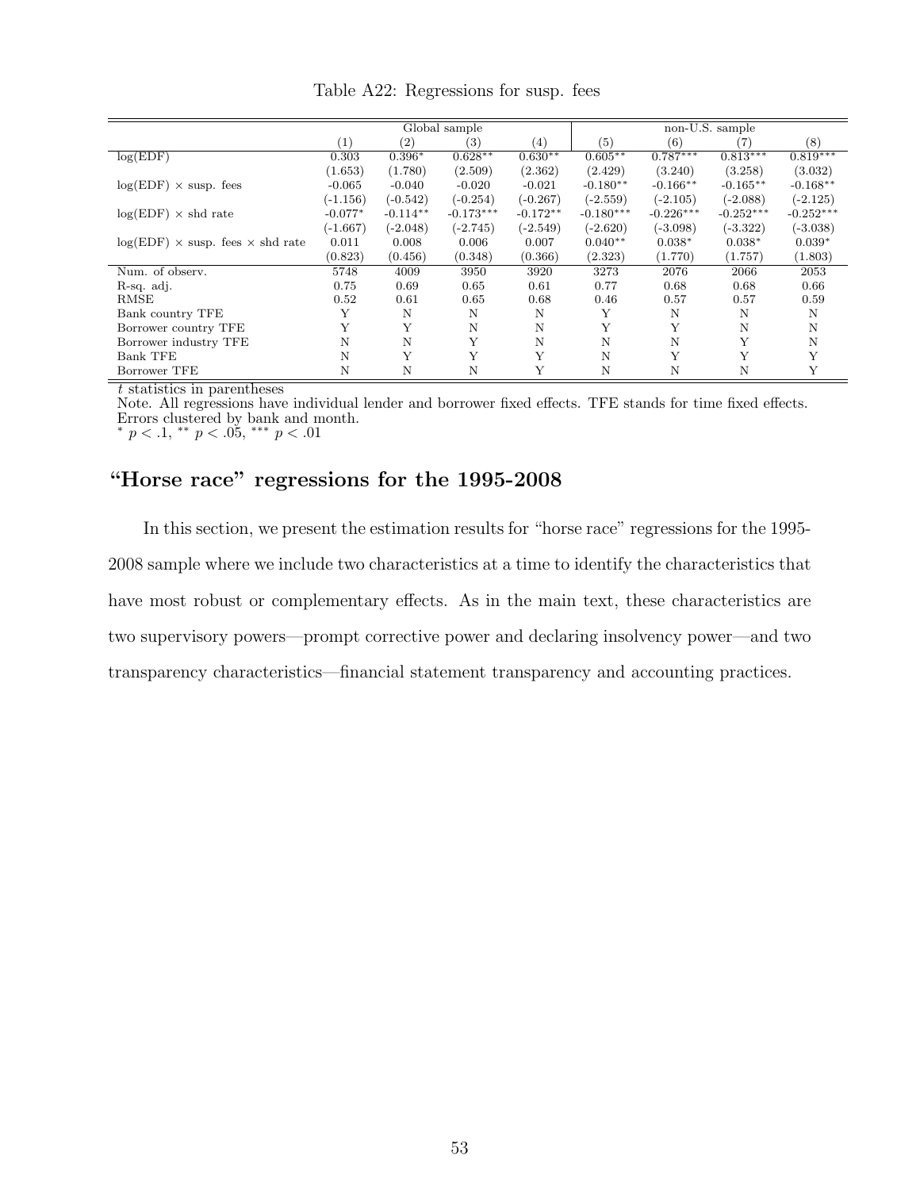Table A22: Regressions for susp. fees

| | Global sample | | | | non-U.S. sample | | | |
|---|---|---|---|---|---|---|---|---|
| | (1) | (2) | (3) | (4) | (5) | (6) | (7) | (8) |
| log(EDF) | 0.303 | 0.396* | 0.628** | 0.630** | 0.605** | 0.787*** | 0.813*** | 0.819*** |
| | (1.653) | (1.780) | (2.509) | (2.362) | (2.429) | (3.240) | (3.258) | (3.032) |
| log(EDF) × susp. fees | -0.065 | -0.040 | -0.020 | -0.021 | -0.180** | -0.166** | -0.165** | -0.168** |
| | (-1.156) | (-0.542) | (-0.254) | (-0.267) | (-2.559) | (-2.105) | (-2.088) | (-2.125) |
| log(EDF) × shd rate | -0.077* | -0.114** | -0.173*** | -0.172** | -0.180*** | -0.226*** | -0.252*** | -0.252*** |
| | (-1.667) | (-2.048) | (-2.745) | (-2.549) | (-2.620) | (-3.098) | (-3.322) | (-3.038) |
| log(EDF) × susp. fees × shd rate | 0.011 | 0.008 | 0.006 | 0.007 | 0.040** | 0.038* | 0.038* | 0.039* |
| | (0.823) | (0.456) | (0.348) | (0.366) | (2.323) | (1.770) | (1.757) | (1.803) |
| Num. of observ. | 5748 | 4009 | 3950 | 3920 | 3273 | 2076 | 2066 | 2053 |
| R-sq. adj. | 0.75 | 0.69 | 0.65 | 0.61 | 0.77 | 0.68 | 0.68 | 0.66 |
| RMSE | 0.52 | 0.61 | 0.65 | 0.68 | 0.46 | 0.57 | 0.57 | 0.59 |
| Bank country TFE | Y | N | N | N | Y | N | N | N |
| Borrower country TFE | Y | Y | N | N | Y | Y | N | N |
| Borrower industry TFE | N | N | Y | N | N | N | Y | N |
| Bank TFE | N | Y | Y | Y | N | Y | Y | Y |
| Borrower TFE | N | N | N | Y | N | N | N | Y |

*t* statistics in parentheses

Note. All regressions have individual lender and borrower fixed effects. TFE stands for time fixed effects. Errors clustered by bank and month.

\* $p < .1$, \*\* $p < .05$, \*\*\* $p < .01$

## "Horse race" regressions for the 1995-2008

In this section, we present the estimation results for "horse race" regressions for the 1995-2008 sample where we include two characteristics at a time to identify the characteristics that have most robust or complementary effects. As in the main text, these characteristics are two supervisory powers—prompt corrective power and declaring insolvency power—and two transparency characteristics—financial statement transparency and accounting practices.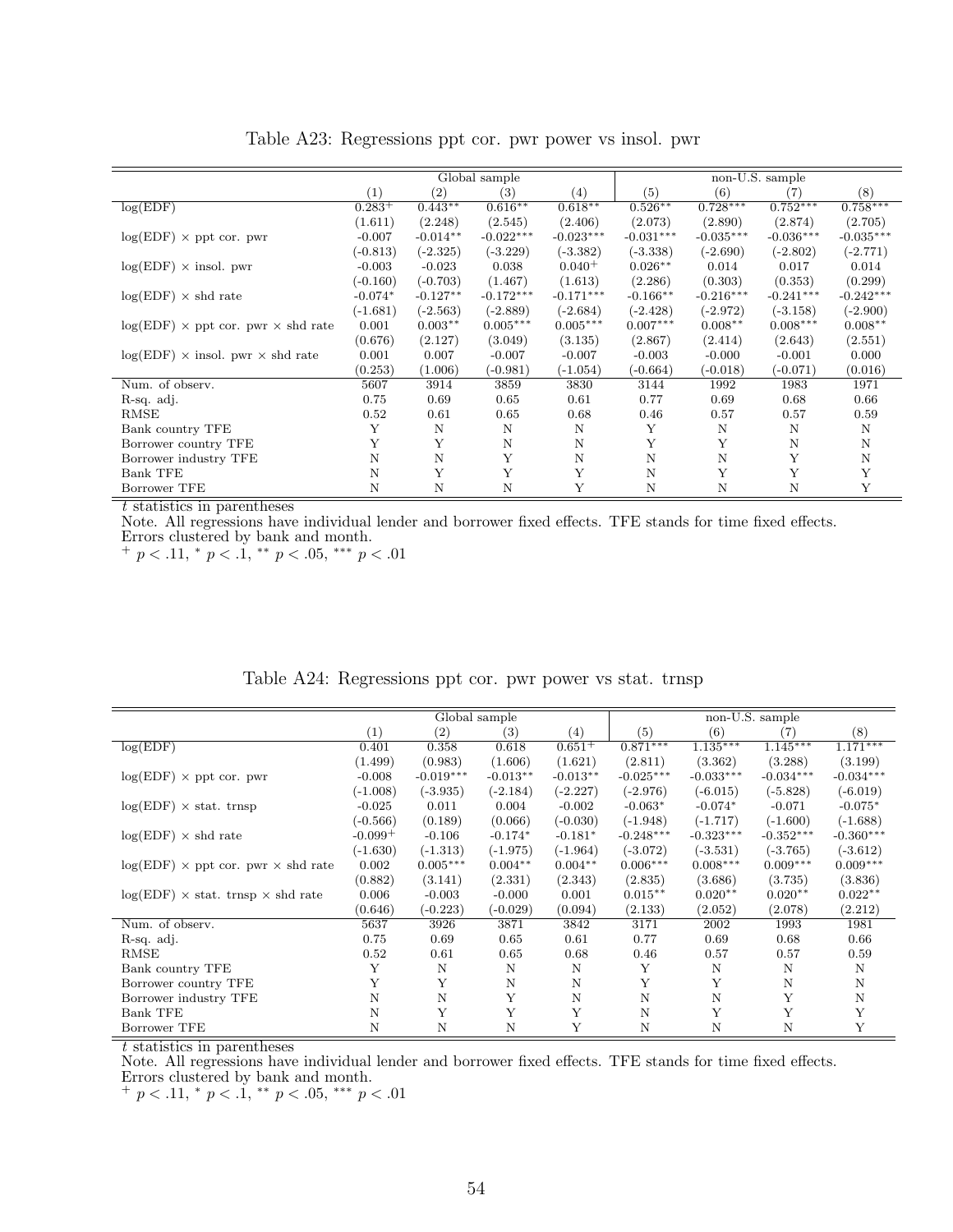Table A23: Regressions ppt cor. pwr power vs insol. pwr

| | Global sample | | | | non-U.S. sample | | | |
|---|---|---|---|---|---|---|---|---|
| | (1) | (2) | (3) | (4) | (5) | (6) | (7) | (8) |
| log(EDF) | 0.283$^{+}$ | 0.443$^{**}$ | 0.616$^{**}$ | 0.618$^{**}$ | 0.526$^{**}$ | 0.728$^{***}$ | 0.752$^{***}$ | 0.758$^{***}$ |
| | (1.611) | (2.248) | (2.545) | (2.406) | (2.073) | (2.890) | (2.874) | (2.705) |
| log(EDF) × ppt cor. pwr | -0.007 | -0.014$^{**}$ | -0.022$^{***}$ | -0.023$^{***}$ | -0.031$^{***}$ | -0.035$^{***}$ | -0.036$^{***}$ | -0.035$^{***}$ |
| | (-0.813) | (-2.325) | (-3.229) | (-3.382) | (-3.338) | (-2.690) | (-2.802) | (-2.771) |
| log(EDF) × insol. pwr | -0.003 | -0.023 | 0.038 | 0.040$^{+}$ | 0.026$^{**}$ | 0.014 | 0.017 | 0.014 |
| | (-0.160) | (-0.703) | (1.467) | (1.613) | (2.286) | (0.303) | (0.353) | (0.299) |
| log(EDF) × shd rate | -0.074$^{*}$ | -0.127$^{**}$ | -0.172$^{***}$ | -0.171$^{***}$ | -0.166$^{**}$ | -0.216$^{***}$ | -0.241$^{***}$ | -0.242$^{***}$ |
| | (-1.681) | (-2.563) | (-2.889) | (-2.684) | (-2.428) | (-2.972) | (-3.158) | (-2.900) |
| log(EDF) × ppt cor. pwr × shd rate | 0.001 | 0.003$^{**}$ | 0.005$^{***}$ | 0.005$^{***}$ | 0.007$^{***}$ | 0.008$^{**}$ | 0.008$^{***}$ | 0.008$^{**}$ |
| | (0.676) | (2.127) | (3.049) | (3.135) | (2.867) | (2.414) | (2.643) | (2.551) |
| log(EDF) × insol. pwr × shd rate | 0.001 | 0.007 | -0.007 | -0.007 | -0.003 | -0.000 | -0.001 | 0.000 |
| | (0.253) | (1.006) | (-0.981) | (-1.054) | (-0.664) | (-0.018) | (-0.071) | (0.016) |
| Num. of observ. | 5607 | 3914 | 3859 | 3830 | 3144 | 1992 | 1983 | 1971 |
| R-sq. adj. | 0.75 | 0.69 | 0.65 | 0.61 | 0.77 | 0.69 | 0.68 | 0.66 |
| RMSE | 0.52 | 0.61 | 0.65 | 0.68 | 0.46 | 0.57 | 0.57 | 0.59 |
| Bank country TFE | Y | N | N | N | Y | N | N | N |
| Borrower country TFE | Y | Y | N | N | Y | Y | N | N |
| Borrower industry TFE | N | N | Y | N | N | N | Y | N |
| Bank TFE | N | Y | Y | Y | N | Y | Y | Y |
| Borrower TFE | N | N | N | Y | N | N | N | Y |

$t$ statistics in parentheses

Note. All regressions have individual lender and borrower fixed effects. TFE stands for time fixed effects. Errors clustered by bank and month.

$^{+}$ $p < .11$, $^{*}$ $p < .1$, $^{**}$ $p < .05$, $^{***}$ $p < .01$

Table A24: Regressions ppt cor. pwr power vs stat. trnsp

| | Global sample | | | | non-U.S. sample | | | |
|---|---|---|---|---|---|---|---|---|
| | (1) | (2) | (3) | (4) | (5) | (6) | (7) | (8) |
| log(EDF) | 0.401 | 0.358 | 0.618 | 0.651$^{+}$ | 0.871$^{***}$ | 1.135$^{***}$ | 1.145$^{***}$ | 1.171$^{***}$ |
| | (1.499) | (0.983) | (1.606) | (1.621) | (2.811) | (3.362) | (3.288) | (3.199) |
| log(EDF) × ppt cor. pwr | -0.008 | -0.019$^{***}$ | -0.013$^{**}$ | -0.013$^{**}$ | -0.025$^{***}$ | -0.033$^{***}$ | -0.034$^{***}$ | -0.034$^{***}$ |
| | (-1.008) | (-3.935) | (-2.184) | (-2.227) | (-2.976) | (-6.015) | (-5.828) | (-6.019) |
| log(EDF) × stat. trnsp | -0.025 | 0.011 | 0.004 | -0.002 | -0.063$^{*}$ | -0.074$^{*}$ | -0.071 | -0.075$^{*}$ |
| | (-0.566) | (0.189) | (0.066) | (-0.030) | (-1.948) | (-1.717) | (-1.600) | (-1.688) |
| log(EDF) × shd rate | -0.099$^{+}$ | -0.106 | -0.174$^{*}$ | -0.181$^{*}$ | -0.248$^{***}$ | -0.323$^{***}$ | -0.352$^{***}$ | -0.360$^{***}$ |
| | (-1.630) | (-1.313) | (-1.975) | (-1.964) | (-3.072) | (-3.531) | (-3.765) | (-3.612) |
| log(EDF) × ppt cor. pwr × shd rate | 0.002 | 0.005$^{***}$ | 0.004$^{**}$ | 0.004$^{**}$ | 0.006$^{***}$ | 0.008$^{***}$ | 0.009$^{***}$ | 0.009$^{***}$ |
| | (0.882) | (3.141) | (2.331) | (2.343) | (2.835) | (3.686) | (3.735) | (3.836) |
| log(EDF) × stat. trnsp × shd rate | 0.006 | -0.003 | -0.000 | 0.001 | 0.015$^{**}$ | 0.020$^{**}$ | 0.020$^{**}$ | 0.022$^{**}$ |
| | (0.646) | (-0.223) | (-0.029) | (0.094) | (2.133) | (2.052) | (2.078) | (2.212) |
| Num. of observ. | 5637 | 3926 | 3871 | 3842 | 3171 | 2002 | 1993 | 1981 |
| R-sq. adj. | 0.75 | 0.69 | 0.65 | 0.61 | 0.77 | 0.69 | 0.68 | 0.66 |
| RMSE | 0.52 | 0.61 | 0.65 | 0.68 | 0.46 | 0.57 | 0.57 | 0.59 |
| Bank country TFE | Y | N | N | N | Y | N | N | N |
| Borrower country TFE | Y | Y | N | N | Y | Y | N | N |
| Borrower industry TFE | N | N | Y | N | N | N | Y | N |
| Bank TFE | N | Y | Y | Y | N | Y | Y | Y |
| Borrower TFE | N | N | N | Y | N | N | N | Y |

$t$ statistics in parentheses

Note. All regressions have individual lender and borrower fixed effects. TFE stands for time fixed effects. Errors clustered by bank and month.

$^{+}$ $p < .11$, $^{*}$ $p < .1$, $^{**}$ $p < .05$, $^{***}$ $p < .01$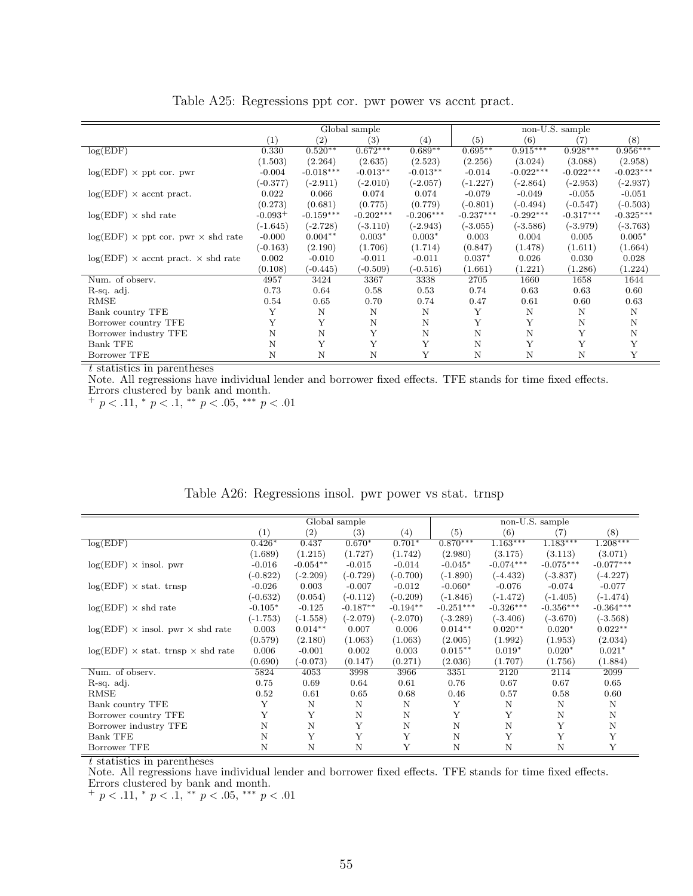Table A25: Regressions ppt cor. pwr power vs accnt pract.

| | Global sample | | | | non-U.S. sample | | | |
|---|---|---|---|---|---|---|---|---|
| | (1) | (2) | (3) | (4) | (5) | (6) | (7) | (8) |
| log(EDF) | 0.330 | 0.520** | 0.672*** | 0.689** | 0.695** | 0.915*** | 0.928*** | 0.956*** |
| | (1.503) | (2.264) | (2.635) | (2.523) | (2.256) | (3.024) | (3.088) | (2.958) |
| log(EDF) × ppt cor. pwr | -0.004 | -0.018*** | -0.013** | -0.013** | -0.014 | -0.022*** | -0.022*** | -0.023*** |
| | (-0.377) | (-2.911) | (-2.010) | (-2.057) | (-1.227) | (-2.864) | (-2.953) | (-2.937) |
| log(EDF) × accnt pract. | 0.022 | 0.066 | 0.074 | 0.074 | -0.079 | -0.049 | -0.055 | -0.051 |
| | (0.273) | (0.681) | (0.775) | (0.779) | (-0.801) | (-0.494) | (-0.547) | (-0.503) |
| log(EDF) × shd rate | -0.093+ | -0.159*** | -0.202*** | -0.206*** | -0.237*** | -0.292*** | -0.317*** | -0.325*** |
| | (-1.645) | (-2.728) | (-3.110) | (-2.943) | (-3.055) | (-3.586) | (-3.979) | (-3.763) |
| log(EDF) × ppt cor. pwr × shd rate | -0.000 | 0.004** | 0.003* | 0.003* | 0.003 | 0.004 | 0.005 | 0.005* |
| | (-0.163) | (2.190) | (1.706) | (1.714) | (0.847) | (1.478) | (1.611) | (1.664) |
| log(EDF) × accnt pract. × shd rate | 0.002 | -0.010 | -0.011 | -0.011 | 0.037* | 0.026 | 0.030 | 0.028 |
| | (0.108) | (-0.445) | (-0.509) | (-0.516) | (1.661) | (1.221) | (1.286) | (1.224) |
| Num. of observ. | 4957 | 3424 | 3367 | 3338 | 2705 | 1660 | 1658 | 1644 |
| R-sq. adj. | 0.73 | 0.64 | 0.58 | 0.53 | 0.74 | 0.63 | 0.63 | 0.60 |
| RMSE | 0.54 | 0.65 | 0.70 | 0.74 | 0.47 | 0.61 | 0.60 | 0.63 |
| Bank country TFE | Y | N | N | N | Y | N | N | N |
| Borrower country TFE | Y | Y | N | N | Y | Y | N | N |
| Borrower industry TFE | N | N | Y | N | N | N | Y | N |
| Bank TFE | N | Y | Y | Y | N | Y | Y | Y |
| Borrower TFE | N | N | N | Y | N | N | N | Y |

$t$ statistics in parentheses

Note. All regressions have individual lender and borrower fixed effects. TFE stands for time fixed effects. Errors clustered by bank and month.

$^{+}$ $p < .11$, $^{*}$ $p < .1$, $^{**}$ $p < .05$, $^{***}$ $p < .01$

Table A26: Regressions insol. pwr power vs stat. trnsp

| | Global sample | | | | non-U.S. sample | | | |
|---|---|---|---|---|---|---|---|---|
| | (1) | (2) | (3) | (4) | (5) | (6) | (7) | (8) |
| log(EDF) | 0.426* | 0.437 | 0.670* | 0.701* | 0.870*** | 1.163*** | 1.183*** | 1.208*** |
| | (1.689) | (1.215) | (1.727) | (1.742) | (2.980) | (3.175) | (3.113) | (3.071) |
| log(EDF) × insol. pwr | -0.016 | -0.054** | -0.015 | -0.014 | -0.045* | -0.074*** | -0.075*** | -0.077*** |
| | (-0.822) | (-2.209) | (-0.729) | (-0.700) | (-1.890) | (-4.432) | (-3.837) | (-4.227) |
| log(EDF) × stat. trnsp | -0.026 | 0.003 | -0.007 | -0.012 | -0.060* | -0.076 | -0.074 | -0.077 |
| | (-0.632) | (0.054) | (-0.112) | (-0.209) | (-1.846) | (-1.472) | (-1.405) | (-1.474) |
| log(EDF) × shd rate | -0.105* | -0.125 | -0.187** | -0.194** | -0.251*** | -0.326*** | -0.356*** | -0.364*** |
| | (-1.753) | (-1.558) | (-2.079) | (-2.070) | (-3.289) | (-3.406) | (-3.670) | (-3.568) |
| log(EDF) × insol. pwr × shd rate | 0.003 | 0.014** | 0.007 | 0.006 | 0.014** | 0.020** | 0.020* | 0.022** |
| | (0.579) | (2.180) | (1.063) | (1.063) | (2.005) | (1.992) | (1.953) | (2.034) |
| log(EDF) × stat. trnsp × shd rate | 0.006 | -0.001 | 0.002 | 0.003 | 0.015** | 0.019* | 0.020* | 0.021* |
| | (0.690) | (-0.073) | (0.147) | (0.271) | (2.036) | (1.707) | (1.756) | (1.884) |
| Num. of observ. | 5824 | 4053 | 3998 | 3966 | 3351 | 2120 | 2114 | 2099 |
| R-sq. adj. | 0.75 | 0.69 | 0.64 | 0.61 | 0.76 | 0.67 | 0.67 | 0.65 |
| RMSE | 0.52 | 0.61 | 0.65 | 0.68 | 0.46 | 0.57 | 0.58 | 0.60 |
| Bank country TFE | Y | N | N | N | Y | N | N | N |
| Borrower country TFE | Y | Y | N | N | Y | Y | N | N |
| Borrower industry TFE | N | N | Y | N | N | N | Y | N |
| Bank TFE | N | Y | Y | Y | N | Y | Y | Y |
| Borrower TFE | N | N | N | Y | N | N | N | Y |

$t$ statistics in parentheses

Note. All regressions have individual lender and borrower fixed effects. TFE stands for time fixed effects. Errors clustered by bank and month.

$^{+}$ $p < .11$, $^{*}$ $p < .1$, $^{**}$ $p < .05$, $^{***}$ $p < .01$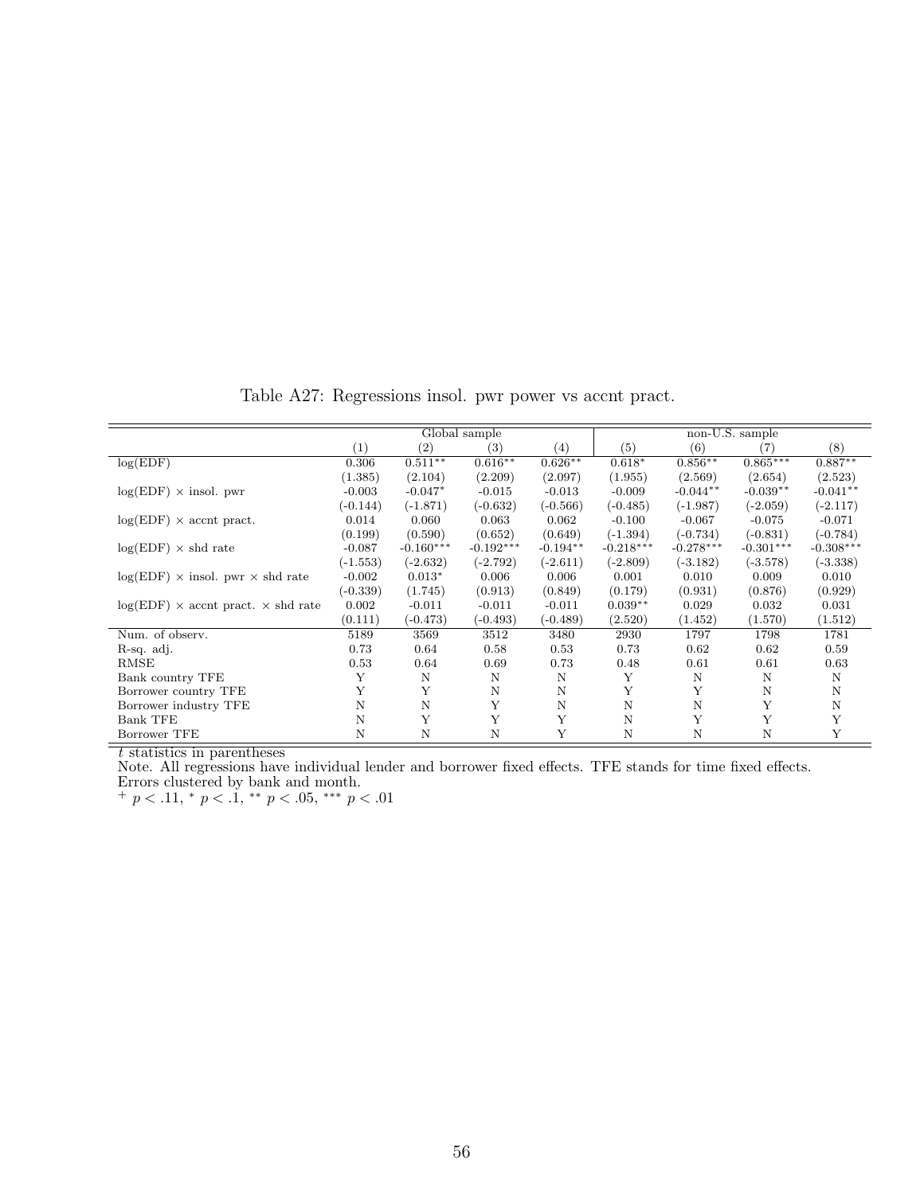Table A27: Regressions insol. pwr power vs accnt pract.

| | Global sample | | | | non-U.S. sample | | | |
|---|---|---|---|---|---|---|---|---|
| | (1) | (2) | (3) | (4) | (5) | (6) | (7) | (8) |
| log(EDF) | 0.306 | 0.511** | 0.616** | 0.626** | 0.618* | 0.856** | 0.865*** | 0.887** |
| | (1.385) | (2.104) | (2.209) | (2.097) | (1.955) | (2.569) | (2.654) | (2.523) |
| log(EDF) × insol. pwr | -0.003 | -0.047* | -0.015 | -0.013 | -0.009 | -0.044** | -0.039** | -0.041** |
| | (-0.144) | (-1.871) | (-0.632) | (-0.566) | (-0.485) | (-1.987) | (-2.059) | (-2.117) |
| log(EDF) × accnt pract. | 0.014 | 0.060 | 0.063 | 0.062 | -0.100 | -0.067 | -0.075 | -0.071 |
| | (0.199) | (0.590) | (0.652) | (0.649) | (-1.394) | (-0.734) | (-0.831) | (-0.784) |
| log(EDF) × shd rate | -0.087 | -0.160*** | -0.192*** | -0.194** | -0.218*** | -0.278*** | -0.301*** | -0.308*** |
| | (-1.553) | (-2.632) | (-2.792) | (-2.611) | (-2.809) | (-3.182) | (-3.578) | (-3.338) |
| log(EDF) × insol. pwr × shd rate | -0.002 | 0.013* | 0.006 | 0.006 | 0.001 | 0.010 | 0.009 | 0.010 |
| | (-0.339) | (1.745) | (0.913) | (0.849) | (0.179) | (0.931) | (0.876) | (0.929) |
| log(EDF) × accnt pract. × shd rate | 0.002 | -0.011 | -0.011 | -0.011 | 0.039** | 0.029 | 0.032 | 0.031 |
| | (0.111) | (-0.473) | (-0.493) | (-0.489) | (2.520) | (1.452) | (1.570) | (1.512) |
| Num. of observ. | 5189 | 3569 | 3512 | 3480 | 2930 | 1797 | 1798 | 1781 |
| R-sq. adj. | 0.73 | 0.64 | 0.58 | 0.53 | 0.73 | 0.62 | 0.62 | 0.59 |
| RMSE | 0.53 | 0.64 | 0.69 | 0.73 | 0.48 | 0.61 | 0.61 | 0.63 |
| Bank country TFE | Y | N | N | N | Y | N | N | N |
| Borrower country TFE | Y | Y | N | N | Y | Y | N | N |
| Borrower industry TFE | N | N | Y | N | N | N | Y | N |
| Bank TFE | N | Y | Y | Y | N | Y | Y | Y |
| Borrower TFE | N | N | N | Y | N | N | N | Y |

$t$ statistics in parentheses

Note. All regressions have individual lender and borrower fixed effects. TFE stands for time fixed effects. Errors clustered by bank and month.

$^{+}$ $p < .11$, $^{*}$ $p < .1$, $^{**}$ $p < .05$, $^{***}$ $p < .01$